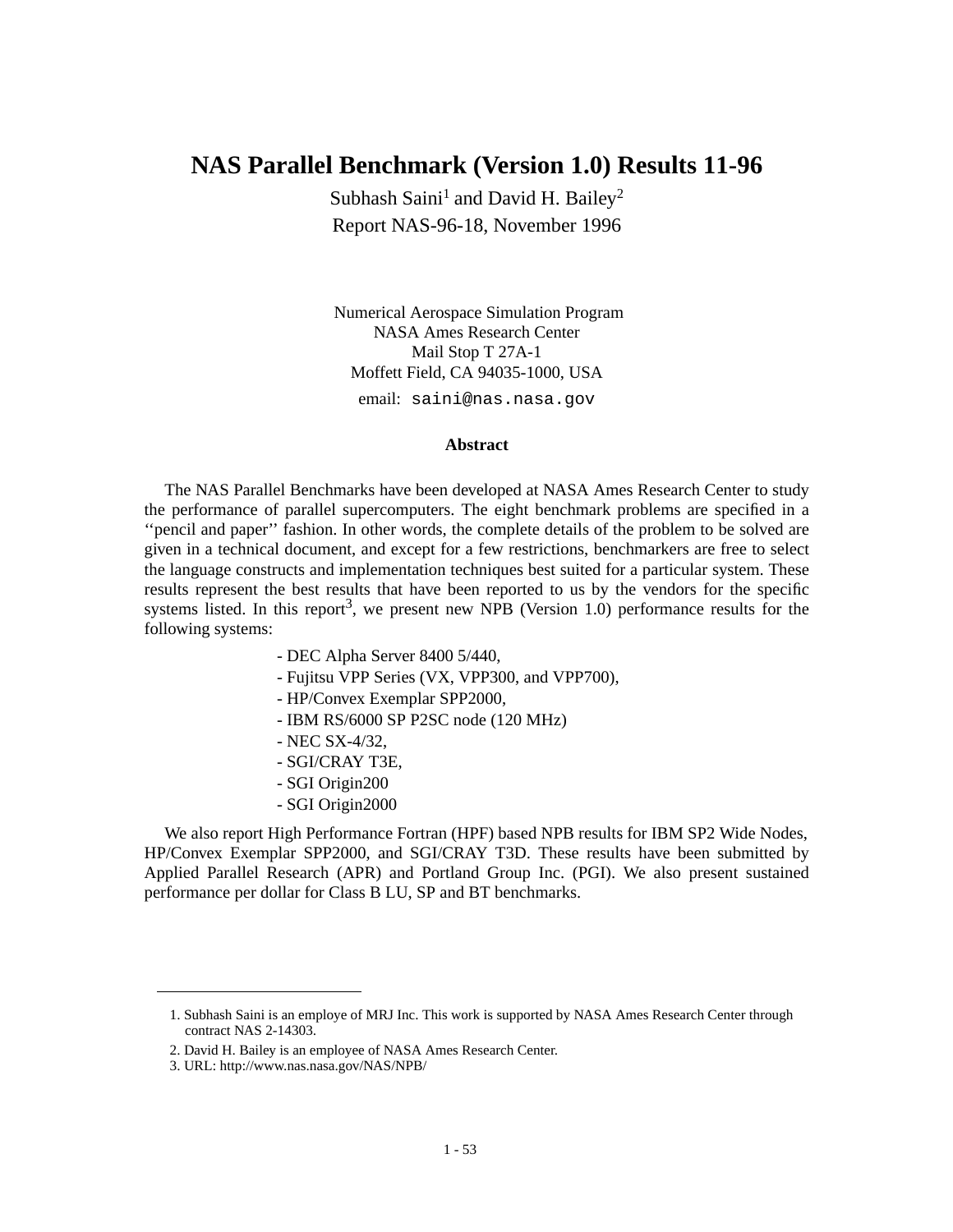# NAS Parallel Benchmark (Version 1.0) Results 11-96

Subhash Saini[1] and David H. Bailey[2]

Report NAS-96-18, November 1996

Numerical Aerospace Simulation Program
NASA Ames Research Center
Mail Stop T 27A-1
Moffett Field, CA 94035-1000, USA
email: `saini@nas.nasa.gov`

### Abstract

The NAS Parallel Benchmarks have been developed at NASA Ames Research Center to study the performance of parallel supercomputers. The eight benchmark problems are specified in a ‘‘pencil and paper’’ fashion. In other words, the complete details of the problem to be solved are given in a technical document, and except for a few restrictions, benchmarkers are free to select the language constructs and implementation techniques best suited for a particular system. These results represent the best results that have been reported to us by the vendors for the specific systems listed. In this report[3], we present new NPB (Version 1.0) performance results for the following systems:

- DEC Alpha Server 8400 5/440,
- Fujitsu VPP Series (VX, VPP300, and VPP700),
- HP/Convex Exemplar SPP2000,
- IBM RS/6000 SP P2SC node (120 MHz)
- NEC SX-4/32,
- SGI/CRAY T3E,
- SGI Origin200
- SGI Origin2000

We also report High Performance Fortran (HPF) based NPB results for IBM SP2 Wide Nodes, HP/Convex Exemplar SPP2000, and SGI/CRAY T3D. These results have been submitted by Applied Parallel Research (APR) and Portland Group Inc. (PGI). We also present sustained performance per dollar for Class B LU, SP and BT benchmarks.

---

1. Subhash Saini is an employe of MRJ Inc. This work is supported by NASA Ames Research Center through contract NAS 2-14303.
2. David H. Bailey is an employee of NASA Ames Research Center.
3. URL: http://www.nas.nasa.gov/NAS/NPB/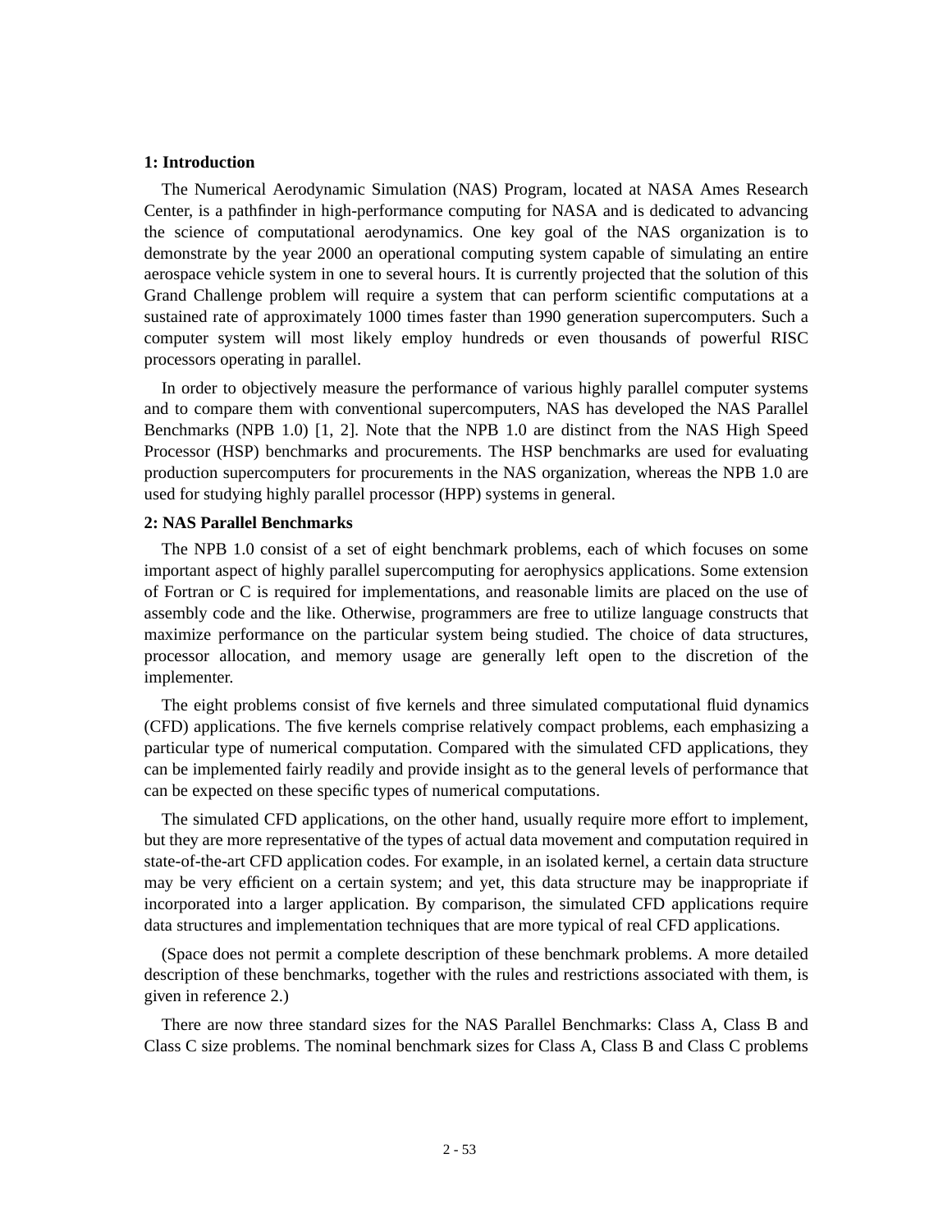## 1: Introduction

The Numerical Aerodynamic Simulation (NAS) Program, located at NASA Ames Research Center, is a pathfinder in high-performance computing for NASA and is dedicated to advancing the science of computational aerodynamics. One key goal of the NAS organization is to demonstrate by the year 2000 an operational computing system capable of simulating an entire aerospace vehicle system in one to several hours. It is currently projected that the solution of this Grand Challenge problem will require a system that can perform scientific computations at a sustained rate of approximately 1000 times faster than 1990 generation supercomputers. Such a computer system will most likely employ hundreds or even thousands of powerful RISC processors operating in parallel.

In order to objectively measure the performance of various highly parallel computer systems and to compare them with conventional supercomputers, NAS has developed the NAS Parallel Benchmarks (NPB 1.0) [1, 2]. Note that the NPB 1.0 are distinct from the NAS High Speed Processor (HSP) benchmarks and procurements. The HSP benchmarks are used for evaluating production supercomputers for procurements in the NAS organization, whereas the NPB 1.0 are used for studying highly parallel processor (HPP) systems in general.

## 2: NAS Parallel Benchmarks

The NPB 1.0 consist of a set of eight benchmark problems, each of which focuses on some important aspect of highly parallel supercomputing for aerophysics applications. Some extension of Fortran or C is required for implementations, and reasonable limits are placed on the use of assembly code and the like. Otherwise, programmers are free to utilize language constructs that maximize performance on the particular system being studied. The choice of data structures, processor allocation, and memory usage are generally left open to the discretion of the implementer.

The eight problems consist of five kernels and three simulated computational fluid dynamics (CFD) applications. The five kernels comprise relatively compact problems, each emphasizing a particular type of numerical computation. Compared with the simulated CFD applications, they can be implemented fairly readily and provide insight as to the general levels of performance that can be expected on these specific types of numerical computations.

The simulated CFD applications, on the other hand, usually require more effort to implement, but they are more representative of the types of actual data movement and computation required in state-of-the-art CFD application codes. For example, in an isolated kernel, a certain data structure may be very efficient on a certain system; and yet, this data structure may be inappropriate if incorporated into a larger application. By comparison, the simulated CFD applications require data structures and implementation techniques that are more typical of real CFD applications.

(Space does not permit a complete description of these benchmark problems. A more detailed description of these benchmarks, together with the rules and restrictions associated with them, is given in reference 2.)

There are now three standard sizes for the NAS Parallel Benchmarks: Class A, Class B and Class C size problems. The nominal benchmark sizes for Class A, Class B and Class C problems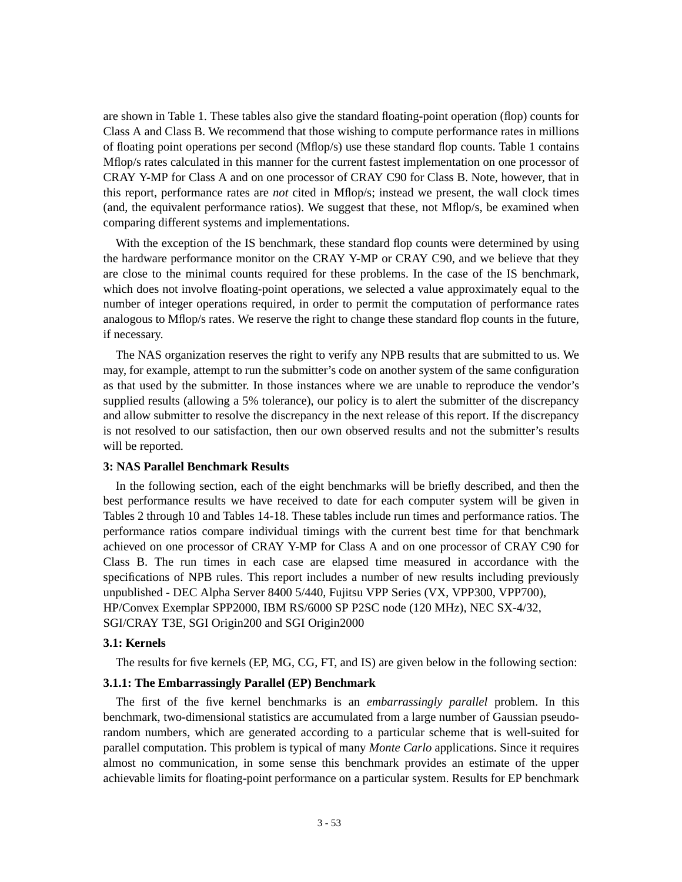are shown in Table 1. These tables also give the standard floating-point operation (flop) counts for Class A and Class B. We recommend that those wishing to compute performance rates in millions of floating point operations per second (Mflop/s) use these standard flop counts. Table 1 contains Mflop/s rates calculated in this manner for the current fastest implementation on one processor of CRAY Y-MP for Class A and on one processor of CRAY C90 for Class B. Note, however, that in this report, performance rates are *not* cited in Mflop/s; instead we present, the wall clock times (and, the equivalent performance ratios). We suggest that these, not Mflop/s, be examined when comparing different systems and implementations.

With the exception of the IS benchmark, these standard flop counts were determined by using the hardware performance monitor on the CRAY Y-MP or CRAY C90, and we believe that they are close to the minimal counts required for these problems. In the case of the IS benchmark, which does not involve floating-point operations, we selected a value approximately equal to the number of integer operations required, in order to permit the computation of performance rates analogous to Mflop/s rates. We reserve the right to change these standard flop counts in the future, if necessary.

The NAS organization reserves the right to verify any NPB results that are submitted to us. We may, for example, attempt to run the submitter's code on another system of the same configuration as that used by the submitter. In those instances where we are unable to reproduce the vendor's supplied results (allowing a 5% tolerance), our policy is to alert the submitter of the discrepancy and allow submitter to resolve the discrepancy in the next release of this report. If the discrepancy is not resolved to our satisfaction, then our own observed results and not the submitter's results will be reported.

### 3: NAS Parallel Benchmark Results

In the following section, each of the eight benchmarks will be briefly described, and then the best performance results we have received to date for each computer system will be given in Tables 2 through 10 and Tables 14-18. These tables include run times and performance ratios. The performance ratios compare individual timings with the current best time for that benchmark achieved on one processor of CRAY Y-MP for Class A and on one processor of CRAY C90 for Class B. The run times in each case are elapsed time measured in accordance with the specifications of NPB rules. This report includes a number of new results including previously unpublished - DEC Alpha Server 8400 5/440, Fujitsu VPP Series (VX, VPP300, VPP700), HP/Convex Exemplar SPP2000, IBM RS/6000 SP P2SC node (120 MHz), NEC SX-4/32, SGI/CRAY T3E, SGI Origin200 and SGI Origin2000

### 3.1: Kernels

The results for five kernels (EP, MG, CG, FT, and IS) are given below in the following section:

#### 3.1.1: The Embarrassingly Parallel (EP) Benchmark

The first of the five kernel benchmarks is an *embarrassingly parallel* problem. In this benchmark, two-dimensional statistics are accumulated from a large number of Gaussian pseudo-random numbers, which are generated according to a particular scheme that is well-suited for parallel computation. This problem is typical of many *Monte Carlo* applications. Since it requires almost no communication, in some sense this benchmark provides an estimate of the upper achievable limits for floating-point performance on a particular system. Results for EP benchmark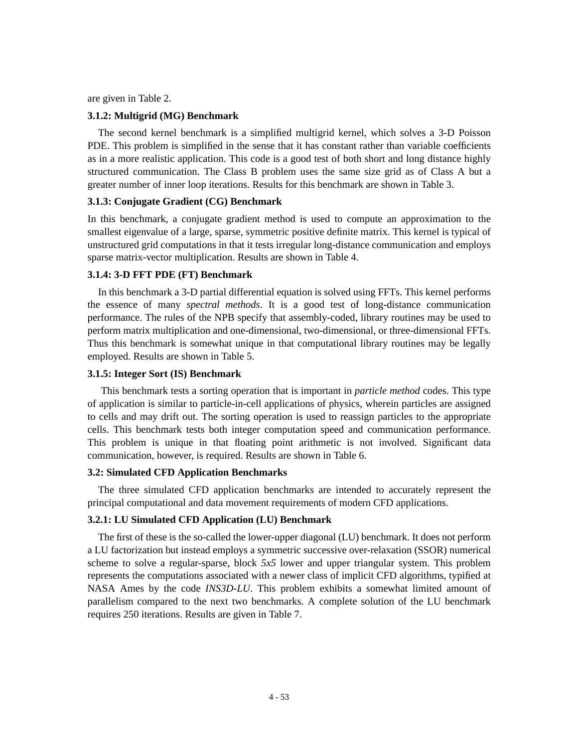are given in Table 2.

### 3.1.2: Multigrid (MG) Benchmark

The second kernel benchmark is a simplified multigrid kernel, which solves a 3-D Poisson PDE. This problem is simplified in the sense that it has constant rather than variable coefficients as in a more realistic application. This code is a good test of both short and long distance highly structured communication. The Class B problem uses the same size grid as of Class A but a greater number of inner loop iterations. Results for this benchmark are shown in Table 3.

### 3.1.3: Conjugate Gradient (CG) Benchmark

In this benchmark, a conjugate gradient method is used to compute an approximation to the smallest eigenvalue of a large, sparse, symmetric positive definite matrix. This kernel is typical of unstructured grid computations in that it tests irregular long-distance communication and employs sparse matrix-vector multiplication. Results are shown in Table 4.

### 3.1.4: 3-D FFT PDE (FT) Benchmark

In this benchmark a 3-D partial differential equation is solved using FFTs. This kernel performs the essence of many *spectral methods*. It is a good test of long-distance communication performance. The rules of the NPB specify that assembly-coded, library routines may be used to perform matrix multiplication and one-dimensional, two-dimensional, or three-dimensional FFTs. Thus this benchmark is somewhat unique in that computational library routines may be legally employed. Results are shown in Table 5.

### 3.1.5: Integer Sort (IS) Benchmark

This benchmark tests a sorting operation that is important in *particle method* codes. This type of application is similar to particle-in-cell applications of physics, wherein particles are assigned to cells and may drift out. The sorting operation is used to reassign particles to the appropriate cells. This benchmark tests both integer computation speed and communication performance. This problem is unique in that floating point arithmetic is not involved. Significant data communication, however, is required. Results are shown in Table 6.

### 3.2: Simulated CFD Application Benchmarks

The three simulated CFD application benchmarks are intended to accurately represent the principal computational and data movement requirements of modern CFD applications.

### 3.2.1: LU Simulated CFD Application (LU) Benchmark

The first of these is the so-called the lower-upper diagonal (LU) benchmark. It does not perform a LU factorization but instead employs a symmetric successive over-relaxation (SSOR) numerical scheme to solve a regular-sparse, block *5x5* lower and upper triangular system. This problem represents the computations associated with a newer class of implicit CFD algorithms, typified at NASA Ames by the code *INS3D-LU*. This problem exhibits a somewhat limited amount of parallelism compared to the next two benchmarks. A complete solution of the LU benchmark requires 250 iterations. Results are given in Table 7.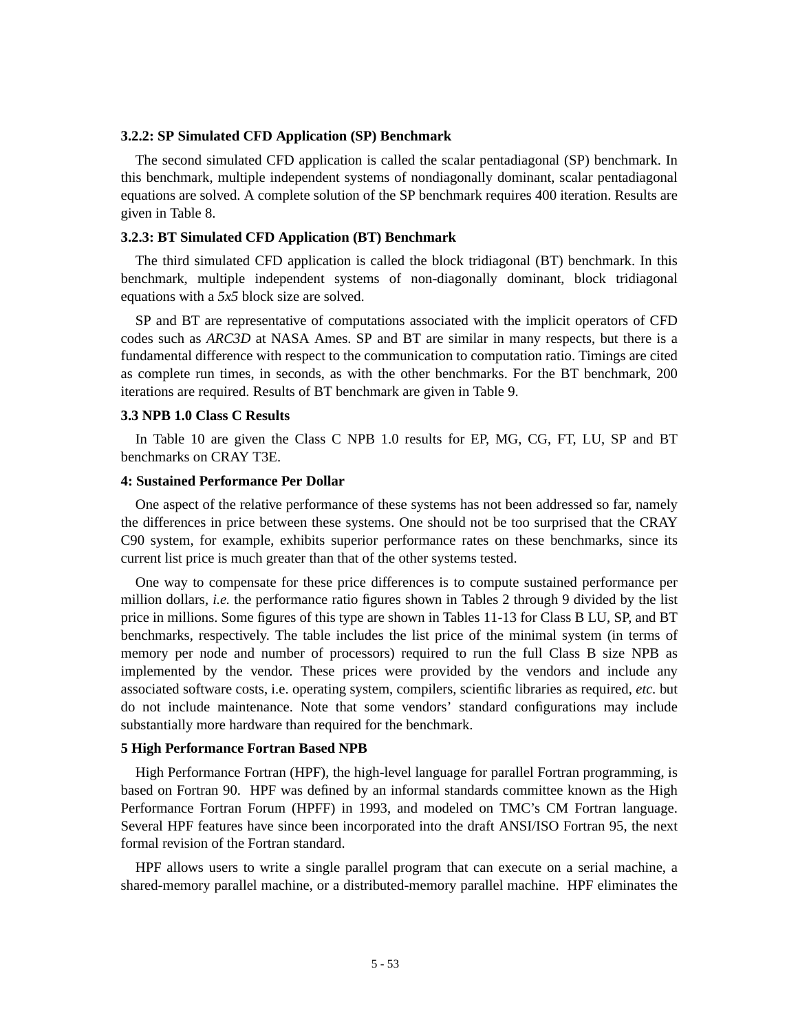### 3.2.2: SP Simulated CFD Application (SP) Benchmark

The second simulated CFD application is called the scalar pentadiagonal (SP) benchmark. In this benchmark, multiple independent systems of nondiagonally dominant, scalar pentadiagonal equations are solved. A complete solution of the SP benchmark requires 400 iteration. Results are given in Table 8.

### 3.2.3: BT Simulated CFD Application (BT) Benchmark

The third simulated CFD application is called the block tridiagonal (BT) benchmark. In this benchmark, multiple independent systems of non-diagonally dominant, block tridiagonal equations with a *5x5* block size are solved.

SP and BT are representative of computations associated with the implicit operators of CFD codes such as *ARC3D* at NASA Ames. SP and BT are similar in many respects, but there is a fundamental difference with respect to the communication to computation ratio. Timings are cited as complete run times, in seconds, as with the other benchmarks. For the BT benchmark, 200 iterations are required. Results of BT benchmark are given in Table 9.

### 3.3 NPB 1.0 Class C Results

In Table 10 are given the Class C NPB 1.0 results for EP, MG, CG, FT, LU, SP and BT benchmarks on CRAY T3E.

## 4: Sustained Performance Per Dollar

One aspect of the relative performance of these systems has not been addressed so far, namely the differences in price between these systems. One should not be too surprised that the CRAY C90 system, for example, exhibits superior performance rates on these benchmarks, since its current list price is much greater than that of the other systems tested.

One way to compensate for these price differences is to compute sustained performance per million dollars, *i.e.* the performance ratio figures shown in Tables 2 through 9 divided by the list price in millions. Some figures of this type are shown in Tables 11-13 for Class B LU, SP, and BT benchmarks, respectively. The table includes the list price of the minimal system (in terms of memory per node and number of processors) required to run the full Class B size NPB as implemented by the vendor. These prices were provided by the vendors and include any associated software costs, i.e. operating system, compilers, scientific libraries as required, *etc.* but do not include maintenance. Note that some vendors' standard configurations may include substantially more hardware than required for the benchmark.

## 5 High Performance Fortran Based NPB

High Performance Fortran (HPF), the high-level language for parallel Fortran programming, is based on Fortran 90. HPF was defined by an informal standards committee known as the High Performance Fortran Forum (HPFF) in 1993, and modeled on TMC's CM Fortran language. Several HPF features have since been incorporated into the draft ANSI/ISO Fortran 95, the next formal revision of the Fortran standard.

HPF allows users to write a single parallel program that can execute on a serial machine, a shared-memory parallel machine, or a distributed-memory parallel machine. HPF eliminates the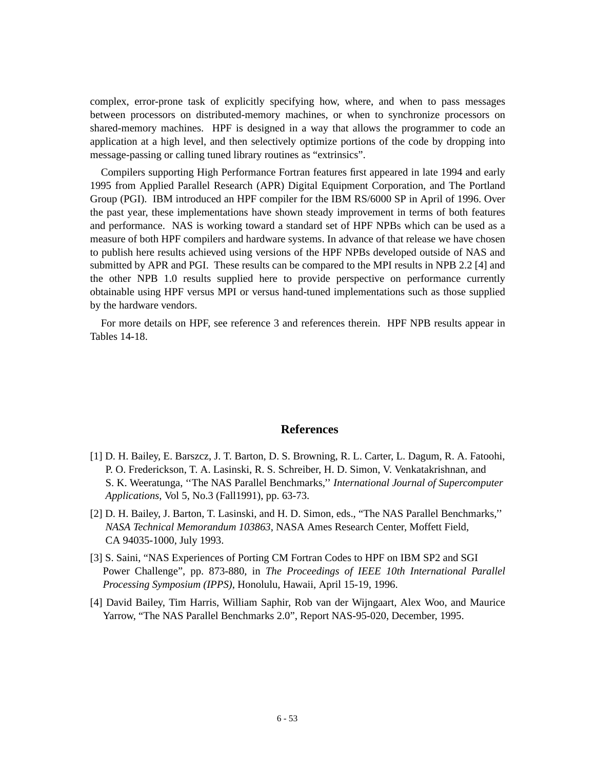complex, error-prone task of explicitly specifying how, where, and when to pass messages between processors on distributed-memory machines, or when to synchronize processors on shared-memory machines. HPF is designed in a way that allows the programmer to code an application at a high level, and then selectively optimize portions of the code by dropping into message-passing or calling tuned library routines as “extrinsics”.

Compilers supporting High Performance Fortran features first appeared in late 1994 and early 1995 from Applied Parallel Research (APR) Digital Equipment Corporation, and The Portland Group (PGI). IBM introduced an HPF compiler for the IBM RS/6000 SP in April of 1996. Over the past year, these implementations have shown steady improvement in terms of both features and performance. NAS is working toward a standard set of HPF NPBs which can be used as a measure of both HPF compilers and hardware systems. In advance of that release we have chosen to publish here results achieved using versions of the HPF NPBs developed outside of NAS and submitted by APR and PGI. These results can be compared to the MPI results in NPB 2.2 [4] and the other NPB 1.0 results supplied here to provide perspective on performance currently obtainable using HPF versus MPI or versus hand-tuned implementations such as those supplied by the hardware vendors.

For more details on HPF, see reference 3 and references therein. HPF NPB results appear in Tables 14-18.

## References

[1] D. H. Bailey, E. Barszcz, J. T. Barton, D. S. Browning, R. L. Carter, L. Dagum, R. A. Fatoohi, P. O. Frederickson, T. A. Lasinski, R. S. Schreiber, H. D. Simon, V. Venkatakrishnan, and S. K. Weeratunga, ‘‘The NAS Parallel Benchmarks,’’ *International Journal of Supercomputer Applications*, Vol 5, No.3 (Fall1991), pp. 63-73.

[2] D. H. Bailey, J. Barton, T. Lasinski, and H. D. Simon, eds., “The NAS Parallel Benchmarks,’’ *NASA Technical Memorandum 103863*, NASA Ames Research Center, Moffett Field, CA 94035-1000, July 1993.

[3] S. Saini, “NAS Experiences of Porting CM Fortran Codes to HPF on IBM SP2 and SGI Power Challenge”, pp. 873-880, in *The Proceedings of IEEE 10th International Parallel Processing Symposium (IPPS)*, Honolulu, Hawaii, April 15-19, 1996.

[4] David Bailey, Tim Harris, William Saphir, Rob van der Wijngaart, Alex Woo, and Maurice Yarrow, “The NAS Parallel Benchmarks 2.0”, Report NAS-95-020, December, 1995.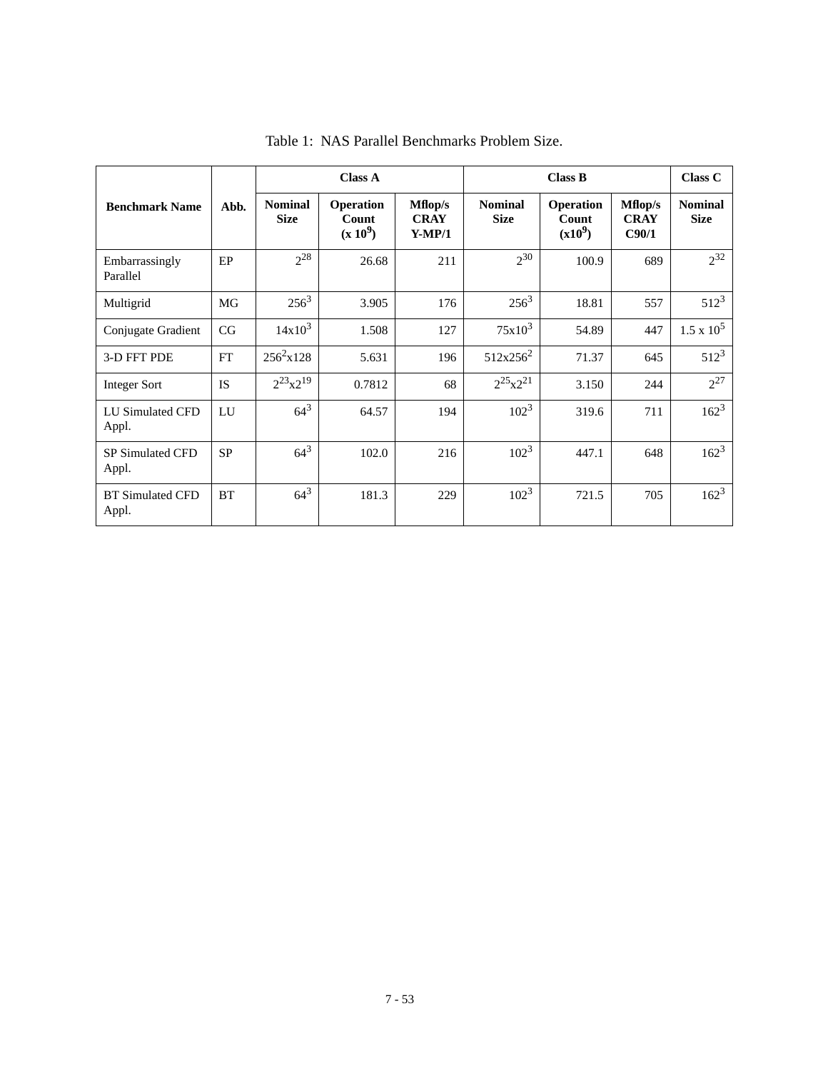Table 1: NAS Parallel Benchmarks Problem Size.

| Benchmark Name | Abb. | Class A | | | Class B | | | Class C |
|---|---|---|---|---|---|---|---|---|
| | | Nominal Size | Operation Count (x $10^9$) | Mflop/s CRAY Y-MP/1 | Nominal Size | Operation Count (x$10^9$) | Mflop/s CRAY C90/1 | Nominal Size |
| Embarrassingly Parallel | EP | $2^{28}$ | 26.68 | 211 | $2^{30}$ | 100.9 | 689 | $2^{32}$ |
| Multigrid | MG | $256^3$ | 3.905 | 176 | $256^3$ | 18.81 | 557 | $512^3$ |
| Conjugate Gradient | CG | $14\text{x}10^3$ | 1.508 | 127 | $75\text{x}10^3$ | 54.89 | 447 | $1.5 \text{ x } 10^5$ |
| 3-D FFT PDE | FT | $256^2\text{x}128$ | 5.631 | 196 | $512\text{x}256^2$ | 71.37 | 645 | $512^3$ |
| Integer Sort | IS | $2^{23}\text{x}2^{19}$ | 0.7812 | 68 | $2^{25}\text{x}2^{21}$ | 3.150 | 244 | $2^{27}$ |
| LU Simulated CFD Appl. | LU | $64^3$ | 64.57 | 194 | $102^3$ | 319.6 | 711 | $162^3$ |
| SP Simulated CFD Appl. | SP | $64^3$ | 102.0 | 216 | $102^3$ | 447.1 | 648 | $162^3$ |
| BT Simulated CFD Appl. | BT | $64^3$ | 181.3 | 229 | $102^3$ | 721.5 | 705 | $162^3$ |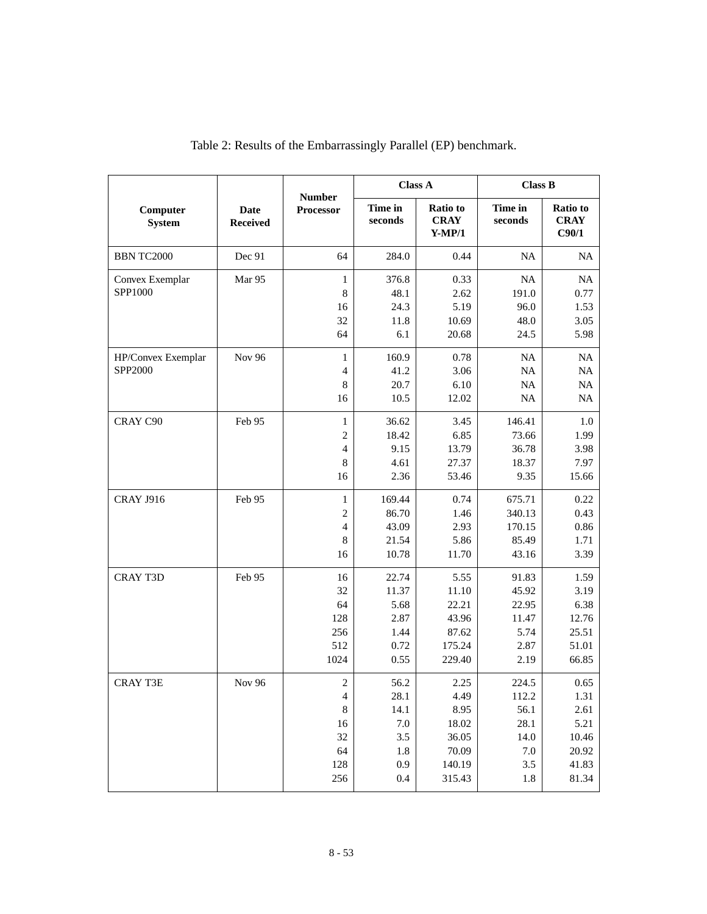Table 2: Results of the Embarrassingly Parallel (EP) benchmark.

| Computer System | Date Received | Number Processor | Class A | | Class B | |
|---|---|---|---|---|---|---|
| | | | Time in seconds | Ratio to CRAY Y-MP/1 | Time in seconds | Ratio to CRAY C90/1 |
| BBN TC2000 | Dec 91 | 64 | 284.0 | 0.44 | NA | NA |
| Convex Exemplar SPP1000 | Mar 95 | 1 | 376.8 | 0.33 | NA | NA |
| | | 8 | 48.1 | 2.62 | 191.0 | 0.77 |
| | | 16 | 24.3 | 5.19 | 96.0 | 1.53 |
| | | 32 | 11.8 | 10.69 | 48.0 | 3.05 |
| | | 64 | 6.1 | 20.68 | 24.5 | 5.98 |
| HP/Convex Exemplar SPP2000 | Nov 96 | 1 | 160.9 | 0.78 | NA | NA |
| | | 4 | 41.2 | 3.06 | NA | NA |
| | | 8 | 20.7 | 6.10 | NA | NA |
| | | 16 | 10.5 | 12.02 | NA | NA |
| CRAY C90 | Feb 95 | 1 | 36.62 | 3.45 | 146.41 | 1.0 |
| | | 2 | 18.42 | 6.85 | 73.66 | 1.99 |
| | | 4 | 9.15 | 13.79 | 36.78 | 3.98 |
| | | 8 | 4.61 | 27.37 | 18.37 | 7.97 |
| | | 16 | 2.36 | 53.46 | 9.35 | 15.66 |
| CRAY J916 | Feb 95 | 1 | 169.44 | 0.74 | 675.71 | 0.22 |
| | | 2 | 86.70 | 1.46 | 340.13 | 0.43 |
| | | 4 | 43.09 | 2.93 | 170.15 | 0.86 |
| | | 8 | 21.54 | 5.86 | 85.49 | 1.71 |
| | | 16 | 10.78 | 11.70 | 43.16 | 3.39 |
| CRAY T3D | Feb 95 | 16 | 22.74 | 5.55 | 91.83 | 1.59 |
| | | 32 | 11.37 | 11.10 | 45.92 | 3.19 |
| | | 64 | 5.68 | 22.21 | 22.95 | 6.38 |
| | | 128 | 2.87 | 43.96 | 11.47 | 12.76 |
| | | 256 | 1.44 | 87.62 | 5.74 | 25.51 |
| | | 512 | 0.72 | 175.24 | 2.87 | 51.01 |
| | | 1024 | 0.55 | 229.40 | 2.19 | 66.85 |
| CRAY T3E | Nov 96 | 2 | 56.2 | 2.25 | 224.5 | 0.65 |
| | | 4 | 28.1 | 4.49 | 112.2 | 1.31 |
| | | 8 | 14.1 | 8.95 | 56.1 | 2.61 |
| | | 16 | 7.0 | 18.02 | 28.1 | 5.21 |
| | | 32 | 3.5 | 36.05 | 14.0 | 10.46 |
| | | 64 | 1.8 | 70.09 | 7.0 | 20.92 |
| | | 128 | 0.9 | 140.19 | 3.5 | 41.83 |
| | | 256 | 0.4 | 315.43 | 1.8 | 81.34 |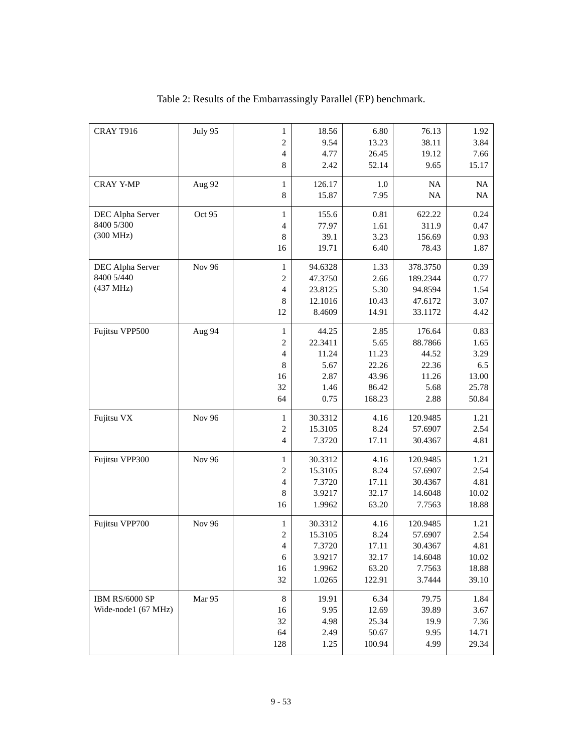Table 2: Results of the Embarrassingly Parallel (EP) benchmark.

| | | | | | | |
|---|---|---|---|---|---|---|
| CRAY T916 | July 95 | 1<br>2<br>4<br>8 | 18.56<br>9.54<br>4.77<br>2.42 | 6.80<br>13.23<br>26.45<br>52.14 | 76.13<br>38.11<br>19.12<br>9.65 | 1.92<br>3.84<br>7.66<br>15.17 |
| CRAY Y-MP | Aug 92 | 1<br>8 | 126.17<br>15.87 | 1.0<br>7.95 | NA<br>NA | NA<br>NA |
| DEC Alpha Server 8400 5/300 (300 MHz) | Oct 95 | 1<br>4<br>8<br>16 | 155.6<br>77.97<br>39.1<br>19.71 | 0.81<br>1.61<br>3.23<br>6.40 | 622.22<br>311.9<br>156.69<br>78.43 | 0.24<br>0.47<br>0.93<br>1.87 |
| DEC Alpha Server 8400 5/440 (437 MHz) | Nov 96 | 1<br>2<br>4<br>8<br>12 | 94.6328<br>47.3750<br>23.8125<br>12.1016<br>8.4609 | 1.33<br>2.66<br>5.30<br>10.43<br>14.91 | 378.3750<br>189.2344<br>94.8594<br>47.6172<br>33.1172 | 0.39<br>0.77<br>1.54<br>3.07<br>4.42 |
| Fujitsu VPP500 | Aug 94 | 1<br>2<br>4<br>8<br>16<br>32<br>64 | 44.25<br>22.3411<br>11.24<br>5.67<br>2.87<br>1.46<br>0.75 | 2.85<br>5.65<br>11.23<br>22.26<br>43.96<br>86.42<br>168.23 | 176.64<br>88.7866<br>44.52<br>22.36<br>11.26<br>5.68<br>2.88 | 0.83<br>1.65<br>3.29<br>6.5<br>13.00<br>25.78<br>50.84 |
| Fujitsu VX | Nov 96 | 1<br>2<br>4 | 30.3312<br>15.3105<br>7.3720 | 4.16<br>8.24<br>17.11 | 120.9485<br>57.6907<br>30.4367 | 1.21<br>2.54<br>4.81 |
| Fujitsu VPP300 | Nov 96 | 1<br>2<br>4<br>8<br>16 | 30.3312<br>15.3105<br>7.3720<br>3.9217<br>1.9962 | 4.16<br>8.24<br>17.11<br>32.17<br>63.20 | 120.9485<br>57.6907<br>30.4367<br>14.6048<br>7.7563 | 1.21<br>2.54<br>4.81<br>10.02<br>18.88 |
| Fujitsu VPP700 | Nov 96 | 1<br>2<br>4<br>6<br>16<br>32 | 30.3312<br>15.3105<br>7.3720<br>3.9217<br>1.9962<br>1.0265 | 4.16<br>8.24<br>17.11<br>32.17<br>63.20<br>122.91 | 120.9485<br>57.6907<br>30.4367<br>14.6048<br>7.7563<br>3.7444 | 1.21<br>2.54<br>4.81<br>10.02<br>18.88<br>39.10 |
| IBM RS/6000 SP Wide-node1 (67 MHz) | Mar 95 | 8<br>16<br>32<br>64<br>128 | 19.91<br>9.95<br>4.98<br>2.49<br>1.25 | 6.34<br>12.69<br>25.34<br>50.67<br>100.94 | 79.75<br>39.89<br>19.9<br>9.95<br>4.99 | 1.84<br>3.67<br>7.36<br>14.71<br>29.34 |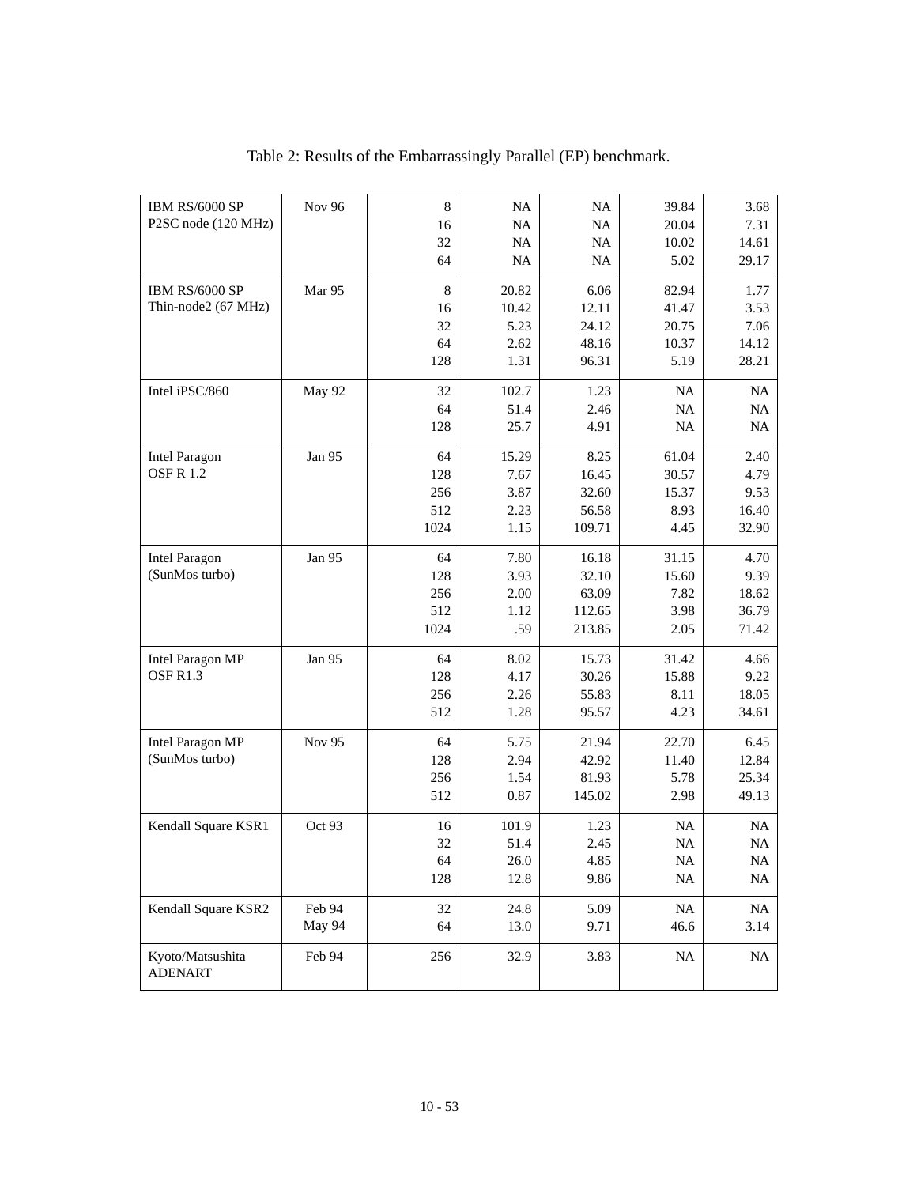Table 2: Results of the Embarrassingly Parallel (EP) benchmark.

| | | | | | | |
|---|---|---|---|---|---|---|
| IBM RS/6000 SP P2SC node (120 MHz) | Nov 96 | 8 | NA | NA | 39.84 | 3.68 |
| | | 16 | NA | NA | 20.04 | 7.31 |
| | | 32 | NA | NA | 10.02 | 14.61 |
| | | 64 | NA | NA | 5.02 | 29.17 |
| IBM RS/6000 SP Thin-node2 (67 MHz) | Mar 95 | 8 | 20.82 | 6.06 | 82.94 | 1.77 |
| | | 16 | 10.42 | 12.11 | 41.47 | 3.53 |
| | | 32 | 5.23 | 24.12 | 20.75 | 7.06 |
| | | 64 | 2.62 | 48.16 | 10.37 | 14.12 |
| | | 128 | 1.31 | 96.31 | 5.19 | 28.21 |
| Intel iPSC/860 | May 92 | 32 | 102.7 | 1.23 | NA | NA |
| | | 64 | 51.4 | 2.46 | NA | NA |
| | | 128 | 25.7 | 4.91 | NA | NA |
| Intel Paragon OSF R 1.2 | Jan 95 | 64 | 15.29 | 8.25 | 61.04 | 2.40 |
| | | 128 | 7.67 | 16.45 | 30.57 | 4.79 |
| | | 256 | 3.87 | 32.60 | 15.37 | 9.53 |
| | | 512 | 2.23 | 56.58 | 8.93 | 16.40 |
| | | 1024 | 1.15 | 109.71 | 4.45 | 32.90 |
| Intel Paragon (SunMos turbo) | Jan 95 | 64 | 7.80 | 16.18 | 31.15 | 4.70 |
| | | 128 | 3.93 | 32.10 | 15.60 | 9.39 |
| | | 256 | 2.00 | 63.09 | 7.82 | 18.62 |
| | | 512 | 1.12 | 112.65 | 3.98 | 36.79 |
| | | 1024 | .59 | 213.85 | 2.05 | 71.42 |
| Intel Paragon MP OSF R1.3 | Jan 95 | 64 | 8.02 | 15.73 | 31.42 | 4.66 |
| | | 128 | 4.17 | 30.26 | 15.88 | 9.22 |
| | | 256 | 2.26 | 55.83 | 8.11 | 18.05 |
| | | 512 | 1.28 | 95.57 | 4.23 | 34.61 |
| Intel Paragon MP (SunMos turbo) | Nov 95 | 64 | 5.75 | 21.94 | 22.70 | 6.45 |
| | | 128 | 2.94 | 42.92 | 11.40 | 12.84 |
| | | 256 | 1.54 | 81.93 | 5.78 | 25.34 |
| | | 512 | 0.87 | 145.02 | 2.98 | 49.13 |
| Kendall Square KSR1 | Oct 93 | 16 | 101.9 | 1.23 | NA | NA |
| | | 32 | 51.4 | 2.45 | NA | NA |
| | | 64 | 26.0 | 4.85 | NA | NA |
| | | 128 | 12.8 | 9.86 | NA | NA |
| Kendall Square KSR2 | Feb 94 | 32 | 24.8 | 5.09 | NA | NA |
| | May 94 | 64 | 13.0 | 9.71 | 46.6 | 3.14 |
| Kyoto/Matsushita ADENART | Feb 94 | 256 | 32.9 | 3.83 | NA | NA |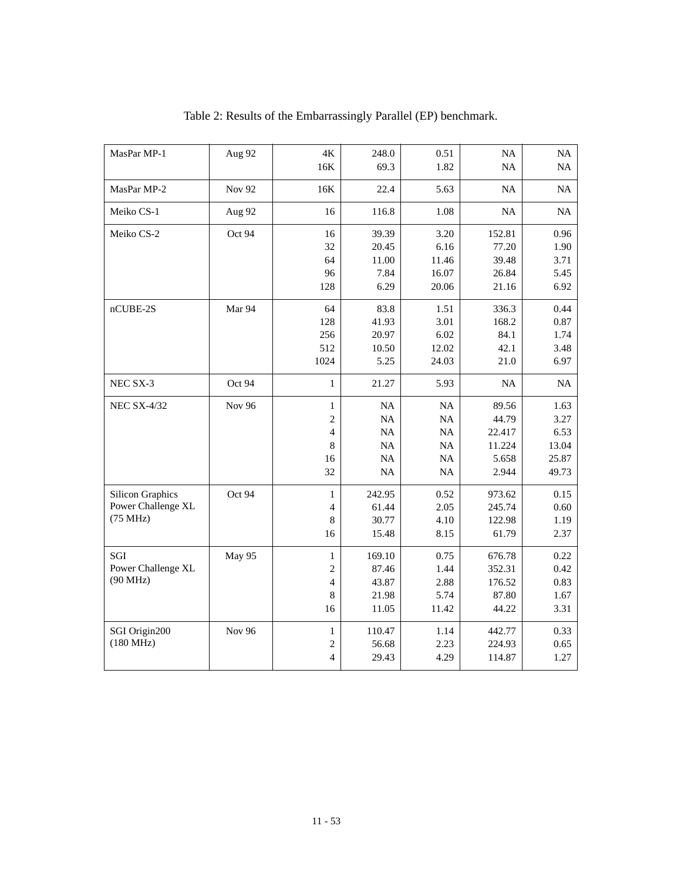Table 2: Results of the Embarrassingly Parallel (EP) benchmark.

| | | | | | | |
|---|---|---|---|---|---|---|
| MasPar MP-1 | Aug 92 | 4K | 248.0 | 0.51 | NA | NA |
| | | 16K | 69.3 | 1.82 | NA | NA |
| MasPar MP-2 | Nov 92 | 16K | 22.4 | 5.63 | NA | NA |
| Meiko CS-1 | Aug 92 | 16 | 116.8 | 1.08 | NA | NA |
| Meiko CS-2 | Oct 94 | 16 | 39.39 | 3.20 | 152.81 | 0.96 |
| | | 32 | 20.45 | 6.16 | 77.20 | 1.90 |
| | | 64 | 11.00 | 11.46 | 39.48 | 3.71 |
| | | 96 | 7.84 | 16.07 | 26.84 | 5.45 |
| | | 128 | 6.29 | 20.06 | 21.16 | 6.92 |
| nCUBE-2S | Mar 94 | 64 | 83.8 | 1.51 | 336.3 | 0.44 |
| | | 128 | 41.93 | 3.01 | 168.2 | 0.87 |
| | | 256 | 20.97 | 6.02 | 84.1 | 1.74 |
| | | 512 | 10.50 | 12.02 | 42.1 | 3.48 |
| | | 1024 | 5.25 | 24.03 | 21.0 | 6.97 |
| NEC SX-3 | Oct 94 | 1 | 21.27 | 5.93 | NA | NA |
| NEC SX-4/32 | Nov 96 | 1 | NA | NA | 89.56 | 1.63 |
| | | 2 | NA | NA | 44.79 | 3.27 |
| | | 4 | NA | NA | 22.417 | 6.53 |
| | | 8 | NA | NA | 11.224 | 13.04 |
| | | 16 | NA | NA | 5.658 | 25.87 |
| | | 32 | NA | NA | 2.944 | 49.73 |
| Silicon Graphics Power Challenge XL (75 MHz) | Oct 94 | 1 | 242.95 | 0.52 | 973.62 | 0.15 |
| | | 4 | 61.44 | 2.05 | 245.74 | 0.60 |
| | | 8 | 30.77 | 4.10 | 122.98 | 1.19 |
| | | 16 | 15.48 | 8.15 | 61.79 | 2.37 |
| SGI Power Challenge XL (90 MHz) | May 95 | 1 | 169.10 | 0.75 | 676.78 | 0.22 |
| | | 2 | 87.46 | 1.44 | 352.31 | 0.42 |
| | | 4 | 43.87 | 2.88 | 176.52 | 0.83 |
| | | 8 | 21.98 | 5.74 | 87.80 | 1.67 |
| | | 16 | 11.05 | 11.42 | 44.22 | 3.31 |
| SGI Origin200 (180 MHz) | Nov 96 | 1 | 110.47 | 1.14 | 442.77 | 0.33 |
| | | 2 | 56.68 | 2.23 | 224.93 | 0.65 |
| | | 4 | 29.43 | 4.29 | 114.87 | 1.27 |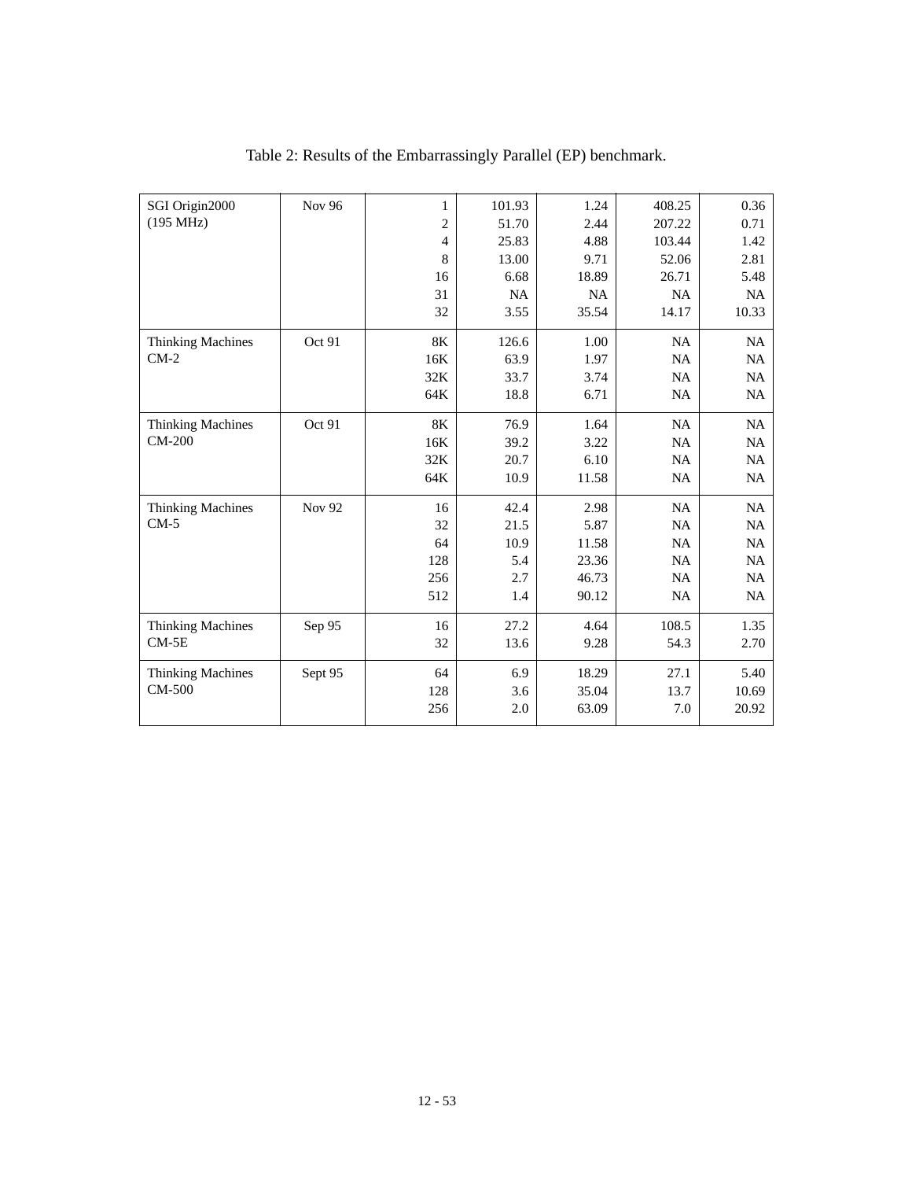Table 2: Results of the Embarrassingly Parallel (EP) benchmark.

| | | | | | | |
|---|---|---|---|---|---|---|
| SGI Origin2000 (195 MHz) | Nov 96 | 1 | 101.93 | 1.24 | 408.25 | 0.36 |
| | | 2 | 51.70 | 2.44 | 207.22 | 0.71 |
| | | 4 | 25.83 | 4.88 | 103.44 | 1.42 |
| | | 8 | 13.00 | 9.71 | 52.06 | 2.81 |
| | | 16 | 6.68 | 18.89 | 26.71 | 5.48 |
| | | 31 | NA | NA | NA | NA |
| | | 32 | 3.55 | 35.54 | 14.17 | 10.33 |
| Thinking Machines CM-2 | Oct 91 | 8K | 126.6 | 1.00 | NA | NA |
| | | 16K | 63.9 | 1.97 | NA | NA |
| | | 32K | 33.7 | 3.74 | NA | NA |
| | | 64K | 18.8 | 6.71 | NA | NA |
| Thinking Machines CM-200 | Oct 91 | 8K | 76.9 | 1.64 | NA | NA |
| | | 16K | 39.2 | 3.22 | NA | NA |
| | | 32K | 20.7 | 6.10 | NA | NA |
| | | 64K | 10.9 | 11.58 | NA | NA |
| Thinking Machines CM-5 | Nov 92 | 16 | 42.4 | 2.98 | NA | NA |
| | | 32 | 21.5 | 5.87 | NA | NA |
| | | 64 | 10.9 | 11.58 | NA | NA |
| | | 128 | 5.4 | 23.36 | NA | NA |
| | | 256 | 2.7 | 46.73 | NA | NA |
| | | 512 | 1.4 | 90.12 | NA | NA |
| Thinking Machines CM-5E | Sep 95 | 16 | 27.2 | 4.64 | 108.5 | 1.35 |
| | | 32 | 13.6 | 9.28 | 54.3 | 2.70 |
| Thinking Machines CM-500 | Sept 95 | 64 | 6.9 | 18.29 | 27.1 | 5.40 |
| | | 128 | 3.6 | 35.04 | 13.7 | 10.69 |
| | | 256 | 2.0 | 63.09 | 7.0 | 20.92 |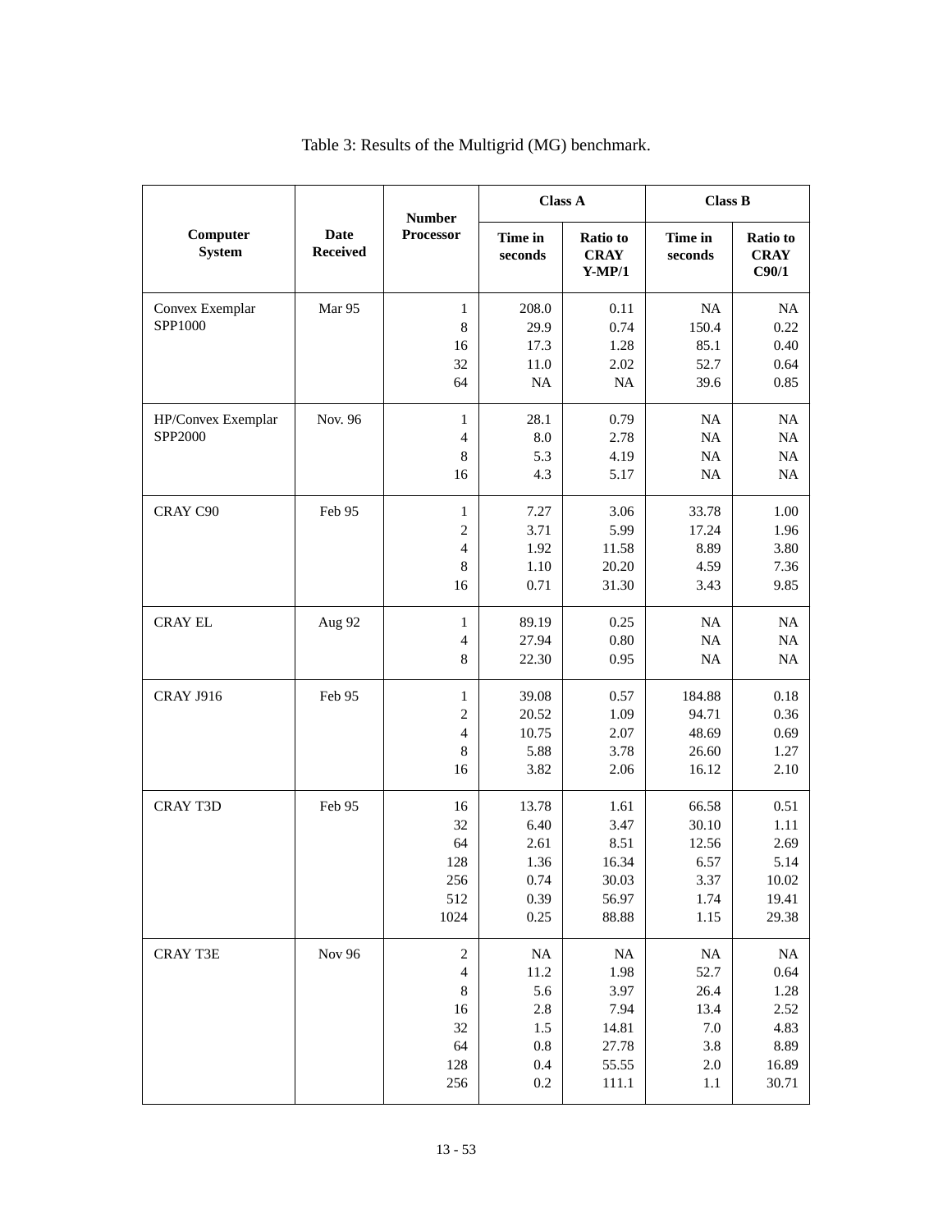Table 3: Results of the Multigrid (MG) benchmark.

| Computer System | Date Received | Number Processor | Class A | | Class B | |
|---|---|---|---|---|---|---|
| | | | Time in seconds | Ratio to CRAY Y-MP/1 | Time in seconds | Ratio to CRAY C90/1 |
| Convex Exemplar SPP1000 | Mar 95 | 1 | 208.0 | 0.11 | NA | NA |
| | | 8 | 29.9 | 0.74 | 150.4 | 0.22 |
| | | 16 | 17.3 | 1.28 | 85.1 | 0.40 |
| | | 32 | 11.0 | 2.02 | 52.7 | 0.64 |
| | | 64 | NA | NA | 39.6 | 0.85 |
| HP/Convex Exemplar SPP2000 | Nov. 96 | 1 | 28.1 | 0.79 | NA | NA |
| | | 4 | 8.0 | 2.78 | NA | NA |
| | | 8 | 5.3 | 4.19 | NA | NA |
| | | 16 | 4.3 | 5.17 | NA | NA |
| CRAY C90 | Feb 95 | 1 | 7.27 | 3.06 | 33.78 | 1.00 |
| | | 2 | 3.71 | 5.99 | 17.24 | 1.96 |
| | | 4 | 1.92 | 11.58 | 8.89 | 3.80 |
| | | 8 | 1.10 | 20.20 | 4.59 | 7.36 |
| | | 16 | 0.71 | 31.30 | 3.43 | 9.85 |
| CRAY EL | Aug 92 | 1 | 89.19 | 0.25 | NA | NA |
| | | 4 | 27.94 | 0.80 | NA | NA |
| | | 8 | 22.30 | 0.95 | NA | NA |
| CRAY J916 | Feb 95 | 1 | 39.08 | 0.57 | 184.88 | 0.18 |
| | | 2 | 20.52 | 1.09 | 94.71 | 0.36 |
| | | 4 | 10.75 | 2.07 | 48.69 | 0.69 |
| | | 8 | 5.88 | 3.78 | 26.60 | 1.27 |
| | | 16 | 3.82 | 2.06 | 16.12 | 2.10 |
| CRAY T3D | Feb 95 | 16 | 13.78 | 1.61 | 66.58 | 0.51 |
| | | 32 | 6.40 | 3.47 | 30.10 | 1.11 |
| | | 64 | 2.61 | 8.51 | 12.56 | 2.69 |
| | | 128 | 1.36 | 16.34 | 6.57 | 5.14 |
| | | 256 | 0.74 | 30.03 | 3.37 | 10.02 |
| | | 512 | 0.39 | 56.97 | 1.74 | 19.41 |
| | | 1024 | 0.25 | 88.88 | 1.15 | 29.38 |
| CRAY T3E | Nov 96 | 2 | NA | NA | NA | NA |
| | | 4 | 11.2 | 1.98 | 52.7 | 0.64 |
| | | 8 | 5.6 | 3.97 | 26.4 | 1.28 |
| | | 16 | 2.8 | 7.94 | 13.4 | 2.52 |
| | | 32 | 1.5 | 14.81 | 7.0 | 4.83 |
| | | 64 | 0.8 | 27.78 | 3.8 | 8.89 |
| | | 128 | 0.4 | 55.55 | 2.0 | 16.89 |
| | | 256 | 0.2 | 111.1 | 1.1 | 30.71 |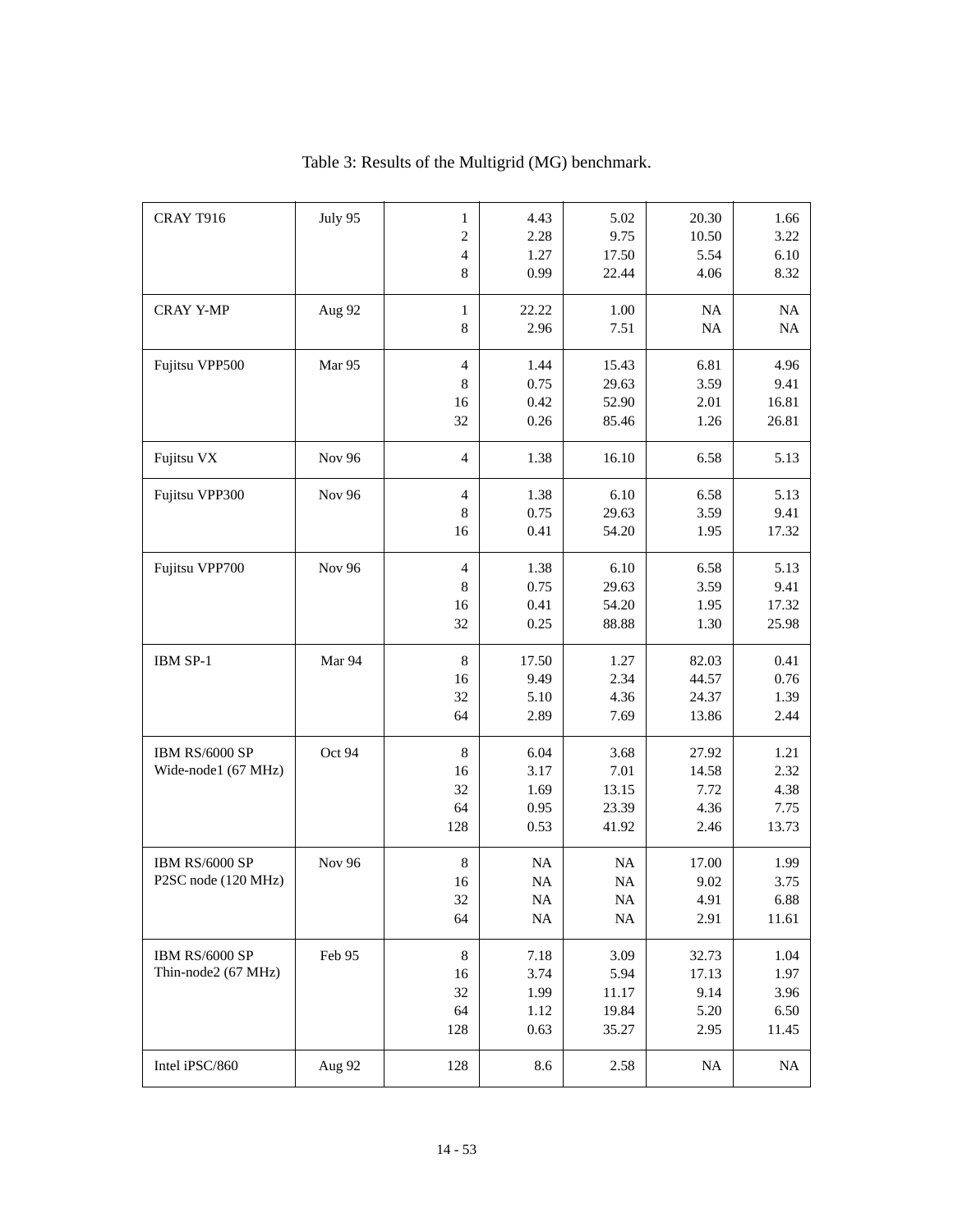Table 3: Results of the Multigrid (MG) benchmark.

| | | | | | | |
|---|---|---|---|---|---|---|
| CRAY T916 | July 95 | 1<br>2<br>4<br>8 | 4.43<br>2.28<br>1.27<br>0.99 | 5.02<br>9.75<br>17.50<br>22.44 | 20.30<br>10.50<br>5.54<br>4.06 | 1.66<br>3.22<br>6.10<br>8.32 |
| CRAY Y-MP | Aug 92 | 1<br>8 | 22.22<br>2.96 | 1.00<br>7.51 | NA<br>NA | NA<br>NA |
| Fujitsu VPP500 | Mar 95 | 4<br>8<br>16<br>32 | 1.44<br>0.75<br>0.42<br>0.26 | 15.43<br>29.63<br>52.90<br>85.46 | 6.81<br>3.59<br>2.01<br>1.26 | 4.96<br>9.41<br>16.81<br>26.81 |
| Fujitsu VX | Nov 96 | 4 | 1.38 | 16.10 | 6.58 | 5.13 |
| Fujitsu VPP300 | Nov 96 | 4<br>8<br>16 | 1.38<br>0.75<br>0.41 | 6.10<br>29.63<br>54.20 | 6.58<br>3.59<br>1.95 | 5.13<br>9.41<br>17.32 |
| Fujitsu VPP700 | Nov 96 | 4<br>8<br>16<br>32 | 1.38<br>0.75<br>0.41<br>0.25 | 6.10<br>29.63<br>54.20<br>88.88 | 6.58<br>3.59<br>1.95<br>1.30 | 5.13<br>9.41<br>17.32<br>25.98 |
| IBM SP-1 | Mar 94 | 8<br>16<br>32<br>64 | 17.50<br>9.49<br>5.10<br>2.89 | 1.27<br>2.34<br>4.36<br>7.69 | 82.03<br>44.57<br>24.37<br>13.86 | 0.41<br>0.76<br>1.39<br>2.44 |
| IBM RS/6000 SP Wide-node1 (67 MHz) | Oct 94 | 8<br>16<br>32<br>64<br>128 | 6.04<br>3.17<br>1.69<br>0.95<br>0.53 | 3.68<br>7.01<br>13.15<br>23.39<br>41.92 | 27.92<br>14.58<br>7.72<br>4.36<br>2.46 | 1.21<br>2.32<br>4.38<br>7.75<br>13.73 |
| IBM RS/6000 SP P2SC node (120 MHz) | Nov 96 | 8<br>16<br>32<br>64 | NA<br>NA<br>NA<br>NA | NA<br>NA<br>NA<br>NA | 17.00<br>9.02<br>4.91<br>2.91 | 1.99<br>3.75<br>6.88<br>11.61 |
| IBM RS/6000 SP Thin-node2 (67 MHz) | Feb 95 | 8<br>16<br>32<br>64<br>128 | 7.18<br>3.74<br>1.99<br>1.12<br>0.63 | 3.09<br>5.94<br>11.17<br>19.84<br>35.27 | 32.73<br>17.13<br>9.14<br>5.20<br>2.95 | 1.04<br>1.97<br>3.96<br>6.50<br>11.45 |
| Intel iPSC/860 | Aug 92 | 128 | 8.6 | 2.58 | NA | NA |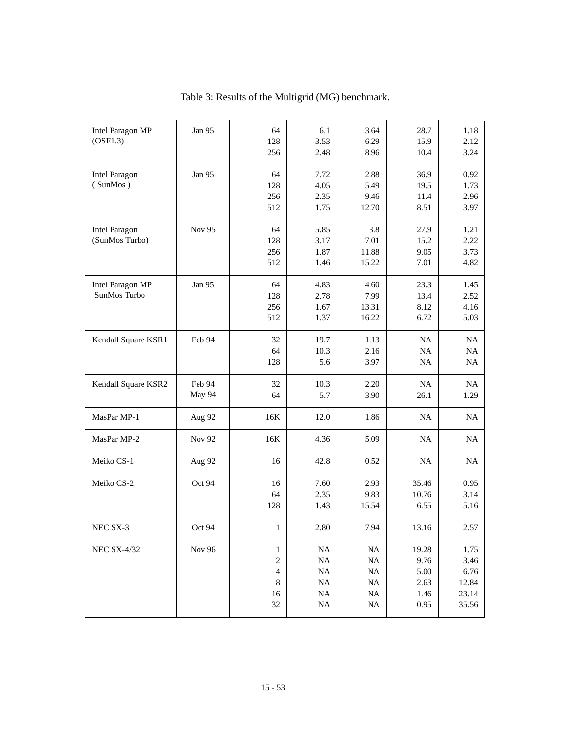Table 3: Results of the Multigrid (MG) benchmark.

| | | | | | | |
|---|---|---|---|---|---|---|
| Intel Paragon MP (OSF1.3) | Jan 95 | 64<br>128<br>256 | 6.1<br>3.53<br>2.48 | 3.64<br>6.29<br>8.96 | 28.7<br>15.9<br>10.4 | 1.18<br>2.12<br>3.24 |
| Intel Paragon ( SunMos ) | Jan 95 | 64<br>128<br>256<br>512 | 7.72<br>4.05<br>2.35<br>1.75 | 2.88<br>5.49<br>9.46<br>12.70 | 36.9<br>19.5<br>11.4<br>8.51 | 0.92<br>1.73<br>2.96<br>3.97 |
| Intel Paragon (SunMos Turbo) | Nov 95 | 64<br>128<br>256<br>512 | 5.85<br>3.17<br>1.87<br>1.46 | 3.8<br>7.01<br>11.88<br>15.22 | 27.9<br>15.2<br>9.05<br>7.01 | 1.21<br>2.22<br>3.73<br>4.82 |
| Intel Paragon MP SunMos Turbo | Jan 95 | 64<br>128<br>256<br>512 | 4.83<br>2.78<br>1.67<br>1.37 | 4.60<br>7.99<br>13.31<br>16.22 | 23.3<br>13.4<br>8.12<br>6.72 | 1.45<br>2.52<br>4.16<br>5.03 |
| Kendall Square KSR1 | Feb 94 | 32<br>64<br>128 | 19.7<br>10.3<br>5.6 | 1.13<br>2.16<br>3.97 | NA<br>NA<br>NA | NA<br>NA<br>NA |
| Kendall Square KSR2 | Feb 94<br>May 94 | 32<br>64 | 10.3<br>5.7 | 2.20<br>3.90 | NA<br>26.1 | NA<br>1.29 |
| MasPar MP-1 | Aug 92 | 16K | 12.0 | 1.86 | NA | NA |
| MasPar MP-2 | Nov 92 | 16K | 4.36 | 5.09 | NA | NA |
| Meiko CS-1 | Aug 92 | 16 | 42.8 | 0.52 | NA | NA |
| Meiko CS-2 | Oct 94 | 16<br>64<br>128 | 7.60<br>2.35<br>1.43 | 2.93<br>9.83<br>15.54 | 35.46<br>10.76<br>6.55 | 0.95<br>3.14<br>5.16 |
| NEC SX-3 | Oct 94 | 1 | 2.80 | 7.94 | 13.16 | 2.57 |
| NEC SX-4/32 | Nov 96 | 1<br>2<br>4<br>8<br>16<br>32 | NA<br>NA<br>NA<br>NA<br>NA<br>NA | NA<br>NA<br>NA<br>NA<br>NA<br>NA | 19.28<br>9.76<br>5.00<br>2.63<br>1.46<br>0.95 | 1.75<br>3.46<br>6.76<br>12.84<br>23.14<br>35.56 |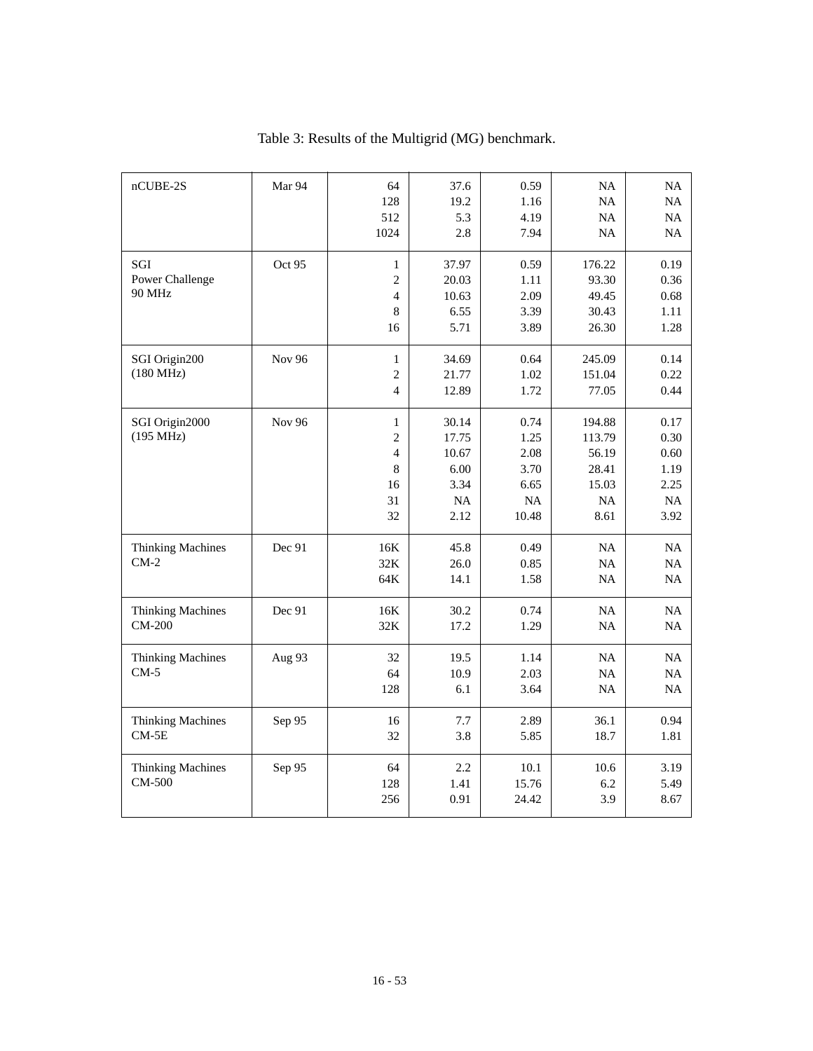Table 3: Results of the Multigrid (MG) benchmark.

| | | | | | | |
|---|---|---|---|---|---|---|
| nCUBE-2S | Mar 94 | 64<br>128<br>512<br>1024 | 37.6<br>19.2<br>5.3<br>2.8 | 0.59<br>1.16<br>4.19<br>7.94 | NA<br>NA<br>NA<br>NA | NA<br>NA<br>NA<br>NA |
| SGI<br>Power Challenge<br>90 MHz | Oct 95 | 1<br>2<br>4<br>8<br>16 | 37.97<br>20.03<br>10.63<br>6.55<br>5.71 | 0.59<br>1.11<br>2.09<br>3.39<br>3.89 | 176.22<br>93.30<br>49.45<br>30.43<br>26.30 | 0.19<br>0.36<br>0.68<br>1.11<br>1.28 |
| SGI Origin200<br>(180 MHz) | Nov 96 | 1<br>2<br>4 | 34.69<br>21.77<br>12.89 | 0.64<br>1.02<br>1.72 | 245.09<br>151.04<br>77.05 | 0.14<br>0.22<br>0.44 |
| SGI Origin2000<br>(195 MHz) | Nov 96 | 1<br>2<br>4<br>8<br>16<br>31<br>32 | 30.14<br>17.75<br>10.67<br>6.00<br>3.34<br>NA<br>2.12 | 0.74<br>1.25<br>2.08<br>3.70<br>6.65<br>NA<br>10.48 | 194.88<br>113.79<br>56.19<br>28.41<br>15.03<br>NA<br>8.61 | 0.17<br>0.30<br>0.60<br>1.19<br>2.25<br>NA<br>3.92 |
| Thinking Machines<br>CM-2 | Dec 91 | 16K<br>32K<br>64K | 45.8<br>26.0<br>14.1 | 0.49<br>0.85<br>1.58 | NA<br>NA<br>NA | NA<br>NA<br>NA |
| Thinking Machines<br>CM-200 | Dec 91 | 16K<br>32K | 30.2<br>17.2 | 0.74<br>1.29 | NA<br>NA | NA<br>NA |
| Thinking Machines<br>CM-5 | Aug 93 | 32<br>64<br>128 | 19.5<br>10.9<br>6.1 | 1.14<br>2.03<br>3.64 | NA<br>NA<br>NA | NA<br>NA<br>NA |
| Thinking Machines<br>CM-5E | Sep 95 | 16<br>32 | 7.7<br>3.8 | 2.89<br>5.85 | 36.1<br>18.7 | 0.94<br>1.81 |
| Thinking Machines<br>CM-500 | Sep 95 | 64<br>128<br>256 | 2.2<br>1.41<br>0.91 | 10.1<br>15.76<br>24.42 | 10.6<br>6.2<br>3.9 | 3.19<br>5.49<br>8.67 |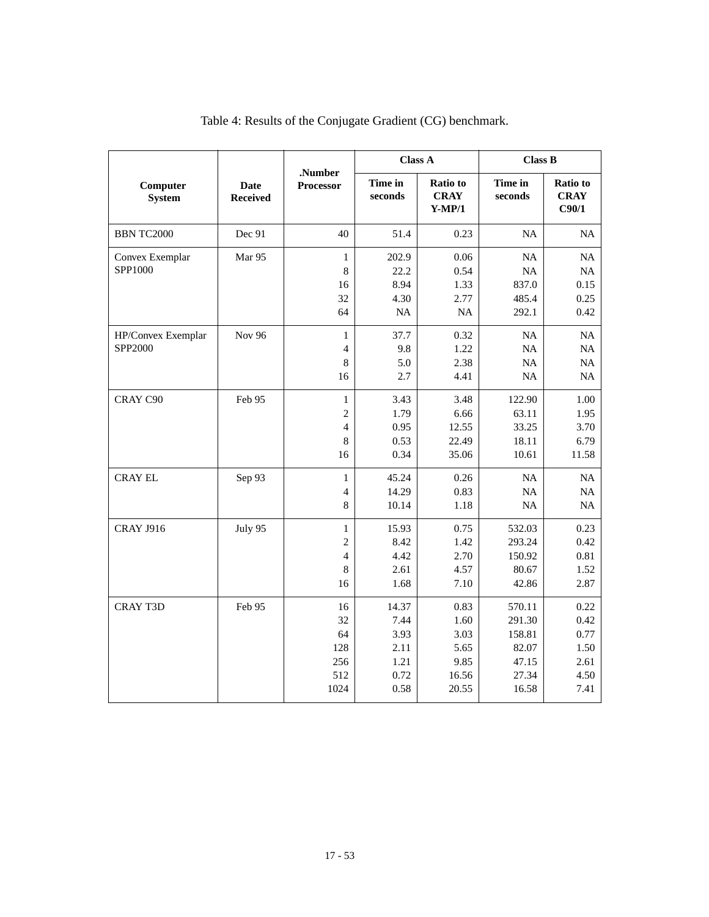Table 4: Results of the Conjugate Gradient (CG) benchmark.

| Computer System | Date Received | .Number Processor | Class A | | Class B | |
|---|---|---|---|---|---|---|
| | | | Time in seconds | Ratio to CRAY Y-MP/1 | Time in seconds | Ratio to CRAY C90/1 |
| BBN TC2000 | Dec 91 | 40 | 51.4 | 0.23 | NA | NA |
| Convex Exemplar SPP1000 | Mar 95 | 1 | 202.9 | 0.06 | NA | NA |
| | | 8 | 22.2 | 0.54 | NA | NA |
| | | 16 | 8.94 | 1.33 | 837.0 | 0.15 |
| | | 32 | 4.30 | 2.77 | 485.4 | 0.25 |
| | | 64 | NA | NA | 292.1 | 0.42 |
| HP/Convex Exemplar SPP2000 | Nov 96 | 1 | 37.7 | 0.32 | NA | NA |
| | | 4 | 9.8 | 1.22 | NA | NA |
| | | 8 | 5.0 | 2.38 | NA | NA |
| | | 16 | 2.7 | 4.41 | NA | NA |
| CRAY C90 | Feb 95 | 1 | 3.43 | 3.48 | 122.90 | 1.00 |
| | | 2 | 1.79 | 6.66 | 63.11 | 1.95 |
| | | 4 | 0.95 | 12.55 | 33.25 | 3.70 |
| | | 8 | 0.53 | 22.49 | 18.11 | 6.79 |
| | | 16 | 0.34 | 35.06 | 10.61 | 11.58 |
| CRAY EL | Sep 93 | 1 | 45.24 | 0.26 | NA | NA |
| | | 4 | 14.29 | 0.83 | NA | NA |
| | | 8 | 10.14 | 1.18 | NA | NA |
| CRAY J916 | July 95 | 1 | 15.93 | 0.75 | 532.03 | 0.23 |
| | | 2 | 8.42 | 1.42 | 293.24 | 0.42 |
| | | 4 | 4.42 | 2.70 | 150.92 | 0.81 |
| | | 8 | 2.61 | 4.57 | 80.67 | 1.52 |
| | | 16 | 1.68 | 7.10 | 42.86 | 2.87 |
| CRAY T3D | Feb 95 | 16 | 14.37 | 0.83 | 570.11 | 0.22 |
| | | 32 | 7.44 | 1.60 | 291.30 | 0.42 |
| | | 64 | 3.93 | 3.03 | 158.81 | 0.77 |
| | | 128 | 2.11 | 5.65 | 82.07 | 1.50 |
| | | 256 | 1.21 | 9.85 | 47.15 | 2.61 |
| | | 512 | 0.72 | 16.56 | 27.34 | 4.50 |
| | | 1024 | 0.58 | 20.55 | 16.58 | 7.41 |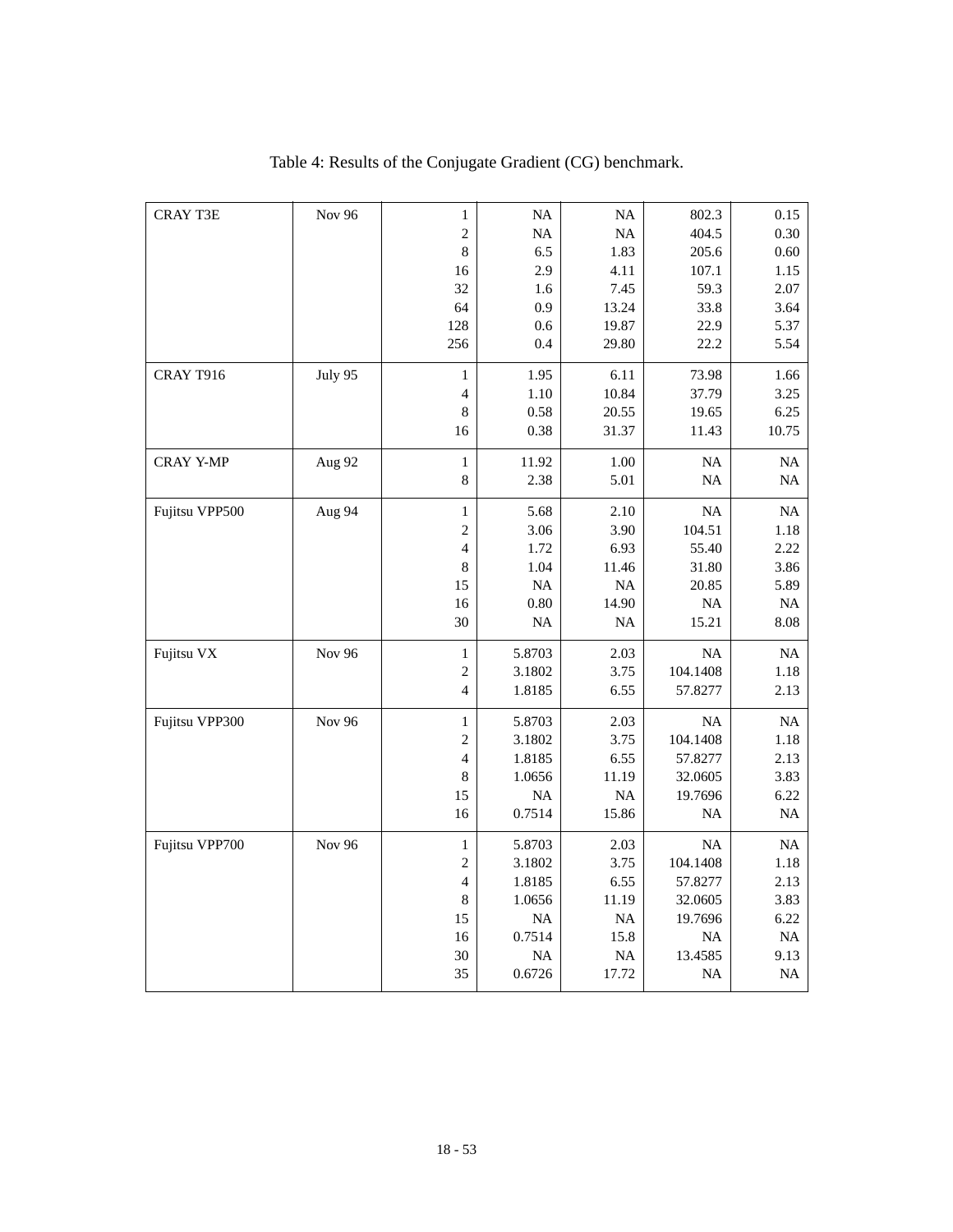Table 4: Results of the Conjugate Gradient (CG) benchmark.

| | | | | | | |
|---|---|---|---|---|---|---|
| CRAY T3E | Nov 96 | 1 | NA | NA | 802.3 | 0.15 |
| | | 2 | NA | NA | 404.5 | 0.30 |
| | | 8 | 6.5 | 1.83 | 205.6 | 0.60 |
| | | 16 | 2.9 | 4.11 | 107.1 | 1.15 |
| | | 32 | 1.6 | 7.45 | 59.3 | 2.07 |
| | | 64 | 0.9 | 13.24 | 33.8 | 3.64 |
| | | 128 | 0.6 | 19.87 | 22.9 | 5.37 |
| | | 256 | 0.4 | 29.80 | 22.2 | 5.54 |
| CRAY T916 | July 95 | 1 | 1.95 | 6.11 | 73.98 | 1.66 |
| | | 4 | 1.10 | 10.84 | 37.79 | 3.25 |
| | | 8 | 0.58 | 20.55 | 19.65 | 6.25 |
| | | 16 | 0.38 | 31.37 | 11.43 | 10.75 |
| CRAY Y-MP | Aug 92 | 1 | 11.92 | 1.00 | NA | NA |
| | | 8 | 2.38 | 5.01 | NA | NA |
| Fujitsu VPP500 | Aug 94 | 1 | 5.68 | 2.10 | NA | NA |
| | | 2 | 3.06 | 3.90 | 104.51 | 1.18 |
| | | 4 | 1.72 | 6.93 | 55.40 | 2.22 |
| | | 8 | 1.04 | 11.46 | 31.80 | 3.86 |
| | | 15 | NA | NA | 20.85 | 5.89 |
| | | 16 | 0.80 | 14.90 | NA | NA |
| | | 30 | NA | NA | 15.21 | 8.08 |
| Fujitsu VX | Nov 96 | 1 | 5.8703 | 2.03 | NA | NA |
| | | 2 | 3.1802 | 3.75 | 104.1408 | 1.18 |
| | | 4 | 1.8185 | 6.55 | 57.8277 | 2.13 |
| Fujitsu VPP300 | Nov 96 | 1 | 5.8703 | 2.03 | NA | NA |
| | | 2 | 3.1802 | 3.75 | 104.1408 | 1.18 |
| | | 4 | 1.8185 | 6.55 | 57.8277 | 2.13 |
| | | 8 | 1.0656 | 11.19 | 32.0605 | 3.83 |
| | | 15 | NA | NA | 19.7696 | 6.22 |
| | | 16 | 0.7514 | 15.86 | NA | NA |
| Fujitsu VPP700 | Nov 96 | 1 | 5.8703 | 2.03 | NA | NA |
| | | 2 | 3.1802 | 3.75 | 104.1408 | 1.18 |
| | | 4 | 1.8185 | 6.55 | 57.8277 | 2.13 |
| | | 8 | 1.0656 | 11.19 | 32.0605 | 3.83 |
| | | 15 | NA | NA | 19.7696 | 6.22 |
| | | 16 | 0.7514 | 15.8 | NA | NA |
| | | 30 | NA | NA | 13.4585 | 9.13 |
| | | 35 | 0.6726 | 17.72 | NA | NA |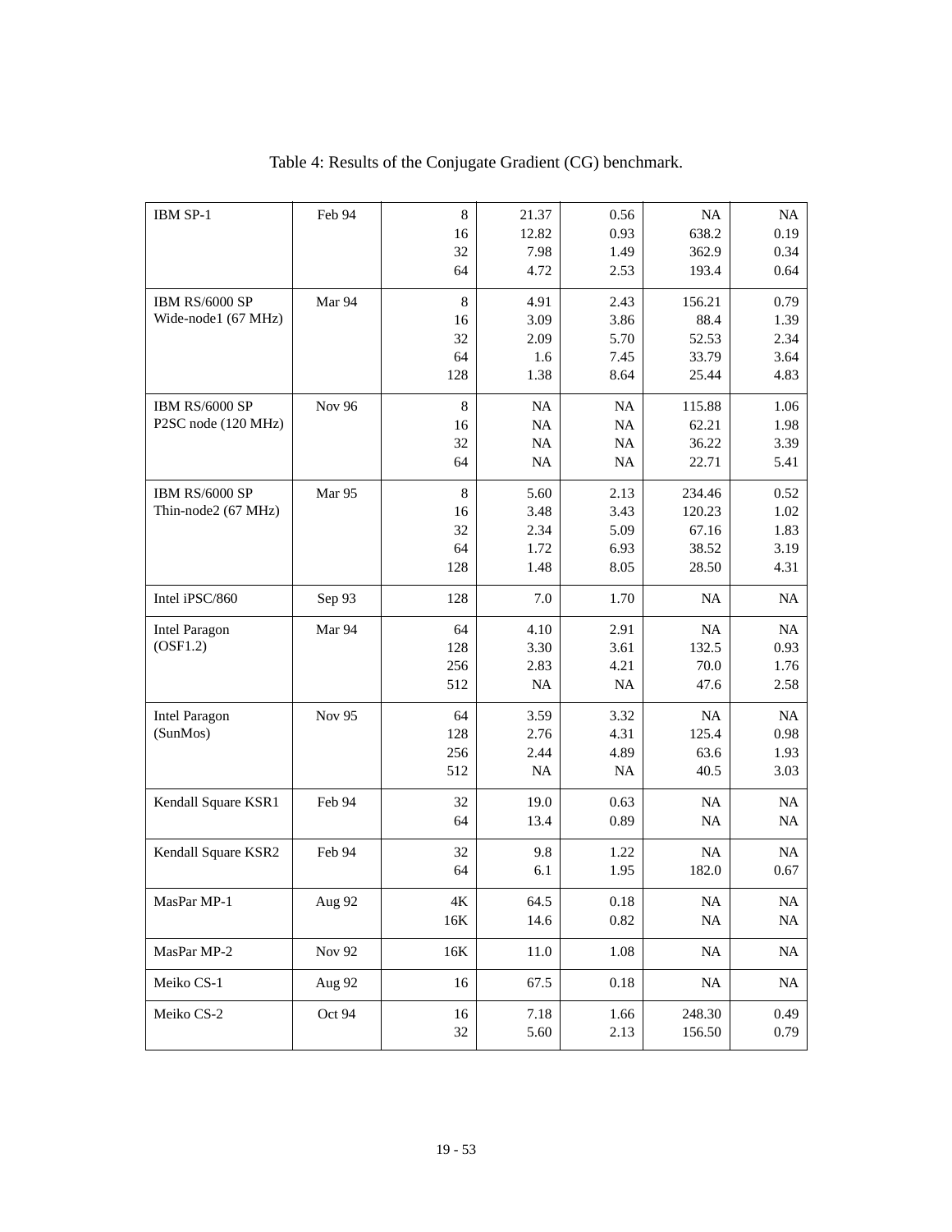Table 4: Results of the Conjugate Gradient (CG) benchmark.

| | | | | | | |
|---|---|---|---|---|---|---|
| IBM SP-1 | Feb 94 | 8 | 21.37 | 0.56 | NA | NA |
| | | 16 | 12.82 | 0.93 | 638.2 | 0.19 |
| | | 32 | 7.98 | 1.49 | 362.9 | 0.34 |
| | | 64 | 4.72 | 2.53 | 193.4 | 0.64 |
| IBM RS/6000 SP Wide-node1 (67 MHz) | Mar 94 | 8 | 4.91 | 2.43 | 156.21 | 0.79 |
| | | 16 | 3.09 | 3.86 | 88.4 | 1.39 |
| | | 32 | 2.09 | 5.70 | 52.53 | 2.34 |
| | | 64 | 1.6 | 7.45 | 33.79 | 3.64 |
| | | 128 | 1.38 | 8.64 | 25.44 | 4.83 |
| IBM RS/6000 SP P2SC node (120 MHz) | Nov 96 | 8 | NA | NA | 115.88 | 1.06 |
| | | 16 | NA | NA | 62.21 | 1.98 |
| | | 32 | NA | NA | 36.22 | 3.39 |
| | | 64 | NA | NA | 22.71 | 5.41 |
| IBM RS/6000 SP Thin-node2 (67 MHz) | Mar 95 | 8 | 5.60 | 2.13 | 234.46 | 0.52 |
| | | 16 | 3.48 | 3.43 | 120.23 | 1.02 |
| | | 32 | 2.34 | 5.09 | 67.16 | 1.83 |
| | | 64 | 1.72 | 6.93 | 38.52 | 3.19 |
| | | 128 | 1.48 | 8.05 | 28.50 | 4.31 |
| Intel iPSC/860 | Sep 93 | 128 | 7.0 | 1.70 | NA | NA |
| Intel Paragon (OSF1.2) | Mar 94 | 64 | 4.10 | 2.91 | NA | NA |
| | | 128 | 3.30 | 3.61 | 132.5 | 0.93 |
| | | 256 | 2.83 | 4.21 | 70.0 | 1.76 |
| | | 512 | NA | NA | 47.6 | 2.58 |
| Intel Paragon (SunMos) | Nov 95 | 64 | 3.59 | 3.32 | NA | NA |
| | | 128 | 2.76 | 4.31 | 125.4 | 0.98 |
| | | 256 | 2.44 | 4.89 | 63.6 | 1.93 |
| | | 512 | NA | NA | 40.5 | 3.03 |
| Kendall Square KSR1 | Feb 94 | 32 | 19.0 | 0.63 | NA | NA |
| | | 64 | 13.4 | 0.89 | NA | NA |
| Kendall Square KSR2 | Feb 94 | 32 | 9.8 | 1.22 | NA | NA |
| | | 64 | 6.1 | 1.95 | 182.0 | 0.67 |
| MasPar MP-1 | Aug 92 | 4K | 64.5 | 0.18 | NA | NA |
| | | 16K | 14.6 | 0.82 | NA | NA |
| MasPar MP-2 | Nov 92 | 16K | 11.0 | 1.08 | NA | NA |
| Meiko CS-1 | Aug 92 | 16 | 67.5 | 0.18 | NA | NA |
| Meiko CS-2 | Oct 94 | 16 | 7.18 | 1.66 | 248.30 | 0.49 |
| | | 32 | 5.60 | 2.13 | 156.50 | 0.79 |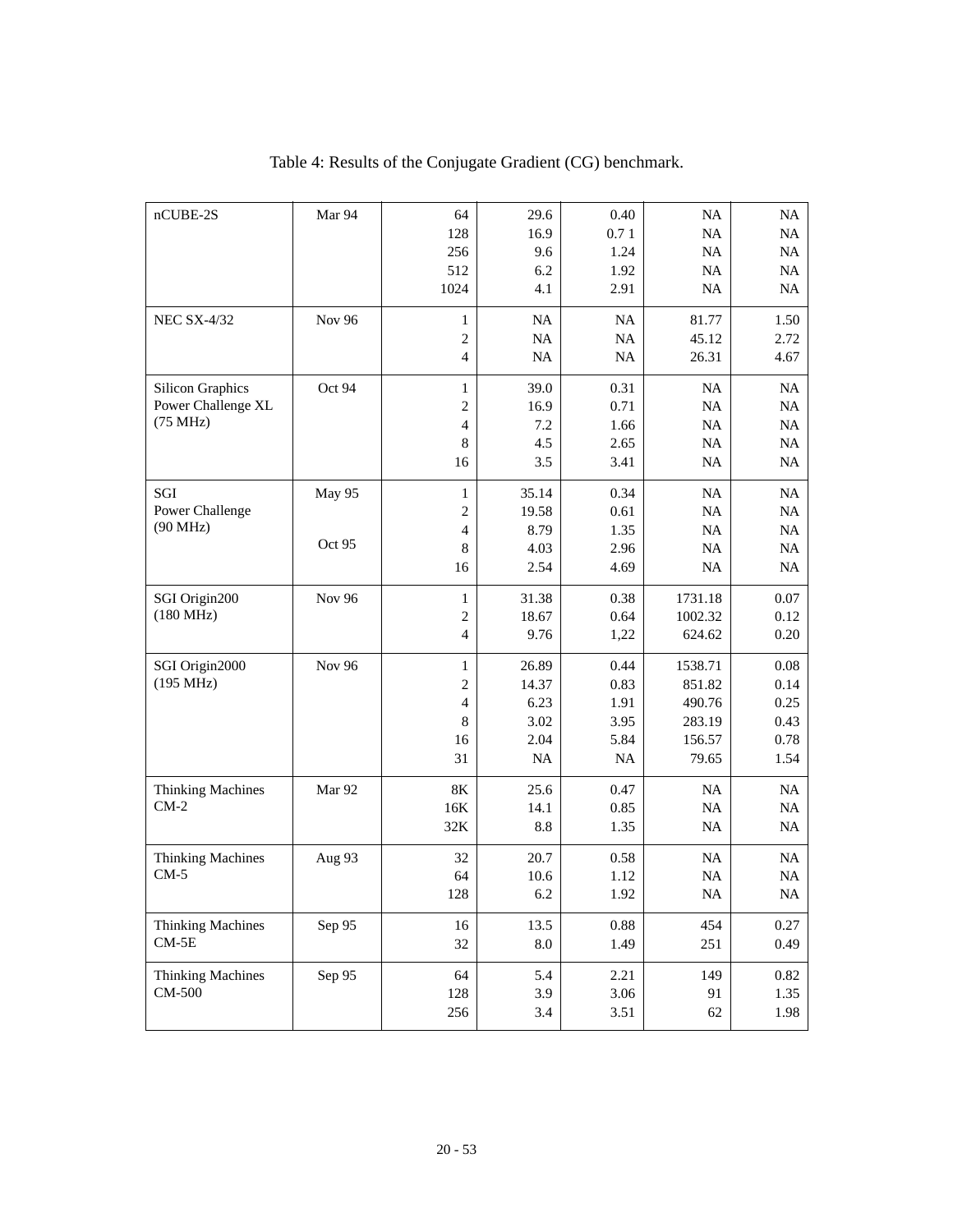Table 4: Results of the Conjugate Gradient (CG) benchmark.

| | | | | | | |
|---|---|---|---|---|---|---|
| nCUBE-2S | Mar 94 | 64 | 29.6 | 0.40 | NA | NA |
| | | 128 | 16.9 | 0.7 1 | NA | NA |
| | | 256 | 9.6 | 1.24 | NA | NA |
| | | 512 | 6.2 | 1.92 | NA | NA |
| | | 1024 | 4.1 | 2.91 | NA | NA |
| NEC SX-4/32 | Nov 96 | 1 | NA | NA | 81.77 | 1.50 |
| | | 2 | NA | NA | 45.12 | 2.72 |
| | | 4 | NA | NA | 26.31 | 4.67 |
| Silicon Graphics Power Challenge XL (75 MHz) | Oct 94 | 1 | 39.0 | 0.31 | NA | NA |
| | | 2 | 16.9 | 0.71 | NA | NA |
| | | 4 | 7.2 | 1.66 | NA | NA |
| | | 8 | 4.5 | 2.65 | NA | NA |
| | | 16 | 3.5 | 3.41 | NA | NA |
| SGI Power Challenge (90 MHz) | May 95 | 1 | 35.14 | 0.34 | NA | NA |
| | | 2 | 19.58 | 0.61 | NA | NA |
| | | 4 | 8.79 | 1.35 | NA | NA |
| | Oct 95 | 8 | 4.03 | 2.96 | NA | NA |
| | | 16 | 2.54 | 4.69 | NA | NA |
| SGI Origin200 (180 MHz) | Nov 96 | 1 | 31.38 | 0.38 | 1731.18 | 0.07 |
| | | 2 | 18.67 | 0.64 | 1002.32 | 0.12 |
| | | 4 | 9.76 | 1,22 | 624.62 | 0.20 |
| SGI Origin2000 (195 MHz) | Nov 96 | 1 | 26.89 | 0.44 | 1538.71 | 0.08 |
| | | 2 | 14.37 | 0.83 | 851.82 | 0.14 |
| | | 4 | 6.23 | 1.91 | 490.76 | 0.25 |
| | | 8 | 3.02 | 3.95 | 283.19 | 0.43 |
| | | 16 | 2.04 | 5.84 | 156.57 | 0.78 |
| | | 31 | NA | NA | 79.65 | 1.54 |
| Thinking Machines CM-2 | Mar 92 | 8K | 25.6 | 0.47 | NA | NA |
| | | 16K | 14.1 | 0.85 | NA | NA |
| | | 32K | 8.8 | 1.35 | NA | NA |
| Thinking Machines CM-5 | Aug 93 | 32 | 20.7 | 0.58 | NA | NA |
| | | 64 | 10.6 | 1.12 | NA | NA |
| | | 128 | 6.2 | 1.92 | NA | NA |
| Thinking Machines CM-5E | Sep 95 | 16 | 13.5 | 0.88 | 454 | 0.27 |
| | | 32 | 8.0 | 1.49 | 251 | 0.49 |
| Thinking Machines CM-500 | Sep 95 | 64 | 5.4 | 2.21 | 149 | 0.82 |
| | | 128 | 3.9 | 3.06 | 91 | 1.35 |
| | | 256 | 3.4 | 3.51 | 62 | 1.98 |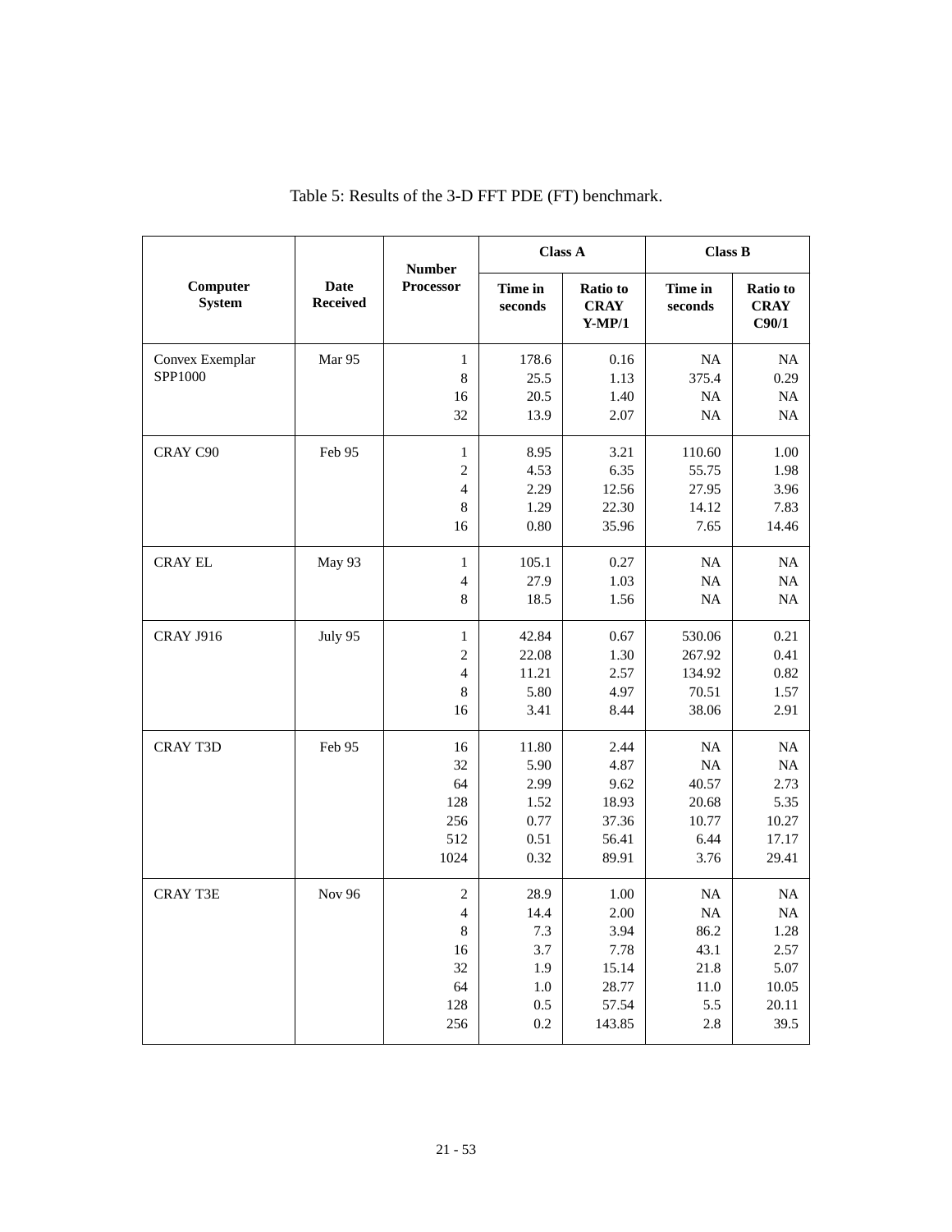Table 5: Results of the 3-D FFT PDE (FT) benchmark.

| Computer System | Date Received | Number Processor | Class A | | Class B | |
|---|---|---|---|---|---|---|
| | | | Time in seconds | Ratio to CRAY Y-MP/1 | Time in seconds | Ratio to CRAY C90/1 |
| Convex Exemplar SPP1000 | Mar 95 | 1 | 178.6 | 0.16 | NA | NA |
| | | 8 | 25.5 | 1.13 | 375.4 | 0.29 |
| | | 16 | 20.5 | 1.40 | NA | NA |
| | | 32 | 13.9 | 2.07 | NA | NA |
| CRAY C90 | Feb 95 | 1 | 8.95 | 3.21 | 110.60 | 1.00 |
| | | 2 | 4.53 | 6.35 | 55.75 | 1.98 |
| | | 4 | 2.29 | 12.56 | 27.95 | 3.96 |
| | | 8 | 1.29 | 22.30 | 14.12 | 7.83 |
| | | 16 | 0.80 | 35.96 | 7.65 | 14.46 |
| CRAY EL | May 93 | 1 | 105.1 | 0.27 | NA | NA |
| | | 4 | 27.9 | 1.03 | NA | NA |
| | | 8 | 18.5 | 1.56 | NA | NA |
| CRAY J916 | July 95 | 1 | 42.84 | 0.67 | 530.06 | 0.21 |
| | | 2 | 22.08 | 1.30 | 267.92 | 0.41 |
| | | 4 | 11.21 | 2.57 | 134.92 | 0.82 |
| | | 8 | 5.80 | 4.97 | 70.51 | 1.57 |
| | | 16 | 3.41 | 8.44 | 38.06 | 2.91 |
| CRAY T3D | Feb 95 | 16 | 11.80 | 2.44 | NA | NA |
| | | 32 | 5.90 | 4.87 | NA | NA |
| | | 64 | 2.99 | 9.62 | 40.57 | 2.73 |
| | | 128 | 1.52 | 18.93 | 20.68 | 5.35 |
| | | 256 | 0.77 | 37.36 | 10.77 | 10.27 |
| | | 512 | 0.51 | 56.41 | 6.44 | 17.17 |
| | | 1024 | 0.32 | 89.91 | 3.76 | 29.41 |
| CRAY T3E | Nov 96 | 2 | 28.9 | 1.00 | NA | NA |
| | | 4 | 14.4 | 2.00 | NA | NA |
| | | 8 | 7.3 | 3.94 | 86.2 | 1.28 |
| | | 16 | 3.7 | 7.78 | 43.1 | 2.57 |
| | | 32 | 1.9 | 15.14 | 21.8 | 5.07 |
| | | 64 | 1.0 | 28.77 | 11.0 | 10.05 |
| | | 128 | 0.5 | 57.54 | 5.5 | 20.11 |
| | | 256 | 0.2 | 143.85 | 2.8 | 39.5 |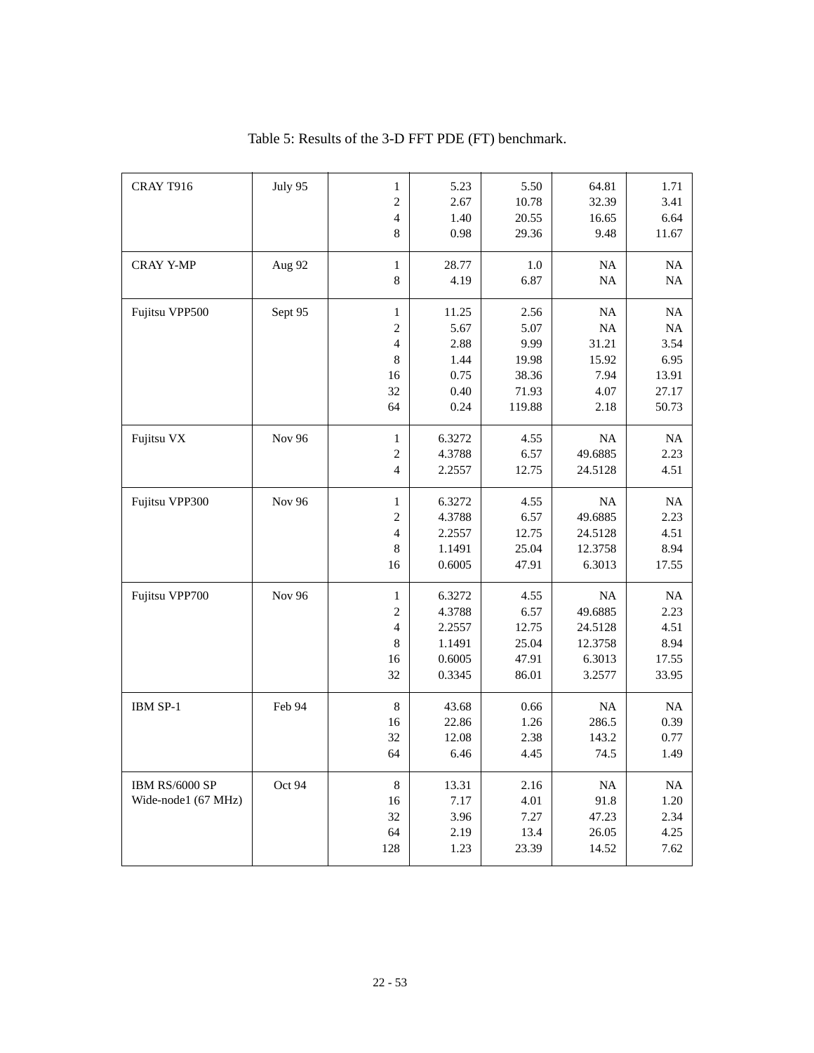Table 5: Results of the 3-D FFT PDE (FT) benchmark.

| | | | | | | |
|---|---|---|---|---|---|---|
| CRAY T916 | July 95 | 1 | 5.23 | 5.50 | 64.81 | 1.71 |
| | | 2 | 2.67 | 10.78 | 32.39 | 3.41 |
| | | 4 | 1.40 | 20.55 | 16.65 | 6.64 |
| | | 8 | 0.98 | 29.36 | 9.48 | 11.67 |
| CRAY Y-MP | Aug 92 | 1 | 28.77 | 1.0 | NA | NA |
| | | 8 | 4.19 | 6.87 | NA | NA |
| Fujitsu VPP500 | Sept 95 | 1 | 11.25 | 2.56 | NA | NA |
| | | 2 | 5.67 | 5.07 | NA | NA |
| | | 4 | 2.88 | 9.99 | 31.21 | 3.54 |
| | | 8 | 1.44 | 19.98 | 15.92 | 6.95 |
| | | 16 | 0.75 | 38.36 | 7.94 | 13.91 |
| | | 32 | 0.40 | 71.93 | 4.07 | 27.17 |
| | | 64 | 0.24 | 119.88 | 2.18 | 50.73 |
| Fujitsu VX | Nov 96 | 1 | 6.3272 | 4.55 | NA | NA |
| | | 2 | 4.3788 | 6.57 | 49.6885 | 2.23 |
| | | 4 | 2.2557 | 12.75 | 24.5128 | 4.51 |
| Fujitsu VPP300 | Nov 96 | 1 | 6.3272 | 4.55 | NA | NA |
| | | 2 | 4.3788 | 6.57 | 49.6885 | 2.23 |
| | | 4 | 2.2557 | 12.75 | 24.5128 | 4.51 |
| | | 8 | 1.1491 | 25.04 | 12.3758 | 8.94 |
| | | 16 | 0.6005 | 47.91 | 6.3013 | 17.55 |
| Fujitsu VPP700 | Nov 96 | 1 | 6.3272 | 4.55 | NA | NA |
| | | 2 | 4.3788 | 6.57 | 49.6885 | 2.23 |
| | | 4 | 2.2557 | 12.75 | 24.5128 | 4.51 |
| | | 8 | 1.1491 | 25.04 | 12.3758 | 8.94 |
| | | 16 | 0.6005 | 47.91 | 6.3013 | 17.55 |
| | | 32 | 0.3345 | 86.01 | 3.2577 | 33.95 |
| IBM SP-1 | Feb 94 | 8 | 43.68 | 0.66 | NA | NA |
| | | 16 | 22.86 | 1.26 | 286.5 | 0.39 |
| | | 32 | 12.08 | 2.38 | 143.2 | 0.77 |
| | | 64 | 6.46 | 4.45 | 74.5 | 1.49 |
| IBM RS/6000 SP Wide-node1 (67 MHz) | Oct 94 | 8 | 13.31 | 2.16 | NA | NA |
| | | 16 | 7.17 | 4.01 | 91.8 | 1.20 |
| | | 32 | 3.96 | 7.27 | 47.23 | 2.34 |
| | | 64 | 2.19 | 13.4 | 26.05 | 4.25 |
| | | 128 | 1.23 | 23.39 | 14.52 | 7.62 |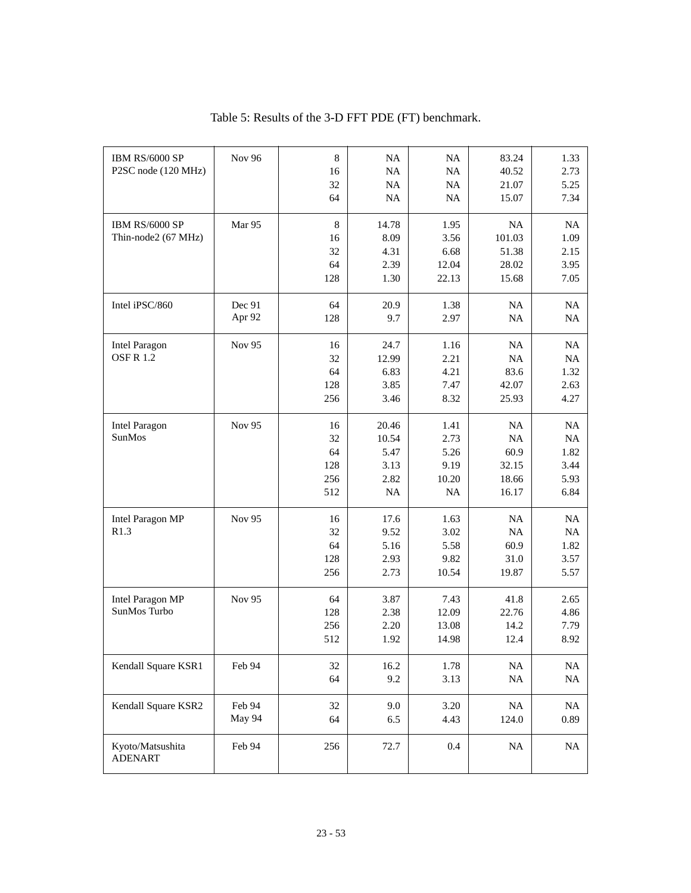Table 5: Results of the 3-D FFT PDE (FT) benchmark.

| | | | | | | |
|---|---|---|---|---|---|---|
| IBM RS/6000 SP P2SC node (120 MHz) | Nov 96 | 8<br>16<br>32<br>64 | NA<br>NA<br>NA<br>NA | NA<br>NA<br>NA<br>NA | 83.24<br>40.52<br>21.07<br>15.07 | 1.33<br>2.73<br>5.25<br>7.34 |
| IBM RS/6000 SP Thin-node2 (67 MHz) | Mar 95 | 8<br>16<br>32<br>64<br>128 | 14.78<br>8.09<br>4.31<br>2.39<br>1.30 | 1.95<br>3.56<br>6.68<br>12.04<br>22.13 | NA<br>101.03<br>51.38<br>28.02<br>15.68 | NA<br>1.09<br>2.15<br>3.95<br>7.05 |
| Intel iPSC/860 | Dec 91<br>Apr 92 | 64<br>128 | 20.9<br>9.7 | 1.38<br>2.97 | NA<br>NA | NA<br>NA |
| Intel Paragon OSF R 1.2 | Nov 95 | 16<br>32<br>64<br>128<br>256 | 24.7<br>12.99<br>6.83<br>3.85<br>3.46 | 1.16<br>2.21<br>4.21<br>7.47<br>8.32 | NA<br>NA<br>83.6<br>42.07<br>25.93 | NA<br>NA<br>1.32<br>2.63<br>4.27 |
| Intel Paragon SunMos | Nov 95 | 16<br>32<br>64<br>128<br>256<br>512 | 20.46<br>10.54<br>5.47<br>3.13<br>2.82<br>NA | 1.41<br>2.73<br>5.26<br>9.19<br>10.20<br>NA | NA<br>NA<br>60.9<br>32.15<br>18.66<br>16.17 | NA<br>NA<br>1.82<br>3.44<br>5.93<br>6.84 |
| Intel Paragon MP R1.3 | Nov 95 | 16<br>32<br>64<br>128<br>256 | 17.6<br>9.52<br>5.16<br>2.93<br>2.73 | 1.63<br>3.02<br>5.58<br>9.82<br>10.54 | NA<br>NA<br>60.9<br>31.0<br>19.87 | NA<br>NA<br>1.82<br>3.57<br>5.57 |
| Intel Paragon MP SunMos Turbo | Nov 95 | 64<br>128<br>256<br>512 | 3.87<br>2.38<br>2.20<br>1.92 | 7.43<br>12.09<br>13.08<br>14.98 | 41.8<br>22.76<br>14.2<br>12.4 | 2.65<br>4.86<br>7.79<br>8.92 |
| Kendall Square KSR1 | Feb 94 | 32<br>64 | 16.2<br>9.2 | 1.78<br>3.13 | NA<br>NA | NA<br>NA |
| Kendall Square KSR2 | Feb 94<br>May 94 | 32<br>64 | 9.0<br>6.5 | 3.20<br>4.43 | NA<br>124.0 | NA<br>0.89 |
| Kyoto/Matsushita ADENART | Feb 94 | 256 | 72.7 | 0.4 | NA | NA |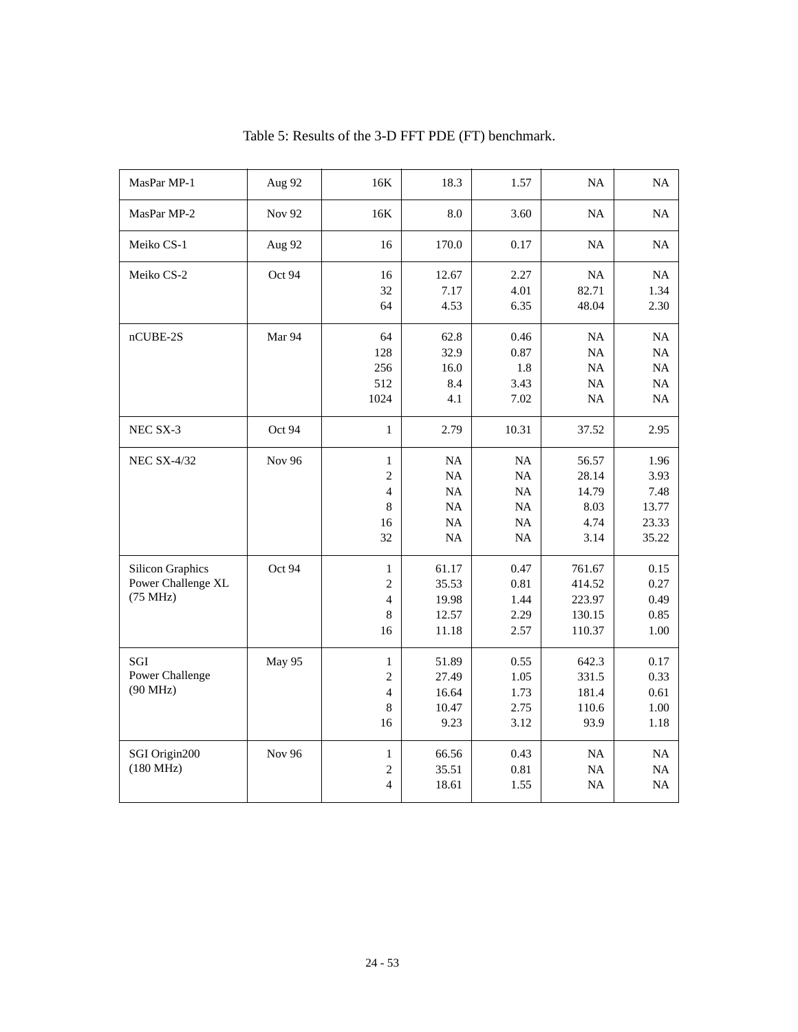Table 5: Results of the 3-D FFT PDE (FT) benchmark.

| | | | | | | |
|---|---|---|---|---|---|---|
| MasPar MP-1 | Aug 92 | 16K | 18.3 | 1.57 | NA | NA |
| MasPar MP-2 | Nov 92 | 16K | 8.0 | 3.60 | NA | NA |
| Meiko CS-1 | Aug 92 | 16 | 170.0 | 0.17 | NA | NA |
| Meiko CS-2 | Oct 94 | 16 | 12.67 | 2.27 | NA | NA |
| | | 32 | 7.17 | 4.01 | 82.71 | 1.34 |
| | | 64 | 4.53 | 6.35 | 48.04 | 2.30 |
| nCUBE-2S | Mar 94 | 64 | 62.8 | 0.46 | NA | NA |
| | | 128 | 32.9 | 0.87 | NA | NA |
| | | 256 | 16.0 | 1.8 | NA | NA |
| | | 512 | 8.4 | 3.43 | NA | NA |
| | | 1024 | 4.1 | 7.02 | NA | NA |
| NEC SX-3 | Oct 94 | 1 | 2.79 | 10.31 | 37.52 | 2.95 |
| NEC SX-4/32 | Nov 96 | 1 | NA | NA | 56.57 | 1.96 |
| | | 2 | NA | NA | 28.14 | 3.93 |
| | | 4 | NA | NA | 14.79 | 7.48 |
| | | 8 | NA | NA | 8.03 | 13.77 |
| | | 16 | NA | NA | 4.74 | 23.33 |
| | | 32 | NA | NA | 3.14 | 35.22 |
| Silicon Graphics Power Challenge XL (75 MHz) | Oct 94 | 1 | 61.17 | 0.47 | 761.67 | 0.15 |
| | | 2 | 35.53 | 0.81 | 414.52 | 0.27 |
| | | 4 | 19.98 | 1.44 | 223.97 | 0.49 |
| | | 8 | 12.57 | 2.29 | 130.15 | 0.85 |
| | | 16 | 11.18 | 2.57 | 110.37 | 1.00 |
| SGI Power Challenge (90 MHz) | May 95 | 1 | 51.89 | 0.55 | 642.3 | 0.17 |
| | | 2 | 27.49 | 1.05 | 331.5 | 0.33 |
| | | 4 | 16.64 | 1.73 | 181.4 | 0.61 |
| | | 8 | 10.47 | 2.75 | 110.6 | 1.00 |
| | | 16 | 9.23 | 3.12 | 93.9 | 1.18 |
| SGI Origin200 (180 MHz) | Nov 96 | 1 | 66.56 | 0.43 | NA | NA |
| | | 2 | 35.51 | 0.81 | NA | NA |
| | | 4 | 18.61 | 1.55 | NA | NA |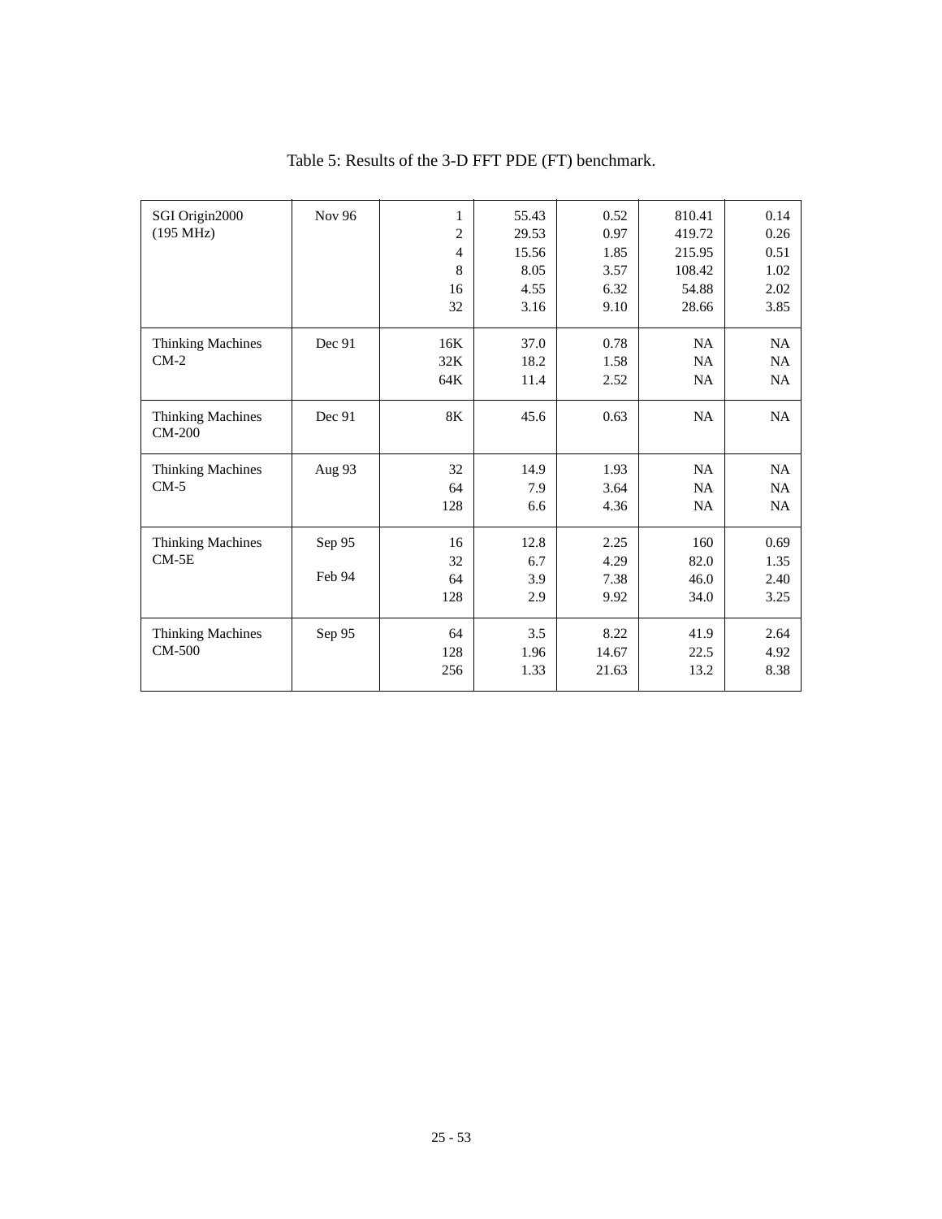Table 5: Results of the 3-D FFT PDE (FT) benchmark.

| | | | | | | |
|---|---|---|---|---|---|---|
| SGI Origin2000 (195 MHz) | Nov 96 | 1 | 55.43 | 0.52 | 810.41 | 0.14 |
| | | 2 | 29.53 | 0.97 | 419.72 | 0.26 |
| | | 4 | 15.56 | 1.85 | 215.95 | 0.51 |
| | | 8 | 8.05 | 3.57 | 108.42 | 1.02 |
| | | 16 | 4.55 | 6.32 | 54.88 | 2.02 |
| | | 32 | 3.16 | 9.10 | 28.66 | 3.85 |
| Thinking Machines CM-2 | Dec 91 | 16K | 37.0 | 0.78 | NA | NA |
| | | 32K | 18.2 | 1.58 | NA | NA |
| | | 64K | 11.4 | 2.52 | NA | NA |
| Thinking Machines CM-200 | Dec 91 | 8K | 45.6 | 0.63 | NA | NA |
| Thinking Machines CM-5 | Aug 93 | 32 | 14.9 | 1.93 | NA | NA |
| | | 64 | 7.9 | 3.64 | NA | NA |
| | | 128 | 6.6 | 4.36 | NA | NA |
| Thinking Machines CM-5E | Sep 95 | 16 | 12.8 | 2.25 | 160 | 0.69 |
| | | 32 | 6.7 | 4.29 | 82.0 | 1.35 |
| | Feb 94 | 64 | 3.9 | 7.38 | 46.0 | 2.40 |
| | | 128 | 2.9 | 9.92 | 34.0 | 3.25 |
| Thinking Machines CM-500 | Sep 95 | 64 | 3.5 | 8.22 | 41.9 | 2.64 |
| | | 128 | 1.96 | 14.67 | 22.5 | 4.92 |
| | | 256 | 1.33 | 21.63 | 13.2 | 8.38 |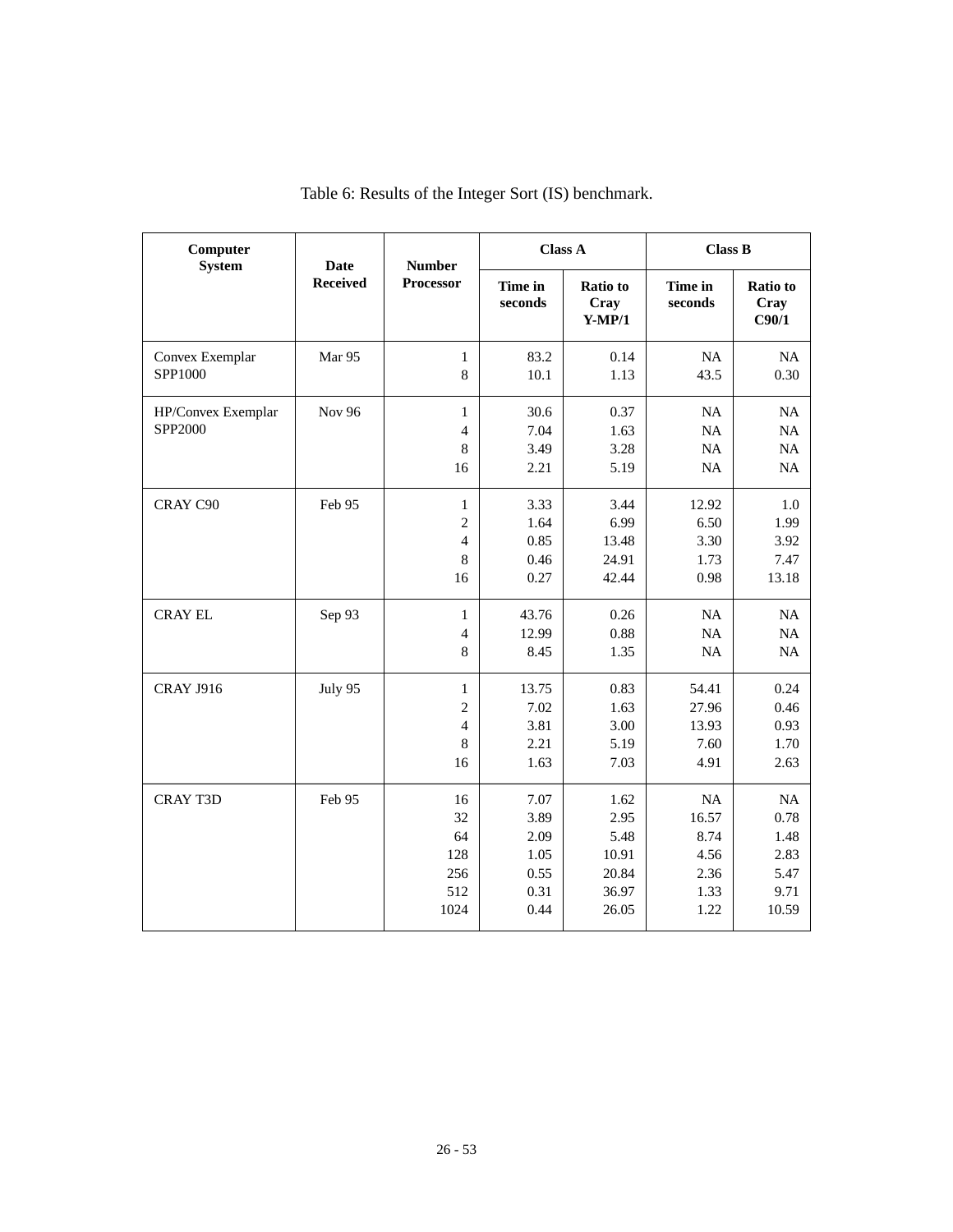Table 6: Results of the Integer Sort (IS) benchmark.

| Computer System | Date Received | Number Processor | Class A | | Class B | |
|---|---|---|---|---|---|---|
| | | | Time in seconds | Ratio to Cray Y-MP/1 | Time in seconds | Ratio to Cray C90/1 |
| Convex Exemplar SPP1000 | Mar 95 | 1 | 83.2 | 0.14 | NA | NA |
| | | 8 | 10.1 | 1.13 | 43.5 | 0.30 |
| HP/Convex Exemplar SPP2000 | Nov 96 | 1 | 30.6 | 0.37 | NA | NA |
| | | 4 | 7.04 | 1.63 | NA | NA |
| | | 8 | 3.49 | 3.28 | NA | NA |
| | | 16 | 2.21 | 5.19 | NA | NA |
| CRAY C90 | Feb 95 | 1 | 3.33 | 3.44 | 12.92 | 1.0 |
| | | 2 | 1.64 | 6.99 | 6.50 | 1.99 |
| | | 4 | 0.85 | 13.48 | 3.30 | 3.92 |
| | | 8 | 0.46 | 24.91 | 1.73 | 7.47 |
| | | 16 | 0.27 | 42.44 | 0.98 | 13.18 |
| CRAY EL | Sep 93 | 1 | 43.76 | 0.26 | NA | NA |
| | | 4 | 12.99 | 0.88 | NA | NA |
| | | 8 | 8.45 | 1.35 | NA | NA |
| CRAY J916 | July 95 | 1 | 13.75 | 0.83 | 54.41 | 0.24 |
| | | 2 | 7.02 | 1.63 | 27.96 | 0.46 |
| | | 4 | 3.81 | 3.00 | 13.93 | 0.93 |
| | | 8 | 2.21 | 5.19 | 7.60 | 1.70 |
| | | 16 | 1.63 | 7.03 | 4.91 | 2.63 |
| CRAY T3D | Feb 95 | 16 | 7.07 | 1.62 | NA | NA |
| | | 32 | 3.89 | 2.95 | 16.57 | 0.78 |
| | | 64 | 2.09 | 5.48 | 8.74 | 1.48 |
| | | 128 | 1.05 | 10.91 | 4.56 | 2.83 |
| | | 256 | 0.55 | 20.84 | 2.36 | 5.47 |
| | | 512 | 0.31 | 36.97 | 1.33 | 9.71 |
| | | 1024 | 0.44 | 26.05 | 1.22 | 10.59 |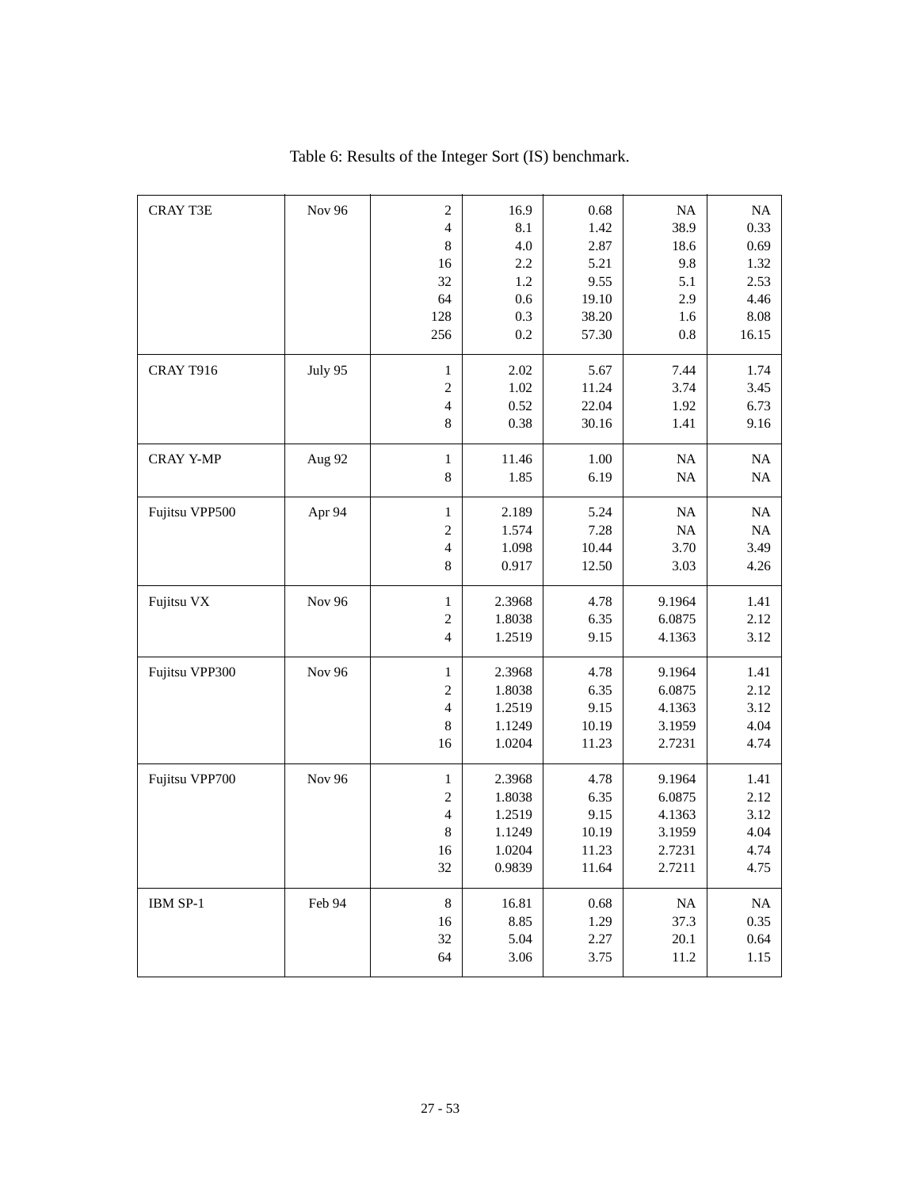Table 6: Results of the Integer Sort (IS) benchmark.

| | | | | | | |
|---|---|---|---|---|---|---|
| CRAY T3E | Nov 96 | 2 | 16.9 | 0.68 | NA | NA |
| | | 4 | 8.1 | 1.42 | 38.9 | 0.33 |
| | | 8 | 4.0 | 2.87 | 18.6 | 0.69 |
| | | 16 | 2.2 | 5.21 | 9.8 | 1.32 |
| | | 32 | 1.2 | 9.55 | 5.1 | 2.53 |
| | | 64 | 0.6 | 19.10 | 2.9 | 4.46 |
| | | 128 | 0.3 | 38.20 | 1.6 | 8.08 |
| | | 256 | 0.2 | 57.30 | 0.8 | 16.15 |
| CRAY T916 | July 95 | 1 | 2.02 | 5.67 | 7.44 | 1.74 |
| | | 2 | 1.02 | 11.24 | 3.74 | 3.45 |
| | | 4 | 0.52 | 22.04 | 1.92 | 6.73 |
| | | 8 | 0.38 | 30.16 | 1.41 | 9.16 |
| CRAY Y-MP | Aug 92 | 1 | 11.46 | 1.00 | NA | NA |
| | | 8 | 1.85 | 6.19 | NA | NA |
| Fujitsu VPP500 | Apr 94 | 1 | 2.189 | 5.24 | NA | NA |
| | | 2 | 1.574 | 7.28 | NA | NA |
| | | 4 | 1.098 | 10.44 | 3.70 | 3.49 |
| | | 8 | 0.917 | 12.50 | 3.03 | 4.26 |
| Fujitsu VX | Nov 96 | 1 | 2.3968 | 4.78 | 9.1964 | 1.41 |
| | | 2 | 1.8038 | 6.35 | 6.0875 | 2.12 |
| | | 4 | 1.2519 | 9.15 | 4.1363 | 3.12 |
| Fujitsu VPP300 | Nov 96 | 1 | 2.3968 | 4.78 | 9.1964 | 1.41 |
| | | 2 | 1.8038 | 6.35 | 6.0875 | 2.12 |
| | | 4 | 1.2519 | 9.15 | 4.1363 | 3.12 |
| | | 8 | 1.1249 | 10.19 | 3.1959 | 4.04 |
| | | 16 | 1.0204 | 11.23 | 2.7231 | 4.74 |
| Fujitsu VPP700 | Nov 96 | 1 | 2.3968 | 4.78 | 9.1964 | 1.41 |
| | | 2 | 1.8038 | 6.35 | 6.0875 | 2.12 |
| | | 4 | 1.2519 | 9.15 | 4.1363 | 3.12 |
| | | 8 | 1.1249 | 10.19 | 3.1959 | 4.04 |
| | | 16 | 1.0204 | 11.23 | 2.7231 | 4.74 |
| | | 32 | 0.9839 | 11.64 | 2.7211 | 4.75 |
| IBM SP-1 | Feb 94 | 8 | 16.81 | 0.68 | NA | NA |
| | | 16 | 8.85 | 1.29 | 37.3 | 0.35 |
| | | 32 | 5.04 | 2.27 | 20.1 | 0.64 |
| | | 64 | 3.06 | 3.75 | 11.2 | 1.15 |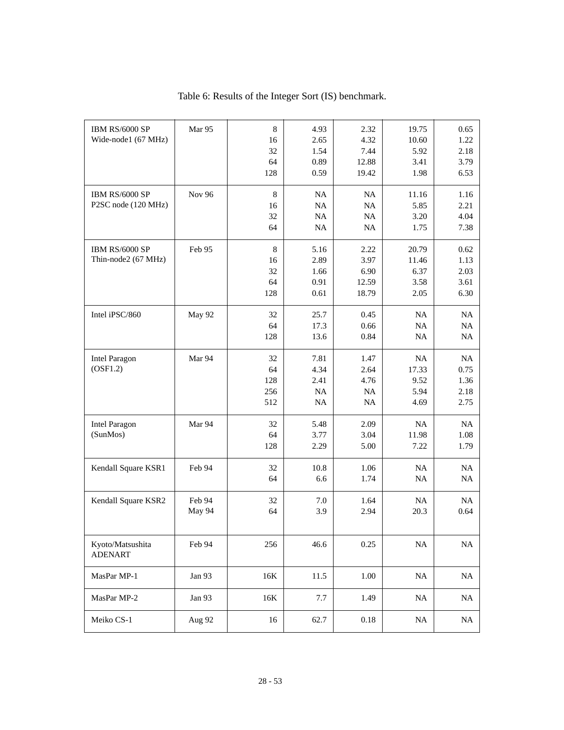Table 6: Results of the Integer Sort (IS) benchmark.

| | | | | | | |
|---|---|---|---|---|---|---|
| IBM RS/6000 SP Wide-node1 (67 MHz) | Mar 95 | 8<br>16<br>32<br>64<br>128 | 4.93<br>2.65<br>1.54<br>0.89<br>0.59 | 2.32<br>4.32<br>7.44<br>12.88<br>19.42 | 19.75<br>10.60<br>5.92<br>3.41<br>1.98 | 0.65<br>1.22<br>2.18<br>3.79<br>6.53 |
| IBM RS/6000 SP P2SC node (120 MHz) | Nov 96 | 8<br>16<br>32<br>64 | NA<br>NA<br>NA<br>NA | NA<br>NA<br>NA<br>NA | 11.16<br>5.85<br>3.20<br>1.75 | 1.16<br>2.21<br>4.04<br>7.38 |
| IBM RS/6000 SP Thin-node2 (67 MHz) | Feb 95 | 8<br>16<br>32<br>64<br>128 | 5.16<br>2.89<br>1.66<br>0.91<br>0.61 | 2.22<br>3.97<br>6.90<br>12.59<br>18.79 | 20.79<br>11.46<br>6.37<br>3.58<br>2.05 | 0.62<br>1.13<br>2.03<br>3.61<br>6.30 |
| Intel iPSC/860 | May 92 | 32<br>64<br>128 | 25.7<br>17.3<br>13.6 | 0.45<br>0.66<br>0.84 | NA<br>NA<br>NA | NA<br>NA<br>NA |
| Intel Paragon (OSF1.2) | Mar 94 | 32<br>64<br>128<br>256<br>512 | 7.81<br>4.34<br>2.41<br>NA<br>NA | 1.47<br>2.64<br>4.76<br>NA<br>NA | NA<br>17.33<br>9.52<br>5.94<br>4.69 | NA<br>0.75<br>1.36<br>2.18<br>2.75 |
| Intel Paragon (SunMos) | Mar 94 | 32<br>64<br>128 | 5.48<br>3.77<br>2.29 | 2.09<br>3.04<br>5.00 | NA<br>11.98<br>7.22 | NA<br>1.08<br>1.79 |
| Kendall Square KSR1 | Feb 94 | 32<br>64 | 10.8<br>6.6 | 1.06<br>1.74 | NA<br>NA | NA<br>NA |
| Kendall Square KSR2 | Feb 94<br>May 94 | 32<br>64 | 7.0<br>3.9 | 1.64<br>2.94 | NA<br>20.3 | NA<br>0.64 |
| Kyoto/Matsushita ADENART | Feb 94 | 256 | 46.6 | 0.25 | NA | NA |
| MasPar MP-1 | Jan 93 | 16K | 11.5 | 1.00 | NA | NA |
| MasPar MP-2 | Jan 93 | 16K | 7.7 | 1.49 | NA | NA |
| Meiko CS-1 | Aug 92 | 16 | 62.7 | 0.18 | NA | NA |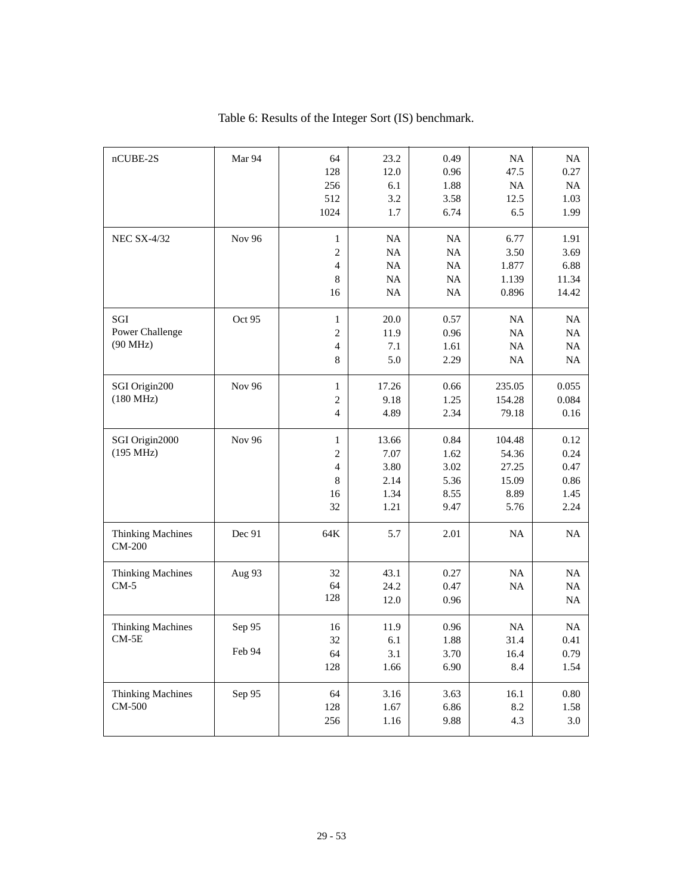Table 6: Results of the Integer Sort (IS) benchmark.

| | | | | | | |
|---|---|---|---|---|---|---|
| nCUBE-2S | Mar 94 | 64<br>128<br>256<br>512<br>1024 | 23.2<br>12.0<br>6.1<br>3.2<br>1.7 | 0.49<br>0.96<br>1.88<br>3.58<br>6.74 | NA<br>47.5<br>NA<br>12.5<br>6.5 | NA<br>0.27<br>NA<br>1.03<br>1.99 |
| NEC SX-4/32 | Nov 96 | 1<br>2<br>4<br>8<br>16 | NA<br>NA<br>NA<br>NA<br>NA | NA<br>NA<br>NA<br>NA<br>NA | 6.77<br>3.50<br>1.877<br>1.139<br>0.896 | 1.91<br>3.69<br>6.88<br>11.34<br>14.42 |
| SGI Power Challenge (90 MHz) | Oct 95 | 1<br>2<br>4<br>8 | 20.0<br>11.9<br>7.1<br>5.0 | 0.57<br>0.96<br>1.61<br>2.29 | NA<br>NA<br>NA<br>NA | NA<br>NA<br>NA<br>NA |
| SGI Origin200 (180 MHz) | Nov 96 | 1<br>2<br>4 | 17.26<br>9.18<br>4.89 | 0.66<br>1.25<br>2.34 | 235.05<br>154.28<br>79.18 | 0.055<br>0.084<br>0.16 |
| SGI Origin2000 (195 MHz) | Nov 96 | 1<br>2<br>4<br>8<br>16<br>32 | 13.66<br>7.07<br>3.80<br>2.14<br>1.34<br>1.21 | 0.84<br>1.62<br>3.02<br>5.36<br>8.55<br>9.47 | 104.48<br>54.36<br>27.25<br>15.09<br>8.89<br>5.76 | 0.12<br>0.24<br>0.47<br>0.86<br>1.45<br>2.24 |
| Thinking Machines CM-200 | Dec 91 | 64K | 5.7 | 2.01 | NA | NA |
| Thinking Machines CM-5 | Aug 93 | 32<br>64<br>128 | 43.1<br>24.2<br>12.0 | 0.27<br>0.47<br>0.96 | NA<br>NA | NA<br>NA<br>NA |
| Thinking Machines CM-5E | Sep 95<br>Feb 94 | 16<br>32<br>64<br>128 | 11.9<br>6.1<br>3.1<br>1.66 | 0.96<br>1.88<br>3.70<br>6.90 | NA<br>31.4<br>16.4<br>8.4 | NA<br>0.41<br>0.79<br>1.54 |
| Thinking Machines CM-500 | Sep 95 | 64<br>128<br>256 | 3.16<br>1.67<br>1.16 | 3.63<br>6.86<br>9.88 | 16.1<br>8.2<br>4.3 | 0.80<br>1.58<br>3.0 |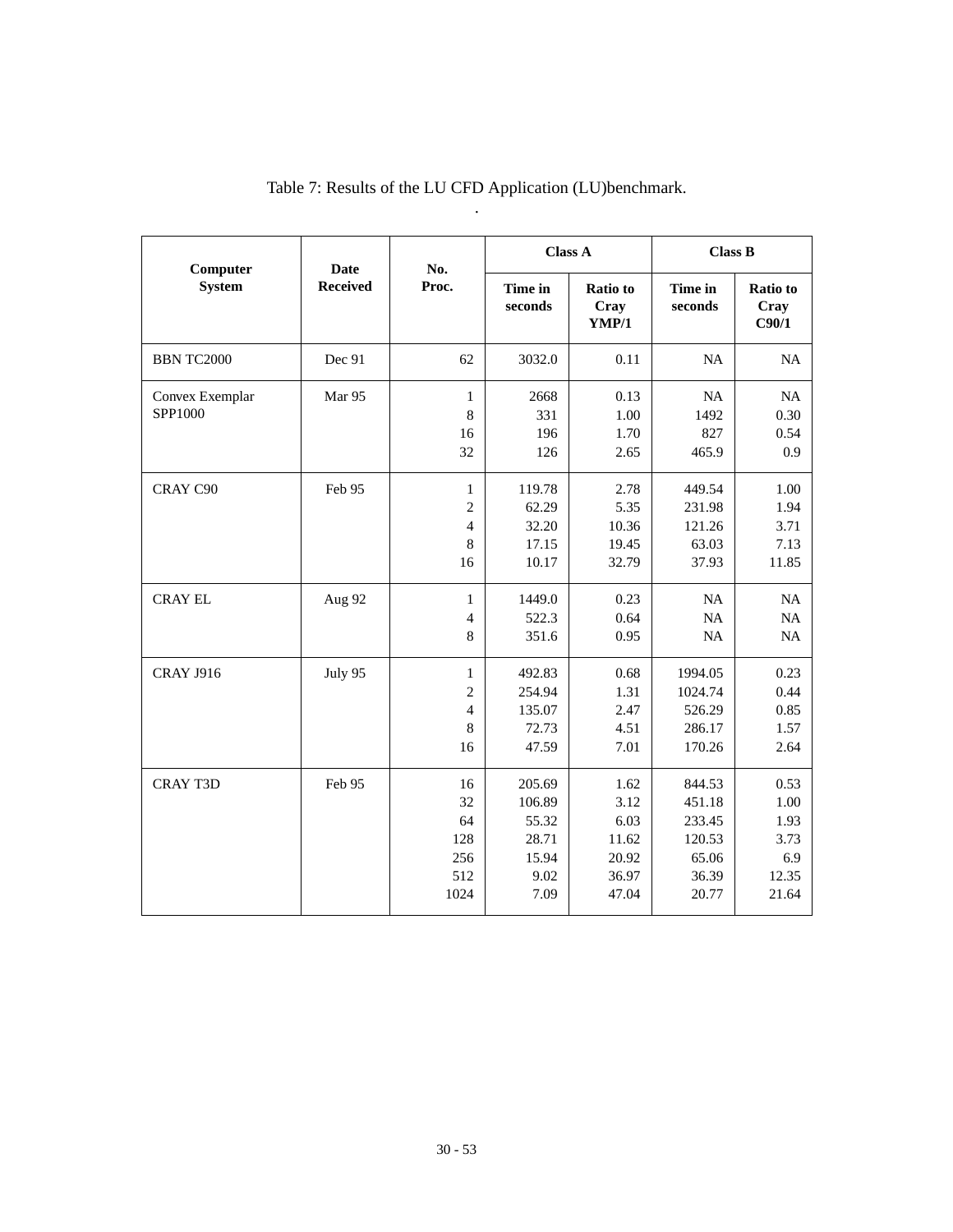Table 7: Results of the LU CFD Application (LU)benchmark.

| Computer System | Date Received | No. Proc. | Class A | | Class B | |
|---|---|---|---|---|---|---|
| | | | Time in seconds | Ratio to Cray YMP/1 | Time in seconds | Ratio to Cray C90/1 |
| BBN TC2000 | Dec 91 | 62 | 3032.0 | 0.11 | NA | NA |
| Convex Exemplar SPP1000 | Mar 95 | 1 | 2668 | 0.13 | NA | NA |
| | | 8 | 331 | 1.00 | 1492 | 0.30 |
| | | 16 | 196 | 1.70 | 827 | 0.54 |
| | | 32 | 126 | 2.65 | 465.9 | 0.9 |
| CRAY C90 | Feb 95 | 1 | 119.78 | 2.78 | 449.54 | 1.00 |
| | | 2 | 62.29 | 5.35 | 231.98 | 1.94 |
| | | 4 | 32.20 | 10.36 | 121.26 | 3.71 |
| | | 8 | 17.15 | 19.45 | 63.03 | 7.13 |
| | | 16 | 10.17 | 32.79 | 37.93 | 11.85 |
| CRAY EL | Aug 92 | 1 | 1449.0 | 0.23 | NA | NA |
| | | 4 | 522.3 | 0.64 | NA | NA |
| | | 8 | 351.6 | 0.95 | NA | NA |
| CRAY J916 | July 95 | 1 | 492.83 | 0.68 | 1994.05 | 0.23 |
| | | 2 | 254.94 | 1.31 | 1024.74 | 0.44 |
| | | 4 | 135.07 | 2.47 | 526.29 | 0.85 |
| | | 8 | 72.73 | 4.51 | 286.17 | 1.57 |
| | | 16 | 47.59 | 7.01 | 170.26 | 2.64 |
| CRAY T3D | Feb 95 | 16 | 205.69 | 1.62 | 844.53 | 0.53 |
| | | 32 | 106.89 | 3.12 | 451.18 | 1.00 |
| | | 64 | 55.32 | 6.03 | 233.45 | 1.93 |
| | | 128 | 28.71 | 11.62 | 120.53 | 3.73 |
| | | 256 | 15.94 | 20.92 | 65.06 | 6.9 |
| | | 512 | 9.02 | 36.97 | 36.39 | 12.35 |
| | | 1024 | 7.09 | 47.04 | 20.77 | 21.64 |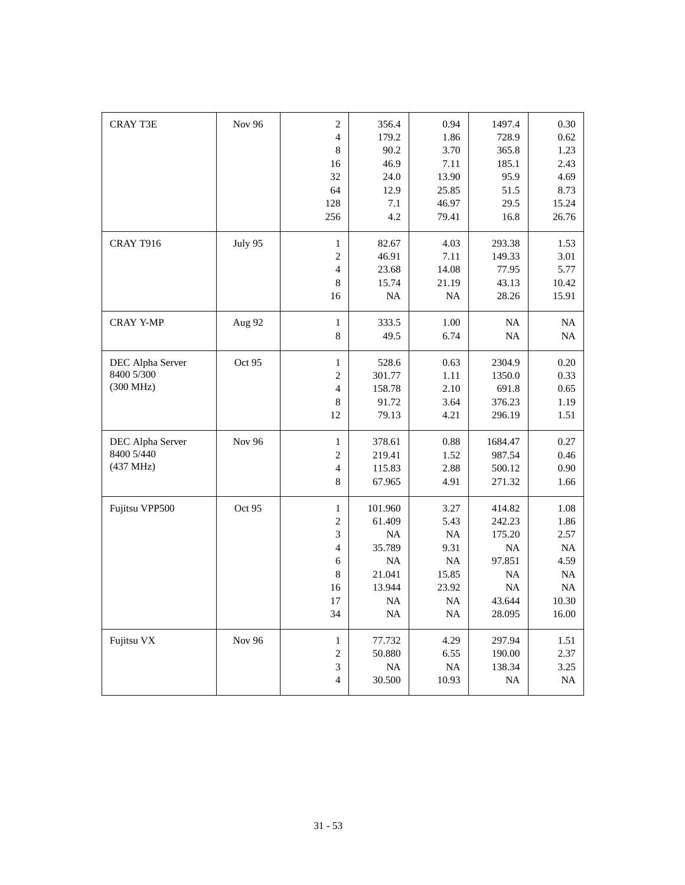| | | | | | | |
|---|---|---|---|---|---|---|
| CRAY T3E | Nov 96 | 2 | 356.4 | 0.94 | 1497.4 | 0.30 |
| | | 4 | 179.2 | 1.86 | 728.9 | 0.62 |
| | | 8 | 90.2 | 3.70 | 365.8 | 1.23 |
| | | 16 | 46.9 | 7.11 | 185.1 | 2.43 |
| | | 32 | 24.0 | 13.90 | 95.9 | 4.69 |
| | | 64 | 12.9 | 25.85 | 51.5 | 8.73 |
| | | 128 | 7.1 | 46.97 | 29.5 | 15.24 |
| | | 256 | 4.2 | 79.41 | 16.8 | 26.76 |
| CRAY T916 | July 95 | 1 | 82.67 | 4.03 | 293.38 | 1.53 |
| | | 2 | 46.91 | 7.11 | 149.33 | 3.01 |
| | | 4 | 23.68 | 14.08 | 77.95 | 5.77 |
| | | 8 | 15.74 | 21.19 | 43.13 | 10.42 |
| | | 16 | NA | NA | 28.26 | 15.91 |
| CRAY Y-MP | Aug 92 | 1 | 333.5 | 1.00 | NA | NA |
| | | 8 | 49.5 | 6.74 | NA | NA |
| DEC Alpha Server 8400 5/300 (300 MHz) | Oct 95 | 1 | 528.6 | 0.63 | 2304.9 | 0.20 |
| | | 2 | 301.77 | 1.11 | 1350.0 | 0.33 |
| | | 4 | 158.78 | 2.10 | 691.8 | 0.65 |
| | | 8 | 91.72 | 3.64 | 376.23 | 1.19 |
| | | 12 | 79.13 | 4.21 | 296.19 | 1.51 |
| DEC Alpha Server 8400 5/440 (437 MHz) | Nov 96 | 1 | 378.61 | 0.88 | 1684.47 | 0.27 |
| | | 2 | 219.41 | 1.52 | 987.54 | 0.46 |
| | | 4 | 115.83 | 2.88 | 500.12 | 0.90 |
| | | 8 | 67.965 | 4.91 | 271.32 | 1.66 |
| Fujitsu VPP500 | Oct 95 | 1 | 101.960 | 3.27 | 414.82 | 1.08 |
| | | 2 | 61.409 | 5.43 | 242.23 | 1.86 |
| | | 3 | NA | NA | 175.20 | 2.57 |
| | | 4 | 35.789 | 9.31 | NA | NA |
| | | 6 | NA | NA | 97.851 | 4.59 |
| | | 8 | 21.041 | 15.85 | NA | NA |
| | | 16 | 13.944 | 23.92 | NA | NA |
| | | 17 | NA | NA | 43.644 | 10.30 |
| | | 34 | NA | NA | 28.095 | 16.00 |
| Fujitsu VX | Nov 96 | 1 | 77.732 | 4.29 | 297.94 | 1.51 |
| | | 2 | 50.880 | 6.55 | 190.00 | 2.37 |
| | | 3 | NA | NA | 138.34 | 3.25 |
| | | 4 | 30.500 | 10.93 | NA | NA |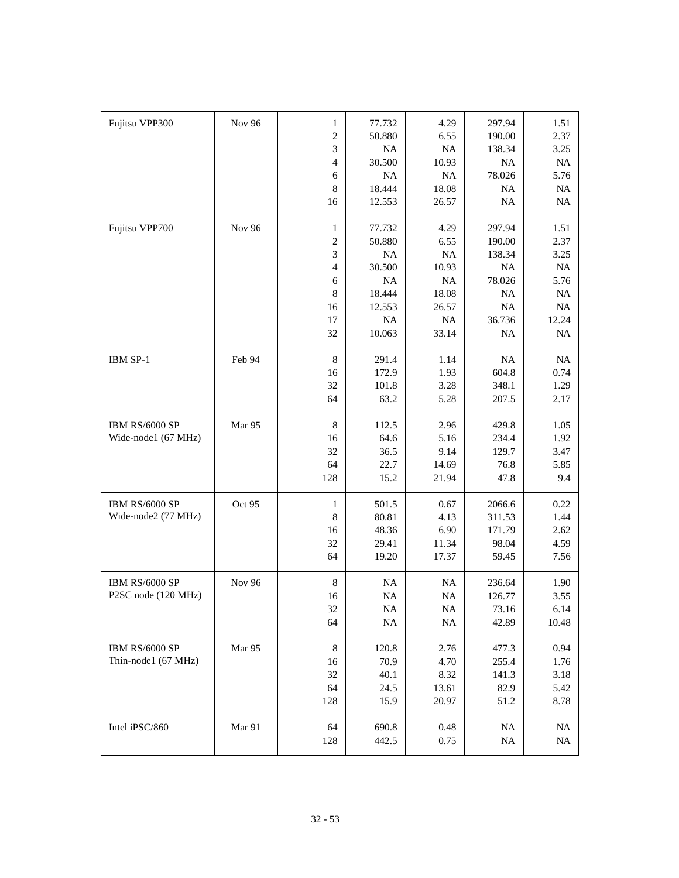| Fujitsu VPP300 | Nov 96 | 1 | 77.732 | 4.29 | 297.94 | 1.51 |
|---|---|---|---|---|---|---|
| | | 2 | 50.880 | 6.55 | 190.00 | 2.37 |
| | | 3 | NA | NA | 138.34 | 3.25 |
| | | 4 | 30.500 | 10.93 | NA | NA |
| | | 6 | NA | NA | 78.026 | 5.76 |
| | | 8 | 18.444 | 18.08 | NA | NA |
| | | 16 | 12.553 | 26.57 | NA | NA |
| Fujitsu VPP700 | Nov 96 | 1 | 77.732 | 4.29 | 297.94 | 1.51 |
| | | 2 | 50.880 | 6.55 | 190.00 | 2.37 |
| | | 3 | NA | NA | 138.34 | 3.25 |
| | | 4 | 30.500 | 10.93 | NA | NA |
| | | 6 | NA | NA | 78.026 | 5.76 |
| | | 8 | 18.444 | 18.08 | NA | NA |
| | | 16 | 12.553 | 26.57 | NA | NA |
| | | 17 | NA | NA | 36.736 | 12.24 |
| | | 32 | 10.063 | 33.14 | NA | NA |
| IBM SP-1 | Feb 94 | 8 | 291.4 | 1.14 | NA | NA |
| | | 16 | 172.9 | 1.93 | 604.8 | 0.74 |
| | | 32 | 101.8 | 3.28 | 348.1 | 1.29 |
| | | 64 | 63.2 | 5.28 | 207.5 | 2.17 |
| IBM RS/6000 SP Wide-node1 (67 MHz) | Mar 95 | 8 | 112.5 | 2.96 | 429.8 | 1.05 |
| | | 16 | 64.6 | 5.16 | 234.4 | 1.92 |
| | | 32 | 36.5 | 9.14 | 129.7 | 3.47 |
| | | 64 | 22.7 | 14.69 | 76.8 | 5.85 |
| | | 128 | 15.2 | 21.94 | 47.8 | 9.4 |
| IBM RS/6000 SP Wide-node2 (77 MHz) | Oct 95 | 1 | 501.5 | 0.67 | 2066.6 | 0.22 |
| | | 8 | 80.81 | 4.13 | 311.53 | 1.44 |
| | | 16 | 48.36 | 6.90 | 171.79 | 2.62 |
| | | 32 | 29.41 | 11.34 | 98.04 | 4.59 |
| | | 64 | 19.20 | 17.37 | 59.45 | 7.56 |
| IBM RS/6000 SP P2SC node (120 MHz) | Nov 96 | 8 | NA | NA | 236.64 | 1.90 |
| | | 16 | NA | NA | 126.77 | 3.55 |
| | | 32 | NA | NA | 73.16 | 6.14 |
| | | 64 | NA | NA | 42.89 | 10.48 |
| IBM RS/6000 SP Thin-node1 (67 MHz) | Mar 95 | 8 | 120.8 | 2.76 | 477.3 | 0.94 |
| | | 16 | 70.9 | 4.70 | 255.4 | 1.76 |
| | | 32 | 40.1 | 8.32 | 141.3 | 3.18 |
| | | 64 | 24.5 | 13.61 | 82.9 | 5.42 |
| | | 128 | 15.9 | 20.97 | 51.2 | 8.78 |
| Intel iPSC/860 | Mar 91 | 64 | 690.8 | 0.48 | NA | NA |
| | | 128 | 442.5 | 0.75 | NA | NA |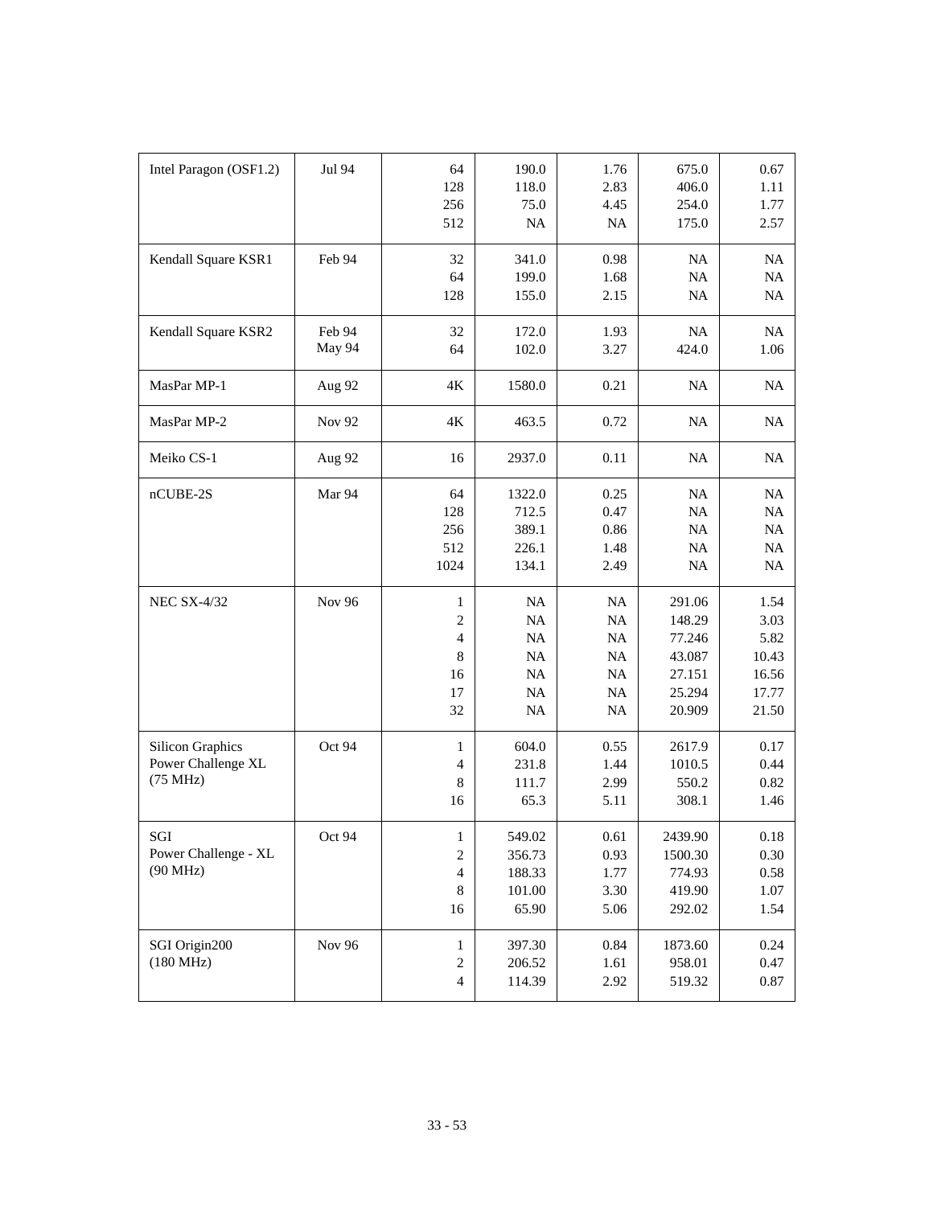| Intel Paragon (OSF1.2) | Jul 94 | 64<br>128<br>256<br>512 | 190.0<br>118.0<br>75.0<br>NA | 1.76<br>2.83<br>4.45<br>NA | 675.0<br>406.0<br>254.0<br>175.0 | 0.67<br>1.11<br>1.77<br>2.57 |
|---|---|---|---|---|---|---|
| Kendall Square KSR1 | Feb 94 | 32<br>64<br>128 | 341.0<br>199.0<br>155.0 | 0.98<br>1.68<br>2.15 | NA<br>NA<br>NA | NA<br>NA<br>NA |
| Kendall Square KSR2 | Feb 94<br>May 94 | 32<br>64 | 172.0<br>102.0 | 1.93<br>3.27 | NA<br>424.0 | NA<br>1.06 |
| MasPar MP-1 | Aug 92 | 4K | 1580.0 | 0.21 | NA | NA |
| MasPar MP-2 | Nov 92 | 4K | 463.5 | 0.72 | NA | NA |
| Meiko CS-1 | Aug 92 | 16 | 2937.0 | 0.11 | NA | NA |
| nCUBE-2S | Mar 94 | 64<br>128<br>256<br>512<br>1024 | 1322.0<br>712.5<br>389.1<br>226.1<br>134.1 | 0.25<br>0.47<br>0.86<br>1.48<br>2.49 | NA<br>NA<br>NA<br>NA<br>NA | NA<br>NA<br>NA<br>NA<br>NA |
| NEC SX-4/32 | Nov 96 | 1<br>2<br>4<br>8<br>16<br>17<br>32 | NA<br>NA<br>NA<br>NA<br>NA<br>NA<br>NA | NA<br>NA<br>NA<br>NA<br>NA<br>NA<br>NA | 291.06<br>148.29<br>77.246<br>43.087<br>27.151<br>25.294<br>20.909 | 1.54<br>3.03<br>5.82<br>10.43<br>16.56<br>17.77<br>21.50 |
| Silicon Graphics Power Challenge XL (75 MHz) | Oct 94 | 1<br>4<br>8<br>16 | 604.0<br>231.8<br>111.7<br>65.3 | 0.55<br>1.44<br>2.99<br>5.11 | 2617.9<br>1010.5<br>550.2<br>308.1 | 0.17<br>0.44<br>0.82<br>1.46 |
| SGI Power Challenge - XL (90 MHz) | Oct 94 | 1<br>2<br>4<br>8<br>16 | 549.02<br>356.73<br>188.33<br>101.00<br>65.90 | 0.61<br>0.93<br>1.77<br>3.30<br>5.06 | 2439.90<br>1500.30<br>774.93<br>419.90<br>292.02 | 0.18<br>0.30<br>0.58<br>1.07<br>1.54 |
| SGI Origin200 (180 MHz) | Nov 96 | 1<br>2<br>4 | 397.30<br>206.52<br>114.39 | 0.84<br>1.61<br>2.92 | 1873.60<br>958.01<br>519.32 | 0.24<br>0.47<br>0.87 |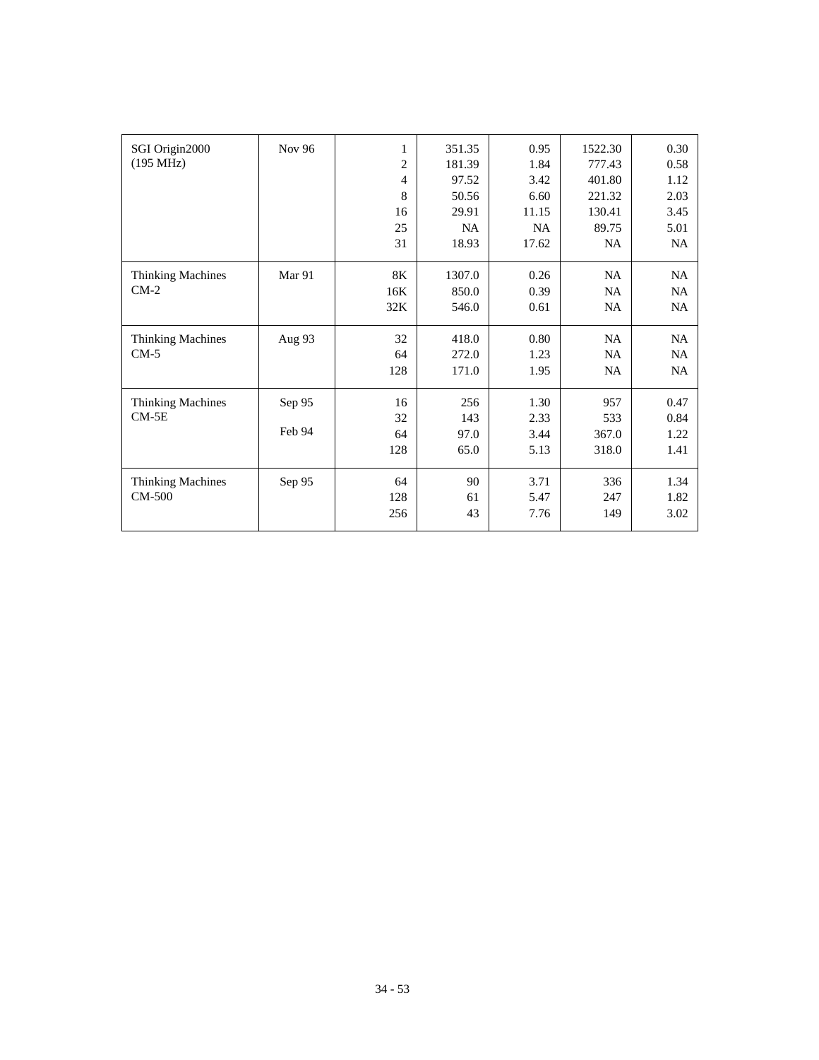| | | | | | | |
|---|---|---|---|---|---|---|
| SGI Origin2000 (195 MHz) | Nov 96 | 1 | 351.35 | 0.95 | 1522.30 | 0.30 |
| | | 2 | 181.39 | 1.84 | 777.43 | 0.58 |
| | | 4 | 97.52 | 3.42 | 401.80 | 1.12 |
| | | 8 | 50.56 | 6.60 | 221.32 | 2.03 |
| | | 16 | 29.91 | 11.15 | 130.41 | 3.45 |
| | | 25 | NA | NA | 89.75 | 5.01 |
| | | 31 | 18.93 | 17.62 | NA | NA |
| Thinking Machines CM-2 | Mar 91 | 8K | 1307.0 | 0.26 | NA | NA |
| | | 16K | 850.0 | 0.39 | NA | NA |
| | | 32K | 546.0 | 0.61 | NA | NA |
| Thinking Machines CM-5 | Aug 93 | 32 | 418.0 | 0.80 | NA | NA |
| | | 64 | 272.0 | 1.23 | NA | NA |
| | | 128 | 171.0 | 1.95 | NA | NA |
| Thinking Machines CM-5E | Sep 95 | 16 | 256 | 1.30 | 957 | 0.47 |
| | | 32 | 143 | 2.33 | 533 | 0.84 |
| | Feb 94 | 64 | 97.0 | 3.44 | 367.0 | 1.22 |
| | | 128 | 65.0 | 5.13 | 318.0 | 1.41 |
| Thinking Machines CM-500 | Sep 95 | 64 | 90 | 3.71 | 336 | 1.34 |
| | | 128 | 61 | 5.47 | 247 | 1.82 |
| | | 256 | 43 | 7.76 | 149 | 3.02 |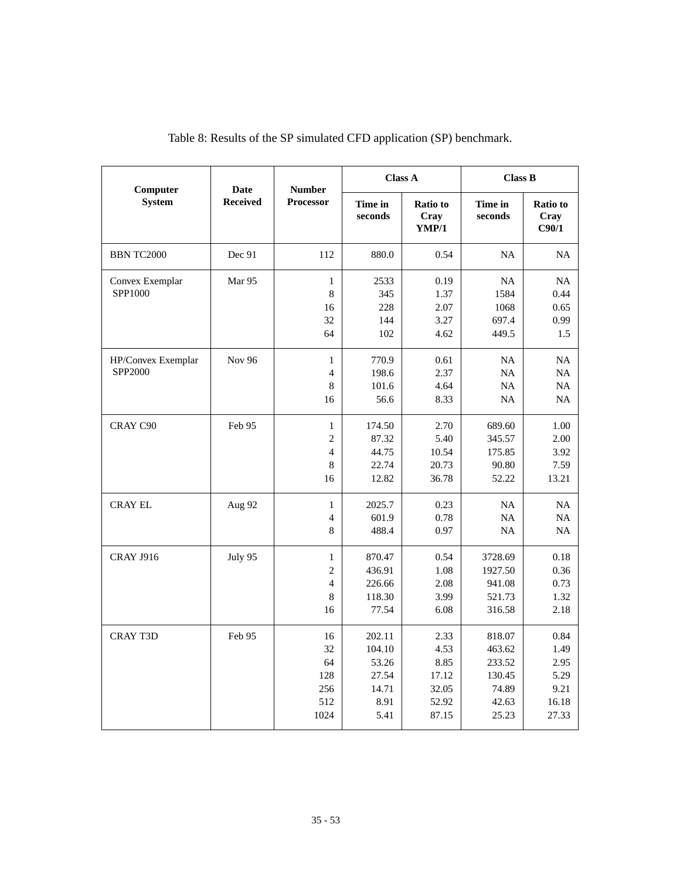Table 8: Results of the SP simulated CFD application (SP) benchmark.

| Computer System | Date Received | Number Processor | Class A | | Class B | |
|---|---|---|---|---|---|---|
| | | | Time in seconds | Ratio to Cray YMP/1 | Time in seconds | Ratio to Cray C90/1 |
| BBN TC2000 | Dec 91 | 112 | 880.0 | 0.54 | NA | NA |
| Convex Exemplar SPP1000 | Mar 95 | 1 | 2533 | 0.19 | NA | NA |
| | | 8 | 345 | 1.37 | 1584 | 0.44 |
| | | 16 | 228 | 2.07 | 1068 | 0.65 |
| | | 32 | 144 | 3.27 | 697.4 | 0.99 |
| | | 64 | 102 | 4.62 | 449.5 | 1.5 |
| HP/Convex Exemplar SPP2000 | Nov 96 | 1 | 770.9 | 0.61 | NA | NA |
| | | 4 | 198.6 | 2.37 | NA | NA |
| | | 8 | 101.6 | 4.64 | NA | NA |
| | | 16 | 56.6 | 8.33 | NA | NA |
| CRAY C90 | Feb 95 | 1 | 174.50 | 2.70 | 689.60 | 1.00 |
| | | 2 | 87.32 | 5.40 | 345.57 | 2.00 |
| | | 4 | 44.75 | 10.54 | 175.85 | 3.92 |
| | | 8 | 22.74 | 20.73 | 90.80 | 7.59 |
| | | 16 | 12.82 | 36.78 | 52.22 | 13.21 |
| CRAY EL | Aug 92 | 1 | 2025.7 | 0.23 | NA | NA |
| | | 4 | 601.9 | 0.78 | NA | NA |
| | | 8 | 488.4 | 0.97 | NA | NA |
| CRAY J916 | July 95 | 1 | 870.47 | 0.54 | 3728.69 | 0.18 |
| | | 2 | 436.91 | 1.08 | 1927.50 | 0.36 |
| | | 4 | 226.66 | 2.08 | 941.08 | 0.73 |
| | | 8 | 118.30 | 3.99 | 521.73 | 1.32 |
| | | 16 | 77.54 | 6.08 | 316.58 | 2.18 |
| CRAY T3D | Feb 95 | 16 | 202.11 | 2.33 | 818.07 | 0.84 |
| | | 32 | 104.10 | 4.53 | 463.62 | 1.49 |
| | | 64 | 53.26 | 8.85 | 233.52 | 2.95 |
| | | 128 | 27.54 | 17.12 | 130.45 | 5.29 |
| | | 256 | 14.71 | 32.05 | 74.89 | 9.21 |
| | | 512 | 8.91 | 52.92 | 42.63 | 16.18 |
| | | 1024 | 5.41 | 87.15 | 25.23 | 27.33 |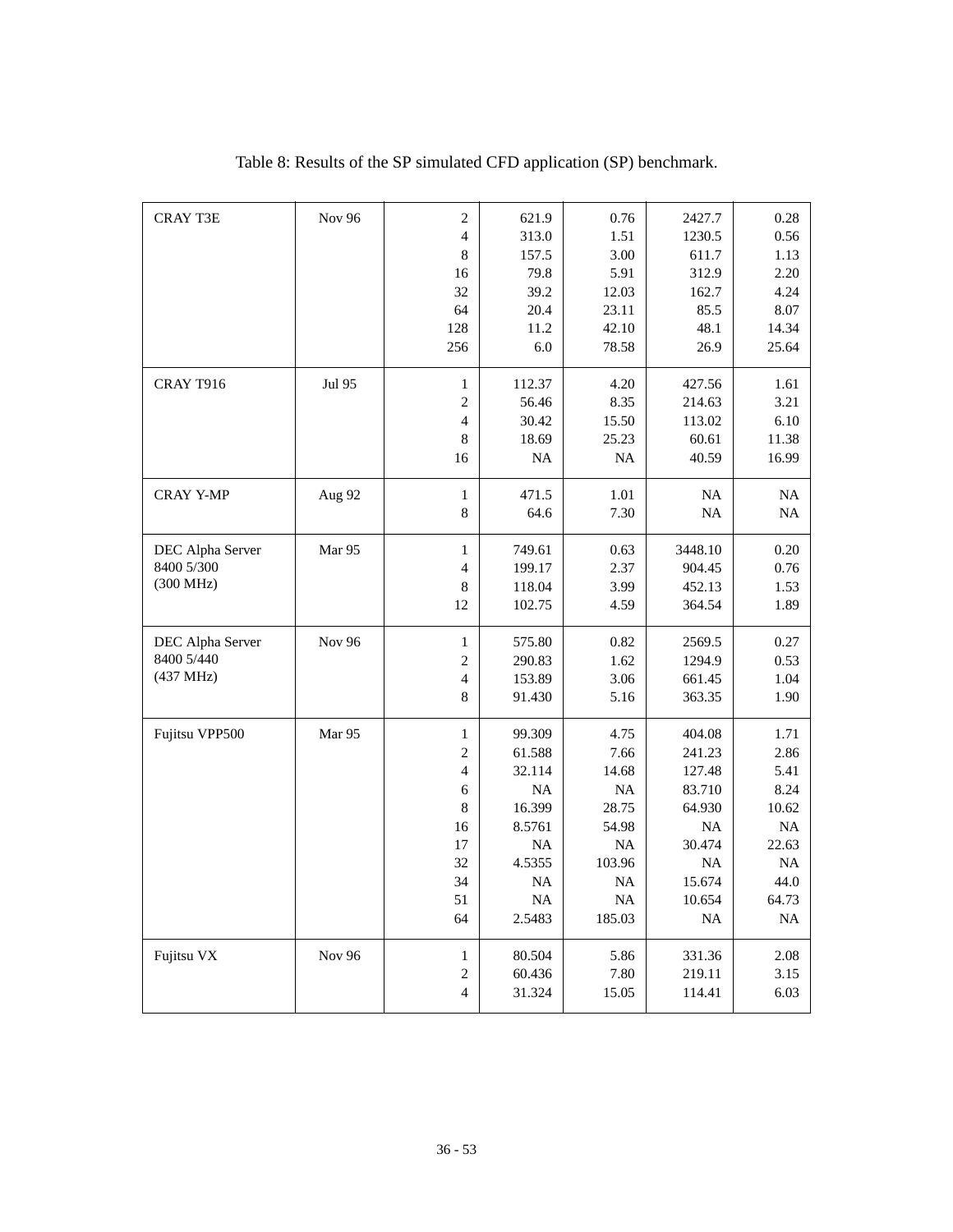Table 8: Results of the SP simulated CFD application (SP) benchmark.

| | | | | | | |
|---|---|---|---|---|---|---|
| CRAY T3E | Nov 96 | 2 | 621.9 | 0.76 | 2427.7 | 0.28 |
| | | 4 | 313.0 | 1.51 | 1230.5 | 0.56 |
| | | 8 | 157.5 | 3.00 | 611.7 | 1.13 |
| | | 16 | 79.8 | 5.91 | 312.9 | 2.20 |
| | | 32 | 39.2 | 12.03 | 162.7 | 4.24 |
| | | 64 | 20.4 | 23.11 | 85.5 | 8.07 |
| | | 128 | 11.2 | 42.10 | 48.1 | 14.34 |
| | | 256 | 6.0 | 78.58 | 26.9 | 25.64 |
| CRAY T916 | Jul 95 | 1 | 112.37 | 4.20 | 427.56 | 1.61 |
| | | 2 | 56.46 | 8.35 | 214.63 | 3.21 |
| | | 4 | 30.42 | 15.50 | 113.02 | 6.10 |
| | | 8 | 18.69 | 25.23 | 60.61 | 11.38 |
| | | 16 | NA | NA | 40.59 | 16.99 |
| CRAY Y-MP | Aug 92 | 1 | 471.5 | 1.01 | NA | NA |
| | | 8 | 64.6 | 7.30 | NA | NA |
| DEC Alpha Server 8400 5/300 (300 MHz) | Mar 95 | 1 | 749.61 | 0.63 | 3448.10 | 0.20 |
| | | 4 | 199.17 | 2.37 | 904.45 | 0.76 |
| | | 8 | 118.04 | 3.99 | 452.13 | 1.53 |
| | | 12 | 102.75 | 4.59 | 364.54 | 1.89 |
| DEC Alpha Server 8400 5/440 (437 MHz) | Nov 96 | 1 | 575.80 | 0.82 | 2569.5 | 0.27 |
| | | 2 | 290.83 | 1.62 | 1294.9 | 0.53 |
| | | 4 | 153.89 | 3.06 | 661.45 | 1.04 |
| | | 8 | 91.430 | 5.16 | 363.35 | 1.90 |
| Fujitsu VPP500 | Mar 95 | 1 | 99.309 | 4.75 | 404.08 | 1.71 |
| | | 2 | 61.588 | 7.66 | 241.23 | 2.86 |
| | | 4 | 32.114 | 14.68 | 127.48 | 5.41 |
| | | 6 | NA | NA | 83.710 | 8.24 |
| | | 8 | 16.399 | 28.75 | 64.930 | 10.62 |
| | | 16 | 8.5761 | 54.98 | NA | NA |
| | | 17 | NA | NA | 30.474 | 22.63 |
| | | 32 | 4.5355 | 103.96 | NA | NA |
| | | 34 | NA | NA | 15.674 | 44.0 |
| | | 51 | NA | NA | 10.654 | 64.73 |
| | | 64 | 2.5483 | 185.03 | NA | NA |
| Fujitsu VX | Nov 96 | 1 | 80.504 | 5.86 | 331.36 | 2.08 |
| | | 2 | 60.436 | 7.80 | 219.11 | 3.15 |
| | | 4 | 31.324 | 15.05 | 114.41 | 6.03 |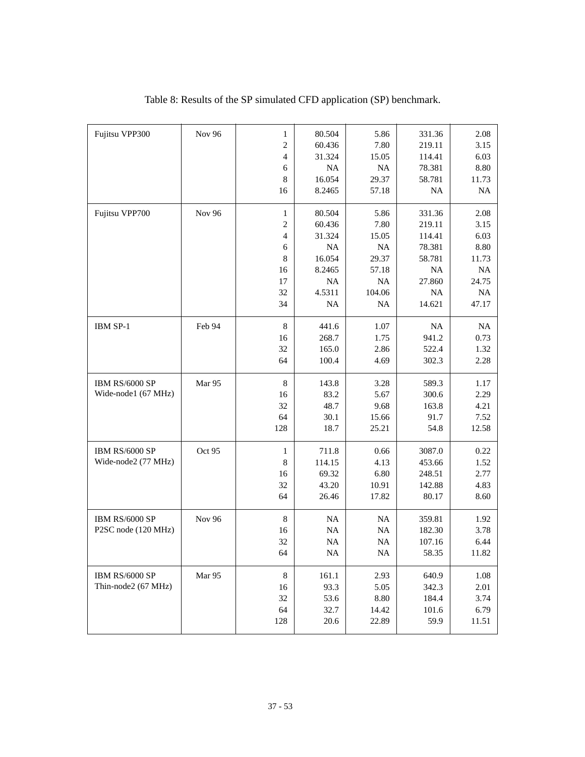Table 8: Results of the SP simulated CFD application (SP) benchmark.

| | | | | | | |
|---|---|---|---|---|---|---|
| Fujitsu VPP300 | Nov 96 | 1 | 80.504 | 5.86 | 331.36 | 2.08 |
| | | 2 | 60.436 | 7.80 | 219.11 | 3.15 |
| | | 4 | 31.324 | 15.05 | 114.41 | 6.03 |
| | | 6 | NA | NA | 78.381 | 8.80 |
| | | 8 | 16.054 | 29.37 | 58.781 | 11.73 |
| | | 16 | 8.2465 | 57.18 | NA | NA |
| Fujitsu VPP700 | Nov 96 | 1 | 80.504 | 5.86 | 331.36 | 2.08 |
| | | 2 | 60.436 | 7.80 | 219.11 | 3.15 |
| | | 4 | 31.324 | 15.05 | 114.41 | 6.03 |
| | | 6 | NA | NA | 78.381 | 8.80 |
| | | 8 | 16.054 | 29.37 | 58.781 | 11.73 |
| | | 16 | 8.2465 | 57.18 | NA | NA |
| | | 17 | NA | NA | 27.860 | 24.75 |
| | | 32 | 4.5311 | 104.06 | NA | NA |
| | | 34 | NA | NA | 14.621 | 47.17 |
| IBM SP-1 | Feb 94 | 8 | 441.6 | 1.07 | NA | NA |
| | | 16 | 268.7 | 1.75 | 941.2 | 0.73 |
| | | 32 | 165.0 | 2.86 | 522.4 | 1.32 |
| | | 64 | 100.4 | 4.69 | 302.3 | 2.28 |
| IBM RS/6000 SP Wide-node1 (67 MHz) | Mar 95 | 8 | 143.8 | 3.28 | 589.3 | 1.17 |
| | | 16 | 83.2 | 5.67 | 300.6 | 2.29 |
| | | 32 | 48.7 | 9.68 | 163.8 | 4.21 |
| | | 64 | 30.1 | 15.66 | 91.7 | 7.52 |
| | | 128 | 18.7 | 25.21 | 54.8 | 12.58 |
| IBM RS/6000 SP Wide-node2 (77 MHz) | Oct 95 | 1 | 711.8 | 0.66 | 3087.0 | 0.22 |
| | | 8 | 114.15 | 4.13 | 453.66 | 1.52 |
| | | 16 | 69.32 | 6.80 | 248.51 | 2.77 |
| | | 32 | 43.20 | 10.91 | 142.88 | 4.83 |
| | | 64 | 26.46 | 17.82 | 80.17 | 8.60 |
| IBM RS/6000 SP P2SC node (120 MHz) | Nov 96 | 8 | NA | NA | 359.81 | 1.92 |
| | | 16 | NA | NA | 182.30 | 3.78 |
| | | 32 | NA | NA | 107.16 | 6.44 |
| | | 64 | NA | NA | 58.35 | 11.82 |
| IBM RS/6000 SP Thin-node2 (67 MHz) | Mar 95 | 8 | 161.1 | 2.93 | 640.9 | 1.08 |
| | | 16 | 93.3 | 5.05 | 342.3 | 2.01 |
| | | 32 | 53.6 | 8.80 | 184.4 | 3.74 |
| | | 64 | 32.7 | 14.42 | 101.6 | 6.79 |
| | | 128 | 20.6 | 22.89 | 59.9 | 11.51 |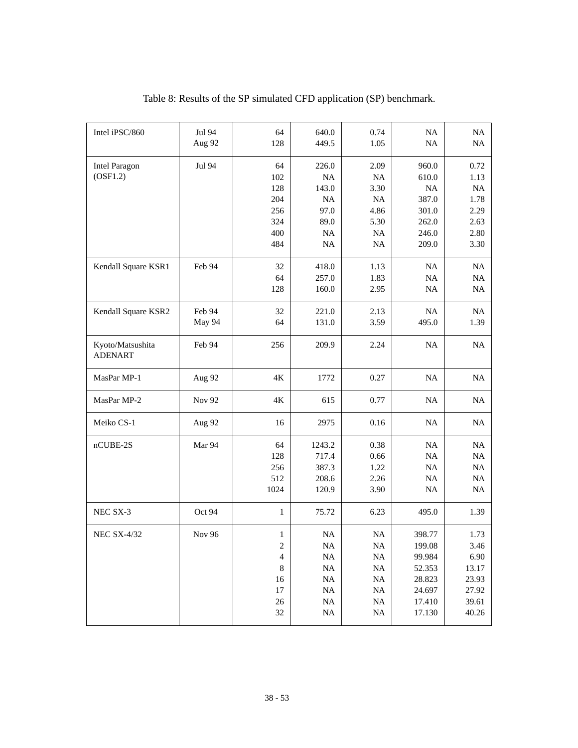Table 8: Results of the SP simulated CFD application (SP) benchmark.

| | | | | | | |
|---|---|---|---|---|---|---|
| Intel iPSC/860 | Jul 94 | 64 | 640.0 | 0.74 | NA | NA |
| | Aug 92 | 128 | 449.5 | 1.05 | NA | NA |
| Intel Paragon (OSF1.2) | Jul 94 | 64 | 226.0 | 2.09 | 960.0 | 0.72 |
| | | 102 | NA | NA | 610.0 | 1.13 |
| | | 128 | 143.0 | 3.30 | NA | NA |
| | | 204 | NA | NA | 387.0 | 1.78 |
| | | 256 | 97.0 | 4.86 | 301.0 | 2.29 |
| | | 324 | 89.0 | 5.30 | 262.0 | 2.63 |
| | | 400 | NA | NA | 246.0 | 2.80 |
| | | 484 | NA | NA | 209.0 | 3.30 |
| Kendall Square KSR1 | Feb 94 | 32 | 418.0 | 1.13 | NA | NA |
| | | 64 | 257.0 | 1.83 | NA | NA |
| | | 128 | 160.0 | 2.95 | NA | NA |
| Kendall Square KSR2 | Feb 94 | 32 | 221.0 | 2.13 | NA | NA |
| | May 94 | 64 | 131.0 | 3.59 | 495.0 | 1.39 |
| Kyoto/Matsushita ADENART | Feb 94 | 256 | 209.9 | 2.24 | NA | NA |
| MasPar MP-1 | Aug 92 | 4K | 1772 | 0.27 | NA | NA |
| MasPar MP-2 | Nov 92 | 4K | 615 | 0.77 | NA | NA |
| Meiko CS-1 | Aug 92 | 16 | 2975 | 0.16 | NA | NA |
| nCUBE-2S | Mar 94 | 64 | 1243.2 | 0.38 | NA | NA |
| | | 128 | 717.4 | 0.66 | NA | NA |
| | | 256 | 387.3 | 1.22 | NA | NA |
| | | 512 | 208.6 | 2.26 | NA | NA |
| | | 1024 | 120.9 | 3.90 | NA | NA |
| NEC SX-3 | Oct 94 | 1 | 75.72 | 6.23 | 495.0 | 1.39 |
| NEC SX-4/32 | Nov 96 | 1 | NA | NA | 398.77 | 1.73 |
| | | 2 | NA | NA | 199.08 | 3.46 |
| | | 4 | NA | NA | 99.984 | 6.90 |
| | | 8 | NA | NA | 52.353 | 13.17 |
| | | 16 | NA | NA | 28.823 | 23.93 |
| | | 17 | NA | NA | 24.697 | 27.92 |
| | | 26 | NA | NA | 17.410 | 39.61 |
| | | 32 | NA | NA | 17.130 | 40.26 |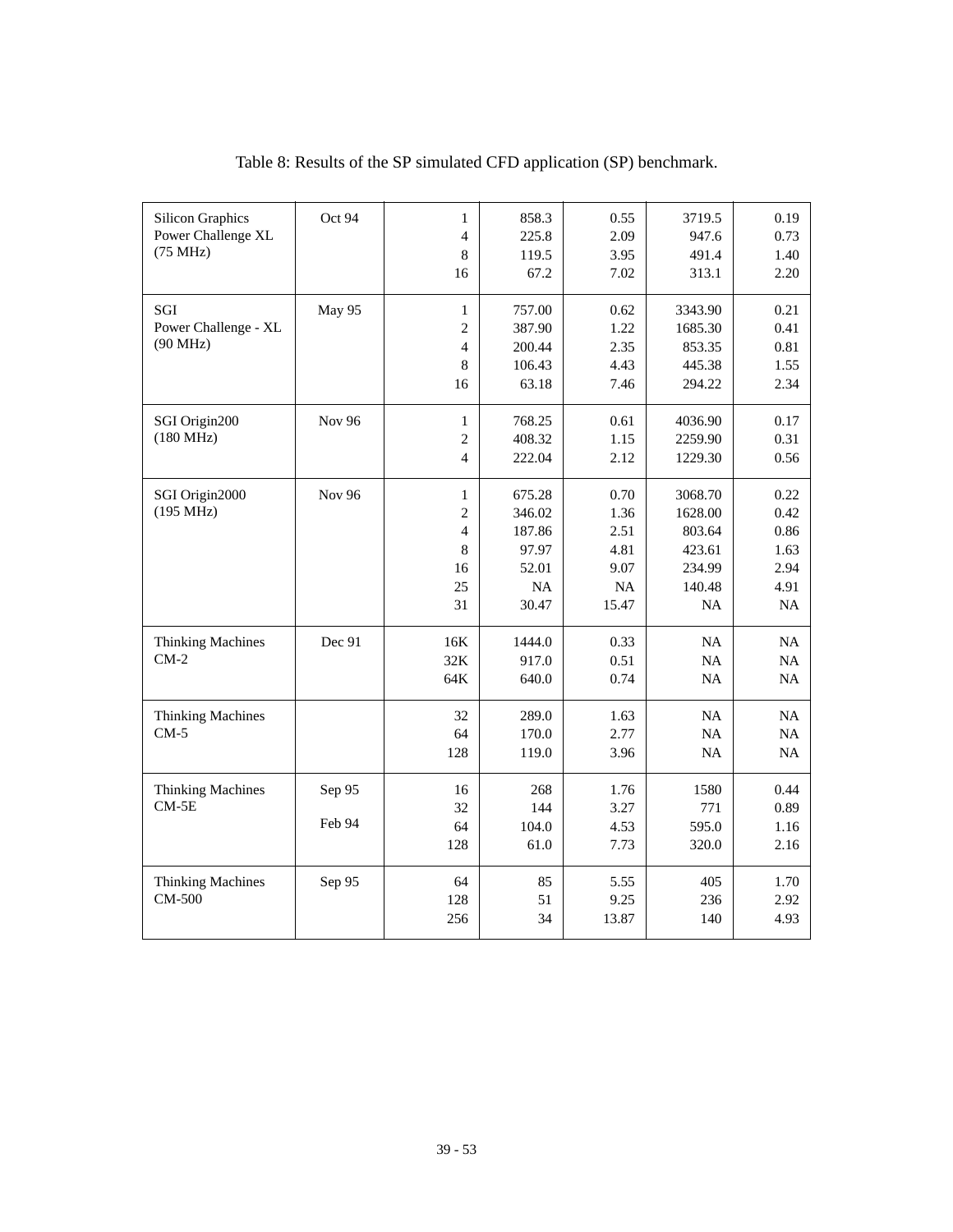Table 8: Results of the SP simulated CFD application (SP) benchmark.

| | | | | | | |
|---|---|---|---|---|---|---|
| Silicon Graphics Power Challenge XL (75 MHz) | Oct 94 | 1<br>4<br>8<br>16 | 858.3<br>225.8<br>119.5<br>67.2 | 0.55<br>2.09<br>3.95<br>7.02 | 3719.5<br>947.6<br>491.4<br>313.1 | 0.19<br>0.73<br>1.40<br>2.20 |
| SGI Power Challenge - XL (90 MHz) | May 95 | 1<br>2<br>4<br>8<br>16 | 757.00<br>387.90<br>200.44<br>106.43<br>63.18 | 0.62<br>1.22<br>2.35<br>4.43<br>7.46 | 3343.90<br>1685.30<br>853.35<br>445.38<br>294.22 | 0.21<br>0.41<br>0.81<br>1.55<br>2.34 |
| SGI Origin200 (180 MHz) | Nov 96 | 1<br>2<br>4 | 768.25<br>408.32<br>222.04 | 0.61<br>1.15<br>2.12 | 4036.90<br>2259.90<br>1229.30 | 0.17<br>0.31<br>0.56 |
| SGI Origin2000 (195 MHz) | Nov 96 | 1<br>2<br>4<br>8<br>16<br>25<br>31 | 675.28<br>346.02<br>187.86<br>97.97<br>52.01<br>NA<br>30.47 | 0.70<br>1.36<br>2.51<br>4.81<br>9.07<br>NA<br>15.47 | 3068.70<br>1628.00<br>803.64<br>423.61<br>234.99<br>140.48<br>NA | 0.22<br>0.42<br>0.86<br>1.63<br>2.94<br>4.91<br>NA |
| Thinking Machines CM-2 | Dec 91 | 16K<br>32K<br>64K | 1444.0<br>917.0<br>640.0 | 0.33<br>0.51<br>0.74 | NA<br>NA<br>NA | NA<br>NA<br>NA |
| Thinking Machines CM-5 | | 32<br>64<br>128 | 289.0<br>170.0<br>119.0 | 1.63<br>2.77<br>3.96 | NA<br>NA<br>NA | NA<br>NA<br>NA |
| Thinking Machines CM-5E | Sep 95<br>Feb 94 | 16<br>32<br>64<br>128 | 268<br>144<br>104.0<br>61.0 | 1.76<br>3.27<br>4.53<br>7.73 | 1580<br>771<br>595.0<br>320.0 | 0.44<br>0.89<br>1.16<br>2.16 |
| Thinking Machines CM-500 | Sep 95 | 64<br>128<br>256 | 85<br>51<br>34 | 5.55<br>9.25<br>13.87 | 405<br>236<br>140 | 1.70<br>2.92<br>4.93 |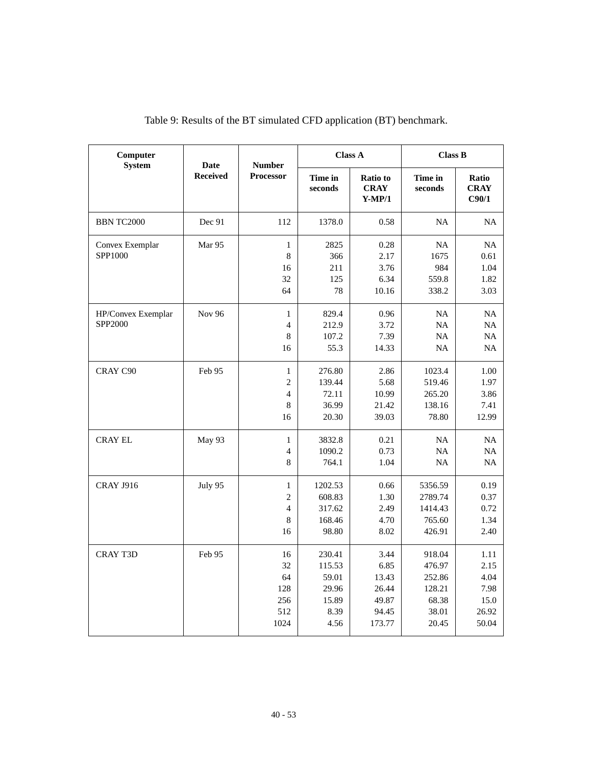Table 9: Results of the BT simulated CFD application (BT) benchmark.

| Computer System | Date Received | Number Processor | Class A | | Class B | |
|---|---|---|---|---|---|---|
| | | | Time in seconds | Ratio to CRAY Y-MP/1 | Time in seconds | Ratio CRAY C90/1 |
| BBN TC2000 | Dec 91 | 112 | 1378.0 | 0.58 | NA | NA |
| Convex Exemplar SPP1000 | Mar 95 | 1 | 2825 | 0.28 | NA | NA |
| | | 8 | 366 | 2.17 | 1675 | 0.61 |
| | | 16 | 211 | 3.76 | 984 | 1.04 |
| | | 32 | 125 | 6.34 | 559.8 | 1.82 |
| | | 64 | 78 | 10.16 | 338.2 | 3.03 |
| HP/Convex Exemplar SPP2000 | Nov 96 | 1 | 829.4 | 0.96 | NA | NA |
| | | 4 | 212.9 | 3.72 | NA | NA |
| | | 8 | 107.2 | 7.39 | NA | NA |
| | | 16 | 55.3 | 14.33 | NA | NA |
| CRAY C90 | Feb 95 | 1 | 276.80 | 2.86 | 1023.4 | 1.00 |
| | | 2 | 139.44 | 5.68 | 519.46 | 1.97 |
| | | 4 | 72.11 | 10.99 | 265.20 | 3.86 |
| | | 8 | 36.99 | 21.42 | 138.16 | 7.41 |
| | | 16 | 20.30 | 39.03 | 78.80 | 12.99 |
| CRAY EL | May 93 | 1 | 3832.8 | 0.21 | NA | NA |
| | | 4 | 1090.2 | 0.73 | NA | NA |
| | | 8 | 764.1 | 1.04 | NA | NA |
| CRAY J916 | July 95 | 1 | 1202.53 | 0.66 | 5356.59 | 0.19 |
| | | 2 | 608.83 | 1.30 | 2789.74 | 0.37 |
| | | 4 | 317.62 | 2.49 | 1414.43 | 0.72 |
| | | 8 | 168.46 | 4.70 | 765.60 | 1.34 |
| | | 16 | 98.80 | 8.02 | 426.91 | 2.40 |
| CRAY T3D | Feb 95 | 16 | 230.41 | 3.44 | 918.04 | 1.11 |
| | | 32 | 115.53 | 6.85 | 476.97 | 2.15 |
| | | 64 | 59.01 | 13.43 | 252.86 | 4.04 |
| | | 128 | 29.96 | 26.44 | 128.21 | 7.98 |
| | | 256 | 15.89 | 49.87 | 68.38 | 15.0 |
| | | 512 | 8.39 | 94.45 | 38.01 | 26.92 |
| | | 1024 | 4.56 | 173.77 | 20.45 | 50.04 |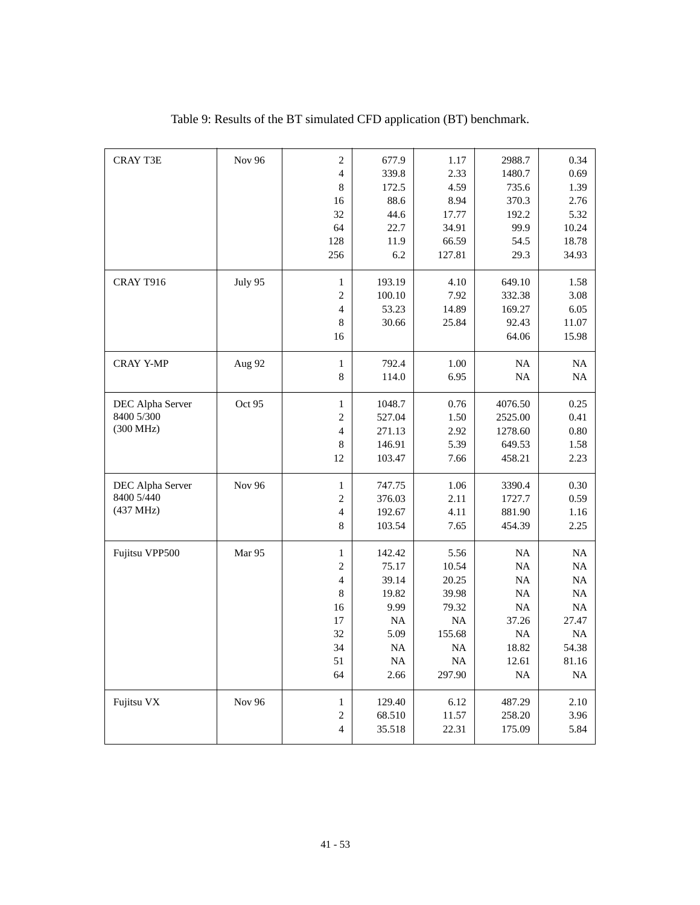Table 9: Results of the BT simulated CFD application (BT) benchmark.

| | | | | | | |
|---|---|---|---|---|---|---|
| CRAY T3E | Nov 96 | 2 | 677.9 | 1.17 | 2988.7 | 0.34 |
| | | 4 | 339.8 | 2.33 | 1480.7 | 0.69 |
| | | 8 | 172.5 | 4.59 | 735.6 | 1.39 |
| | | 16 | 88.6 | 8.94 | 370.3 | 2.76 |
| | | 32 | 44.6 | 17.77 | 192.2 | 5.32 |
| | | 64 | 22.7 | 34.91 | 99.9 | 10.24 |
| | | 128 | 11.9 | 66.59 | 54.5 | 18.78 |
| | | 256 | 6.2 | 127.81 | 29.3 | 34.93 |
| CRAY T916 | July 95 | 1 | 193.19 | 4.10 | 649.10 | 1.58 |
| | | 2 | 100.10 | 7.92 | 332.38 | 3.08 |
| | | 4 | 53.23 | 14.89 | 169.27 | 6.05 |
| | | 8 | 30.66 | 25.84 | 92.43 | 11.07 |
| | | 16 | | | 64.06 | 15.98 |
| CRAY Y-MP | Aug 92 | 1 | 792.4 | 1.00 | NA | NA |
| | | 8 | 114.0 | 6.95 | NA | NA |
| DEC Alpha Server 8400 5/300 (300 MHz) | Oct 95 | 1 | 1048.7 | 0.76 | 4076.50 | 0.25 |
| | | 2 | 527.04 | 1.50 | 2525.00 | 0.41 |
| | | 4 | 271.13 | 2.92 | 1278.60 | 0.80 |
| | | 8 | 146.91 | 5.39 | 649.53 | 1.58 |
| | | 12 | 103.47 | 7.66 | 458.21 | 2.23 |
| DEC Alpha Server 8400 5/440 (437 MHz) | Nov 96 | 1 | 747.75 | 1.06 | 3390.4 | 0.30 |
| | | 2 | 376.03 | 2.11 | 1727.7 | 0.59 |
| | | 4 | 192.67 | 4.11 | 881.90 | 1.16 |
| | | 8 | 103.54 | 7.65 | 454.39 | 2.25 |
| Fujitsu VPP500 | Mar 95 | 1 | 142.42 | 5.56 | NA | NA |
| | | 2 | 75.17 | 10.54 | NA | NA |
| | | 4 | 39.14 | 20.25 | NA | NA |
| | | 8 | 19.82 | 39.98 | NA | NA |
| | | 16 | 9.99 | 79.32 | NA | NA |
| | | 17 | NA | NA | 37.26 | 27.47 |
| | | 32 | 5.09 | 155.68 | NA | NA |
| | | 34 | NA | NA | 18.82 | 54.38 |
| | | 51 | NA | NA | 12.61 | 81.16 |
| | | 64 | 2.66 | 297.90 | NA | NA |
| Fujitsu VX | Nov 96 | 1 | 129.40 | 6.12 | 487.29 | 2.10 |
| | | 2 | 68.510 | 11.57 | 258.20 | 3.96 |
| | | 4 | 35.518 | 22.31 | 175.09 | 5.84 |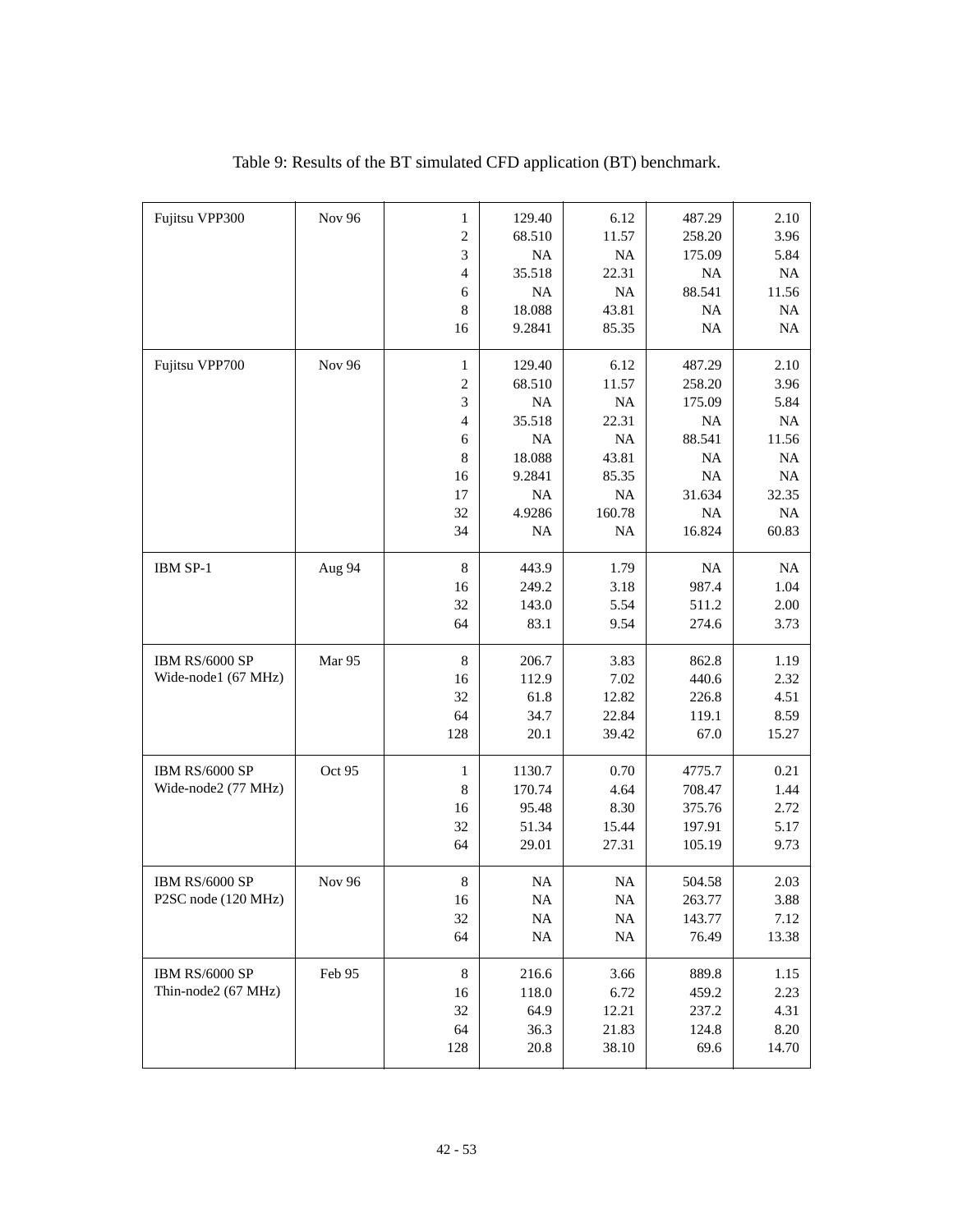Table 9: Results of the BT simulated CFD application (BT) benchmark.

| | | | | | | |
|---|---|---|---|---|---|---|
| Fujitsu VPP300 | Nov 96 | 1 | 129.40 | 6.12 | 487.29 | 2.10 |
| | | 2 | 68.510 | 11.57 | 258.20 | 3.96 |
| | | 3 | NA | NA | 175.09 | 5.84 |
| | | 4 | 35.518 | 22.31 | NA | NA |
| | | 6 | NA | NA | 88.541 | 11.56 |
| | | 8 | 18.088 | 43.81 | NA | NA |
| | | 16 | 9.2841 | 85.35 | NA | NA |
| Fujitsu VPP700 | Nov 96 | 1 | 129.40 | 6.12 | 487.29 | 2.10 |
| | | 2 | 68.510 | 11.57 | 258.20 | 3.96 |
| | | 3 | NA | NA | 175.09 | 5.84 |
| | | 4 | 35.518 | 22.31 | NA | NA |
| | | 6 | NA | NA | 88.541 | 11.56 |
| | | 8 | 18.088 | 43.81 | NA | NA |
| | | 16 | 9.2841 | 85.35 | NA | NA |
| | | 17 | NA | NA | 31.634 | 32.35 |
| | | 32 | 4.9286 | 160.78 | NA | NA |
| | | 34 | NA | NA | 16.824 | 60.83 |
| IBM SP-1 | Aug 94 | 8 | 443.9 | 1.79 | NA | NA |
| | | 16 | 249.2 | 3.18 | 987.4 | 1.04 |
| | | 32 | 143.0 | 5.54 | 511.2 | 2.00 |
| | | 64 | 83.1 | 9.54 | 274.6 | 3.73 |
| IBM RS/6000 SP Wide-node1 (67 MHz) | Mar 95 | 8 | 206.7 | 3.83 | 862.8 | 1.19 |
| | | 16 | 112.9 | 7.02 | 440.6 | 2.32 |
| | | 32 | 61.8 | 12.82 | 226.8 | 4.51 |
| | | 64 | 34.7 | 22.84 | 119.1 | 8.59 |
| | | 128 | 20.1 | 39.42 | 67.0 | 15.27 |
| IBM RS/6000 SP Wide-node2 (77 MHz) | Oct 95 | 1 | 1130.7 | 0.70 | 4775.7 | 0.21 |
| | | 8 | 170.74 | 4.64 | 708.47 | 1.44 |
| | | 16 | 95.48 | 8.30 | 375.76 | 2.72 |
| | | 32 | 51.34 | 15.44 | 197.91 | 5.17 |
| | | 64 | 29.01 | 27.31 | 105.19 | 9.73 |
| IBM RS/6000 SP P2SC node (120 MHz) | Nov 96 | 8 | NA | NA | 504.58 | 2.03 |
| | | 16 | NA | NA | 263.77 | 3.88 |
| | | 32 | NA | NA | 143.77 | 7.12 |
| | | 64 | NA | NA | 76.49 | 13.38 |
| IBM RS/6000 SP Thin-node2 (67 MHz) | Feb 95 | 8 | 216.6 | 3.66 | 889.8 | 1.15 |
| | | 16 | 118.0 | 6.72 | 459.2 | 2.23 |
| | | 32 | 64.9 | 12.21 | 237.2 | 4.31 |
| | | 64 | 36.3 | 21.83 | 124.8 | 8.20 |
| | | 128 | 20.8 | 38.10 | 69.6 | 14.70 |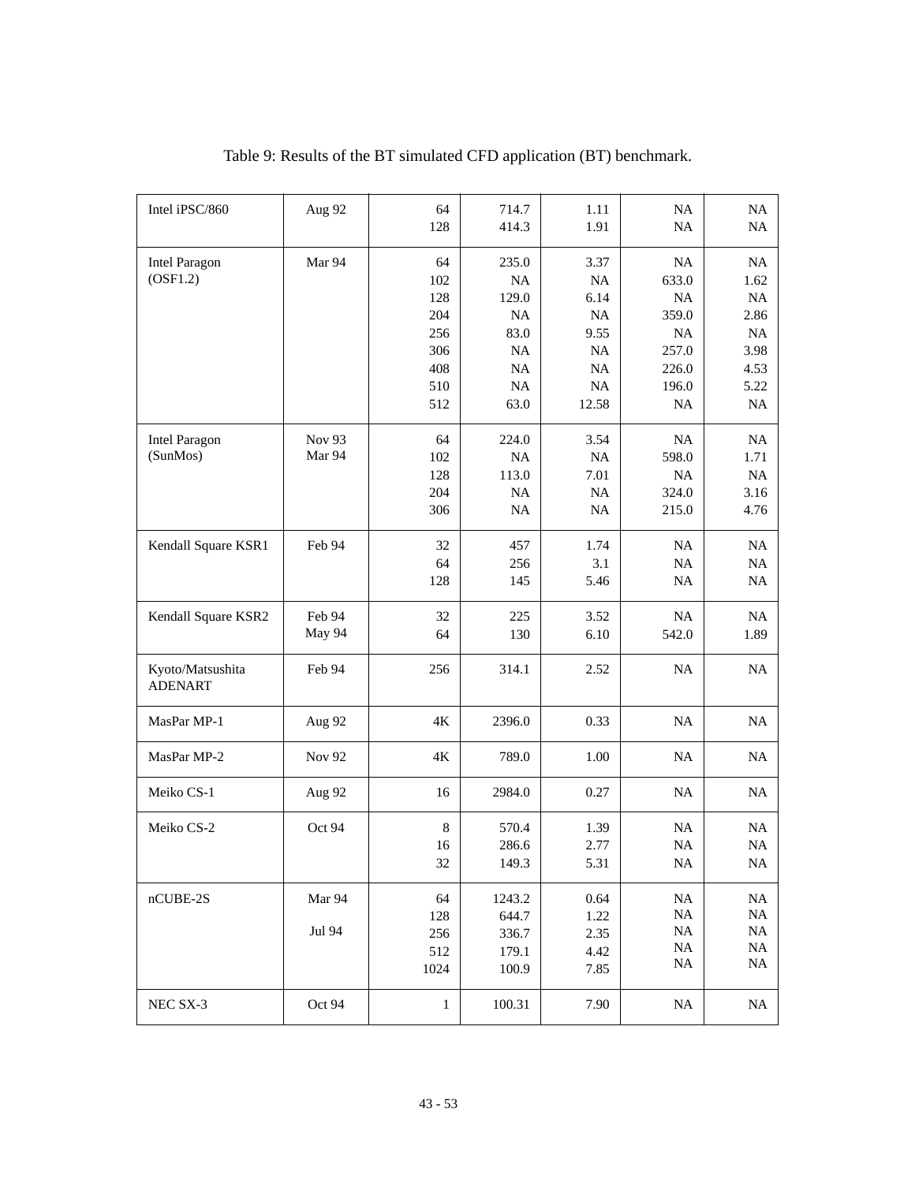Table 9: Results of the BT simulated CFD application (BT) benchmark.

| | | | | | | |
|---|---|---|---|---|---|---|
| Intel iPSC/860 | Aug 92 | 64<br>128 | 714.7<br>414.3 | 1.11<br>1.91 | NA<br>NA | NA<br>NA |
| Intel Paragon (OSF1.2) | Mar 94 | 64<br>102<br>128<br>204<br>256<br>306<br>408<br>510<br>512 | 235.0<br>NA<br>129.0<br>NA<br>83.0<br>NA<br>NA<br>NA<br>63.0 | 3.37<br>NA<br>6.14<br>NA<br>9.55<br>NA<br>NA<br>NA<br>12.58 | NA<br>633.0<br>NA<br>359.0<br>NA<br>257.0<br>226.0<br>196.0<br>NA | NA<br>1.62<br>NA<br>2.86<br>NA<br>3.98<br>4.53<br>5.22<br>NA |
| Intel Paragon (SunMos) | Nov 93<br>Mar 94 | 64<br>102<br>128<br>204<br>306 | 224.0<br>NA<br>113.0<br>NA<br>NA | 3.54<br>NA<br>7.01<br>NA<br>NA | NA<br>598.0<br>NA<br>324.0<br>215.0 | NA<br>1.71<br>NA<br>3.16<br>4.76 |
| Kendall Square KSR1 | Feb 94 | 32<br>64<br>128 | 457<br>256<br>145 | 1.74<br>3.1<br>5.46 | NA<br>NA<br>NA | NA<br>NA<br>NA |
| Kendall Square KSR2 | Feb 94<br>May 94 | 32<br>64 | 225<br>130 | 3.52<br>6.10 | NA<br>542.0 | NA<br>1.89 |
| Kyoto/Matsushita ADENART | Feb 94 | 256 | 314.1 | 2.52 | NA | NA |
| MasPar MP-1 | Aug 92 | 4K | 2396.0 | 0.33 | NA | NA |
| MasPar MP-2 | Nov 92 | 4K | 789.0 | 1.00 | NA | NA |
| Meiko CS-1 | Aug 92 | 16 | 2984.0 | 0.27 | NA | NA |
| Meiko CS-2 | Oct 94 | 8<br>16<br>32 | 570.4<br>286.6<br>149.3 | 1.39<br>2.77<br>5.31 | NA<br>NA<br>NA | NA<br>NA<br>NA |
| nCUBE-2S | Mar 94<br><br>Jul 94 | 64<br>128<br>256<br>512<br>1024 | 1243.2<br>644.7<br>336.7<br>179.1<br>100.9 | 0.64<br>1.22<br>2.35<br>4.42<br>7.85 | NA<br>NA<br>NA<br>NA<br>NA | NA<br>NA<br>NA<br>NA<br>NA |
| NEC SX-3 | Oct 94 | 1 | 100.31 | 7.90 | NA | NA |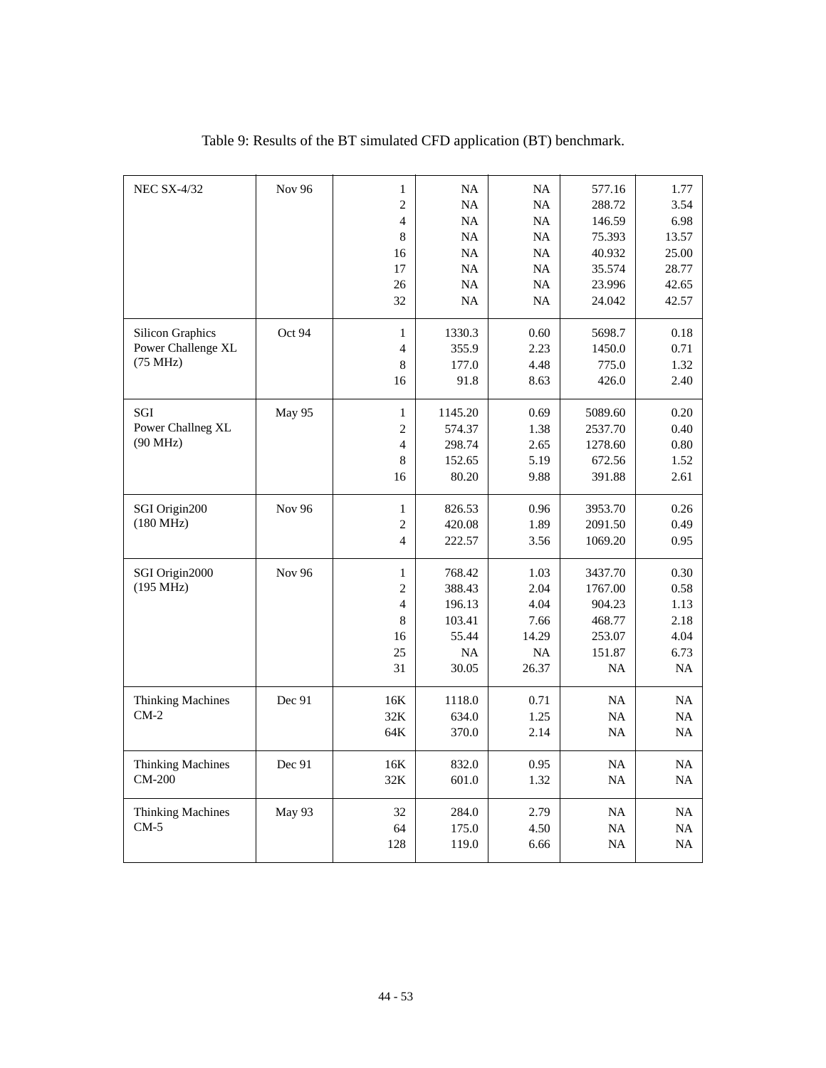Table 9: Results of the BT simulated CFD application (BT) benchmark.

| | | | | | | |
|---|---|---|---|---|---|---|
| NEC SX-4/32 | Nov 96 | 1 | NA | NA | 577.16 | 1.77 |
| | | 2 | NA | NA | 288.72 | 3.54 |
| | | 4 | NA | NA | 146.59 | 6.98 |
| | | 8 | NA | NA | 75.393 | 13.57 |
| | | 16 | NA | NA | 40.932 | 25.00 |
| | | 17 | NA | NA | 35.574 | 28.77 |
| | | 26 | NA | NA | 23.996 | 42.65 |
| | | 32 | NA | NA | 24.042 | 42.57 |
| Silicon Graphics Power Challenge XL (75 MHz) | Oct 94 | 1 | 1330.3 | 0.60 | 5698.7 | 0.18 |
| | | 4 | 355.9 | 2.23 | 1450.0 | 0.71 |
| | | 8 | 177.0 | 4.48 | 775.0 | 1.32 |
| | | 16 | 91.8 | 8.63 | 426.0 | 2.40 |
| SGI Power Challneg XL (90 MHz) | May 95 | 1 | 1145.20 | 0.69 | 5089.60 | 0.20 |
| | | 2 | 574.37 | 1.38 | 2537.70 | 0.40 |
| | | 4 | 298.74 | 2.65 | 1278.60 | 0.80 |
| | | 8 | 152.65 | 5.19 | 672.56 | 1.52 |
| | | 16 | 80.20 | 9.88 | 391.88 | 2.61 |
| SGI Origin200 (180 MHz) | Nov 96 | 1 | 826.53 | 0.96 | 3953.70 | 0.26 |
| | | 2 | 420.08 | 1.89 | 2091.50 | 0.49 |
| | | 4 | 222.57 | 3.56 | 1069.20 | 0.95 |
| SGI Origin2000 (195 MHz) | Nov 96 | 1 | 768.42 | 1.03 | 3437.70 | 0.30 |
| | | 2 | 388.43 | 2.04 | 1767.00 | 0.58 |
| | | 4 | 196.13 | 4.04 | 904.23 | 1.13 |
| | | 8 | 103.41 | 7.66 | 468.77 | 2.18 |
| | | 16 | 55.44 | 14.29 | 253.07 | 4.04 |
| | | 25 | NA | NA | 151.87 | 6.73 |
| | | 31 | 30.05 | 26.37 | NA | NA |
| Thinking Machines CM-2 | Dec 91 | 16K | 1118.0 | 0.71 | NA | NA |
| | | 32K | 634.0 | 1.25 | NA | NA |
| | | 64K | 370.0 | 2.14 | NA | NA |
| Thinking Machines CM-200 | Dec 91 | 16K | 832.0 | 0.95 | NA | NA |
| | | 32K | 601.0 | 1.32 | NA | NA |
| Thinking Machines CM-5 | May 93 | 32 | 284.0 | 2.79 | NA | NA |
| | | 64 | 175.0 | 4.50 | NA | NA |
| | | 128 | 119.0 | 6.66 | NA | NA |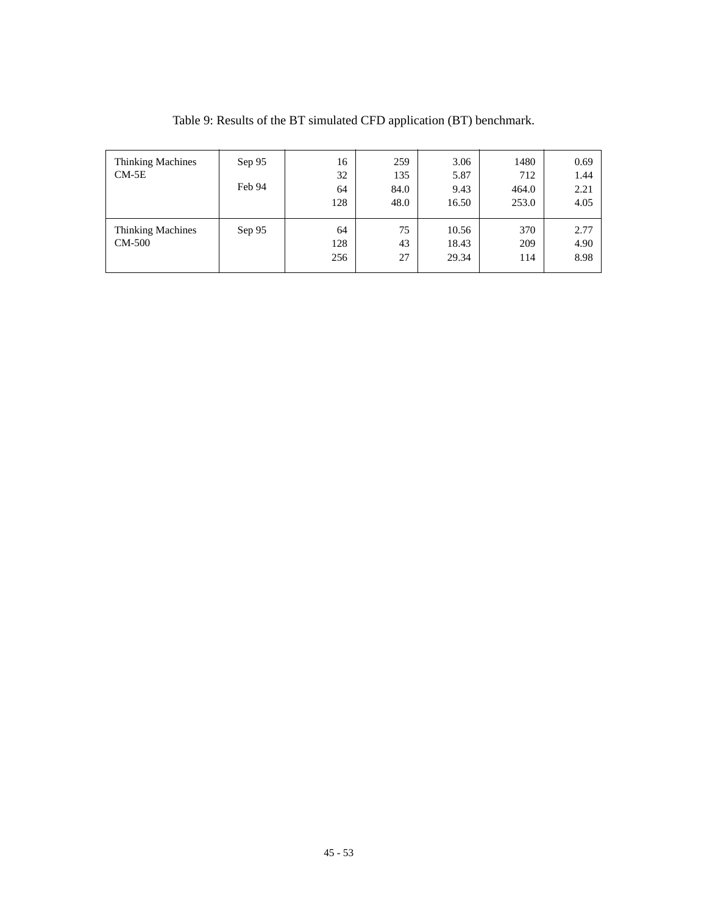Table 9: Results of the BT simulated CFD application (BT) benchmark.

| | | | | | | |
|---|---|---|---|---|---|---|
| Thinking Machines CM-5E | Sep 95<br><br>Feb 94 | 16<br>32<br>64<br>128 | 259<br>135<br>84.0<br>48.0 | 3.06<br>5.87<br>9.43<br>16.50 | 1480<br>712<br>464.0<br>253.0 | 0.69<br>1.44<br>2.21<br>4.05 |
| Thinking Machines CM-500 | Sep 95 | 64<br>128<br>256 | 75<br>43<br>27 | 10.56<br>18.43<br>29.34 | 370<br>209<br>114 | 2.77<br>4.90<br>8.98 |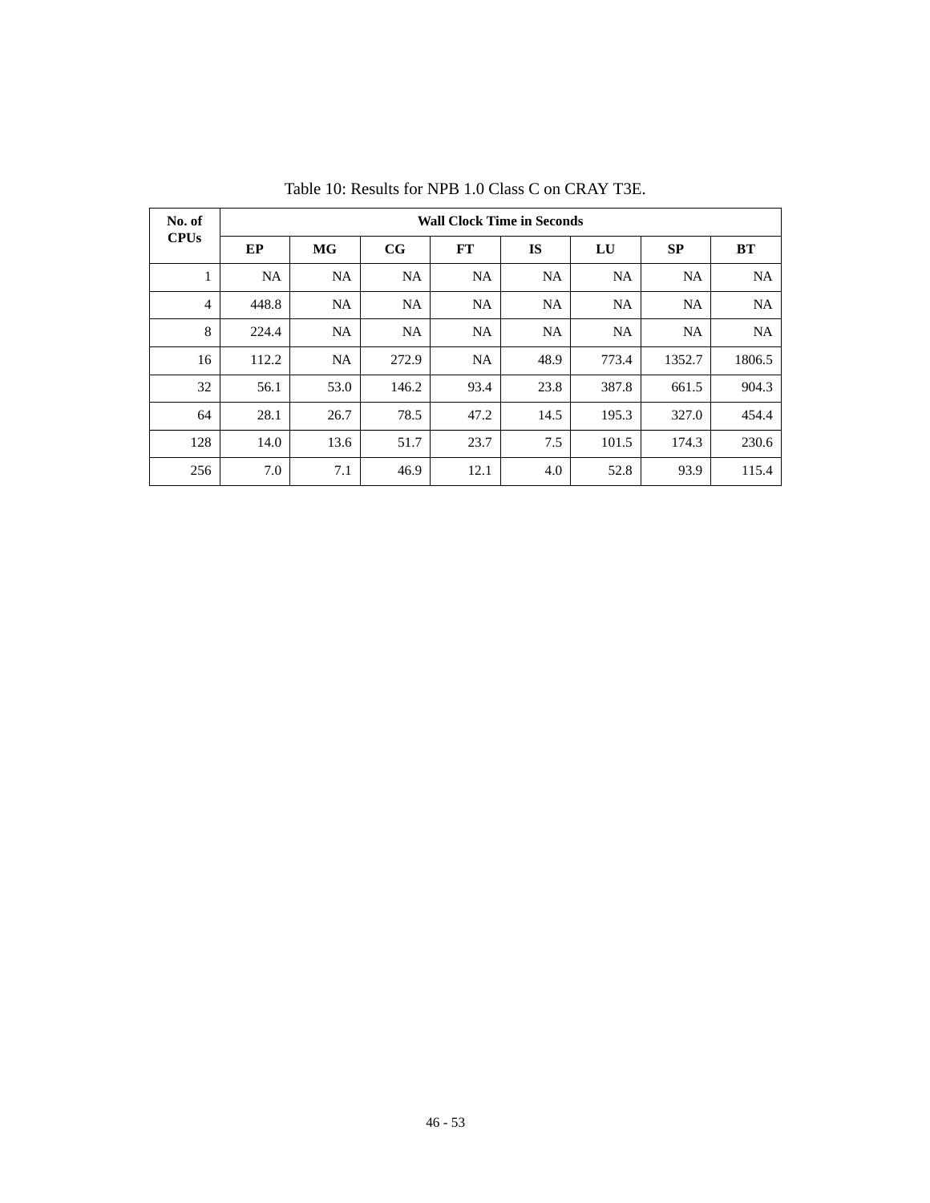Table 10: Results for NPB 1.0 Class C on CRAY T3E.

| No. of CPUs | Wall Clock Time in Seconds | | | | | | | |
|---|---|---|---|---|---|---|---|---|
| | EP | MG | CG | FT | IS | LU | SP | BT |
| 1 | NA | NA | NA | NA | NA | NA | NA | NA |
| 4 | 448.8 | NA | NA | NA | NA | NA | NA | NA |
| 8 | 224.4 | NA | NA | NA | NA | NA | NA | NA |
| 16 | 112.2 | NA | 272.9 | NA | 48.9 | 773.4 | 1352.7 | 1806.5 |
| 32 | 56.1 | 53.0 | 146.2 | 93.4 | 23.8 | 387.8 | 661.5 | 904.3 |
| 64 | 28.1 | 26.7 | 78.5 | 47.2 | 14.5 | 195.3 | 327.0 | 454.4 |
| 128 | 14.0 | 13.6 | 51.7 | 23.7 | 7.5 | 101.5 | 174.3 | 230.6 |
| 256 | 7.0 | 7.1 | 46.9 | 12.1 | 4.0 | 52.8 | 93.9 | 115.4 |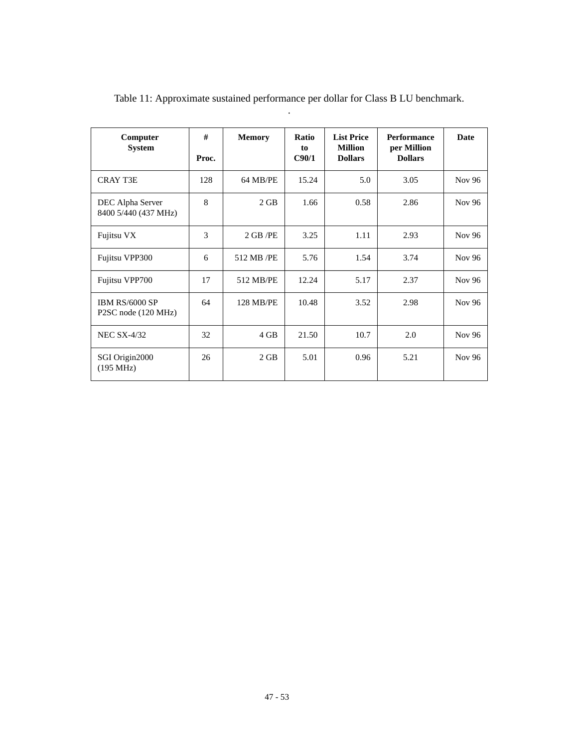Table 11: Approximate sustained performance per dollar for Class B LU benchmark.

.

| Computer System | # Proc. | Memory | Ratio to C90/1 | List Price Million Dollars | Performance per Million Dollars | Date |
|---|---|---|---|---|---|---|
| CRAY T3E | 128 | 64 MB/PE | 15.24 | 5.0 | 3.05 | Nov 96 |
| DEC Alpha Server 8400 5/440 (437 MHz) | 8 | 2 GB | 1.66 | 0.58 | 2.86 | Nov 96 |
| Fujitsu VX | 3 | 2 GB /PE | 3.25 | 1.11 | 2.93 | Nov 96 |
| Fujitsu VPP300 | 6 | 512 MB /PE | 5.76 | 1.54 | 3.74 | Nov 96 |
| Fujitsu VPP700 | 17 | 512 MB/PE | 12.24 | 5.17 | 2.37 | Nov 96 |
| IBM RS/6000 SP P2SC node (120 MHz) | 64 | 128 MB/PE | 10.48 | 3.52 | 2.98 | Nov 96 |
| NEC SX-4/32 | 32 | 4 GB | 21.50 | 10.7 | 2.0 | Nov 96 |
| SGI Origin2000 (195 MHz) | 26 | 2 GB | 5.01 | 0.96 | 5.21 | Nov 96 |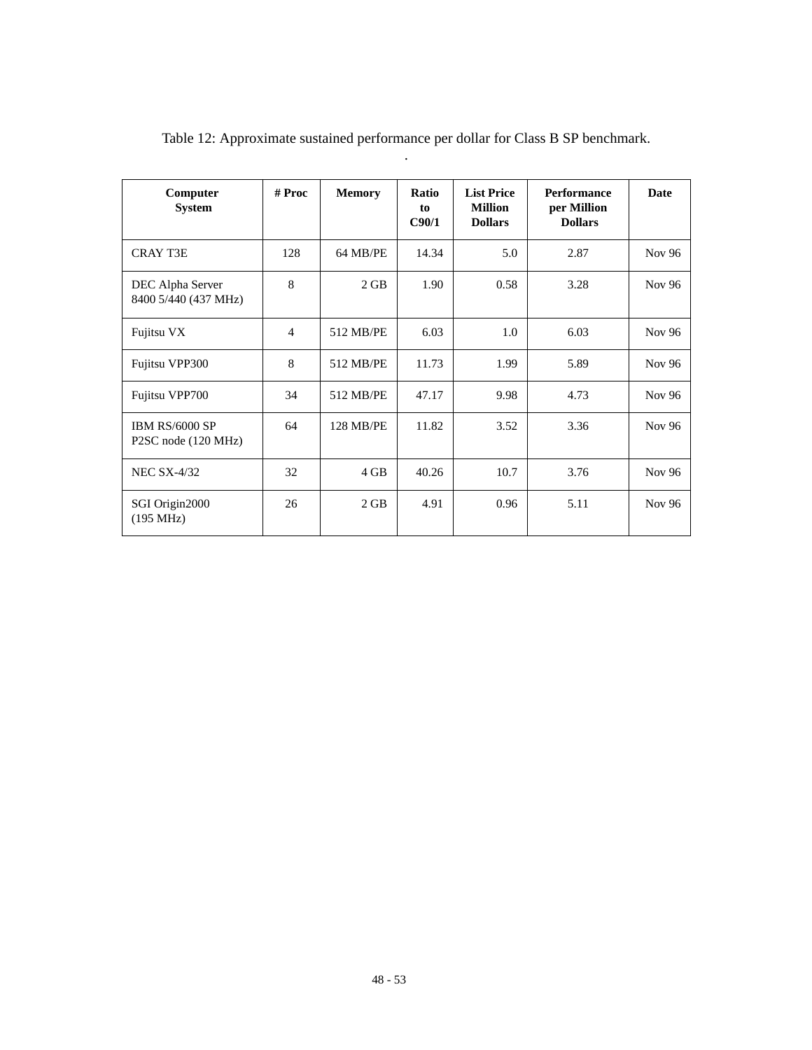Table 12: Approximate sustained performance per dollar for Class B SP benchmark.

| Computer System | # Proc | Memory | Ratio to C90/1 | List Price Million Dollars | Performance per Million Dollars | Date |
|---|---|---|---|---|---|---|
| CRAY T3E | 128 | 64 MB/PE | 14.34 | 5.0 | 2.87 | Nov 96 |
| DEC Alpha Server 8400 5/440 (437 MHz) | 8 | 2 GB | 1.90 | 0.58 | 3.28 | Nov 96 |
| Fujitsu VX | 4 | 512 MB/PE | 6.03 | 1.0 | 6.03 | Nov 96 |
| Fujitsu VPP300 | 8 | 512 MB/PE | 11.73 | 1.99 | 5.89 | Nov 96 |
| Fujitsu VPP700 | 34 | 512 MB/PE | 47.17 | 9.98 | 4.73 | Nov 96 |
| IBM RS/6000 SP P2SC node (120 MHz) | 64 | 128 MB/PE | 11.82 | 3.52 | 3.36 | Nov 96 |
| NEC SX-4/32 | 32 | 4 GB | 40.26 | 10.7 | 3.76 | Nov 96 |
| SGI Origin2000 (195 MHz) | 26 | 2 GB | 4.91 | 0.96 | 5.11 | Nov 96 |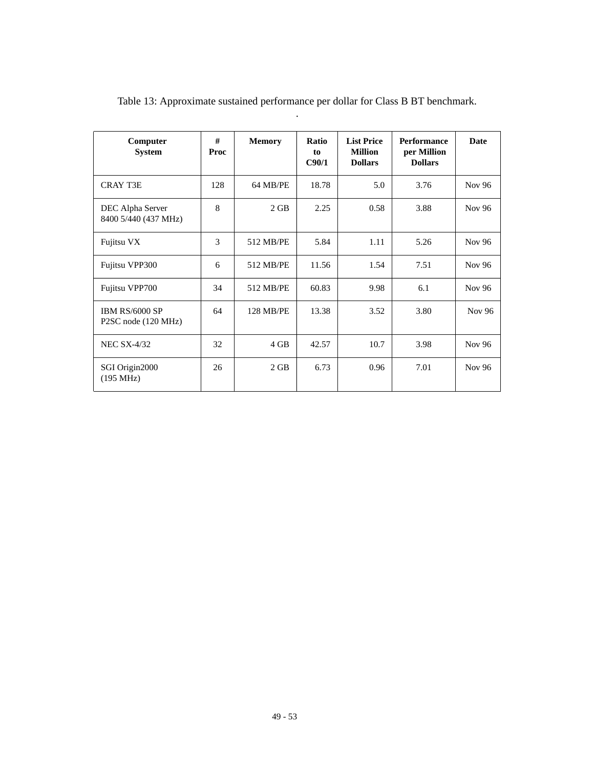Table 13: Approximate sustained performance per dollar for Class B BT benchmark.

| Computer System | # Proc | Memory | Ratio to C90/1 | List Price Million Dollars | Performance per Million Dollars | Date |
|---|---|---|---|---|---|---|
| CRAY T3E | 128 | 64 MB/PE | 18.78 | 5.0 | 3.76 | Nov 96 |
| DEC Alpha Server 8400 5/440 (437 MHz) | 8 | 2 GB | 2.25 | 0.58 | 3.88 | Nov 96 |
| Fujitsu VX | 3 | 512 MB/PE | 5.84 | 1.11 | 5.26 | Nov 96 |
| Fujitsu VPP300 | 6 | 512 MB/PE | 11.56 | 1.54 | 7.51 | Nov 96 |
| Fujitsu VPP700 | 34 | 512 MB/PE | 60.83 | 9.98 | 6.1 | Nov 96 |
| IBM RS/6000 SP P2SC node (120 MHz) | 64 | 128 MB/PE | 13.38 | 3.52 | 3.80 | Nov 96 |
| NEC SX-4/32 | 32 | 4 GB | 42.57 | 10.7 | 3.98 | Nov 96 |
| SGI Origin2000 (195 MHz) | 26 | 2 GB | 6.73 | 0.96 | 7.01 | Nov 96 |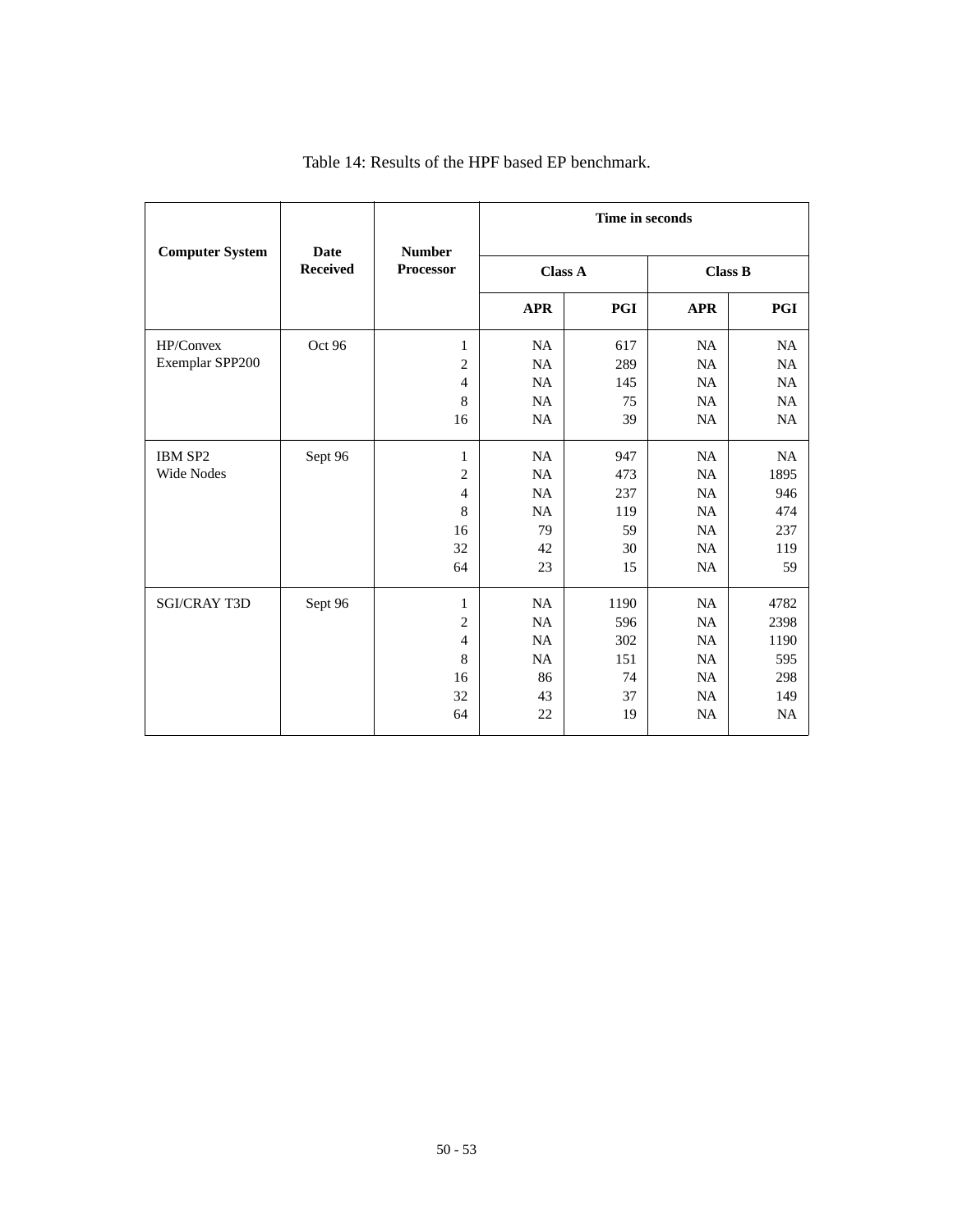Table 14: Results of the HPF based EP benchmark.

| Computer System | Date Received | Number Processor | Time in seconds | | | |
|---|---|---|---|---|---|---|
| | | | Class A | | Class B | |
| | | | APR | PGI | APR | PGI |
| HP/Convex Exemplar SPP200 | Oct 96 | 1 | NA | 617 | NA | NA |
| | | 2 | NA | 289 | NA | NA |
| | | 4 | NA | 145 | NA | NA |
| | | 8 | NA | 75 | NA | NA |
| | | 16 | NA | 39 | NA | NA |
| IBM SP2 Wide Nodes | Sept 96 | 1 | NA | 947 | NA | NA |
| | | 2 | NA | 473 | NA | 1895 |
| | | 4 | NA | 237 | NA | 946 |
| | | 8 | NA | 119 | NA | 474 |
| | | 16 | 79 | 59 | NA | 237 |
| | | 32 | 42 | 30 | NA | 119 |
| | | 64 | 23 | 15 | NA | 59 |
| SGI/CRAY T3D | Sept 96 | 1 | NA | 1190 | NA | 4782 |
| | | 2 | NA | 596 | NA | 2398 |
| | | 4 | NA | 302 | NA | 1190 |
| | | 8 | NA | 151 | NA | 595 |
| | | 16 | 86 | 74 | NA | 298 |
| | | 32 | 43 | 37 | NA | 149 |
| | | 64 | 22 | 19 | NA | NA |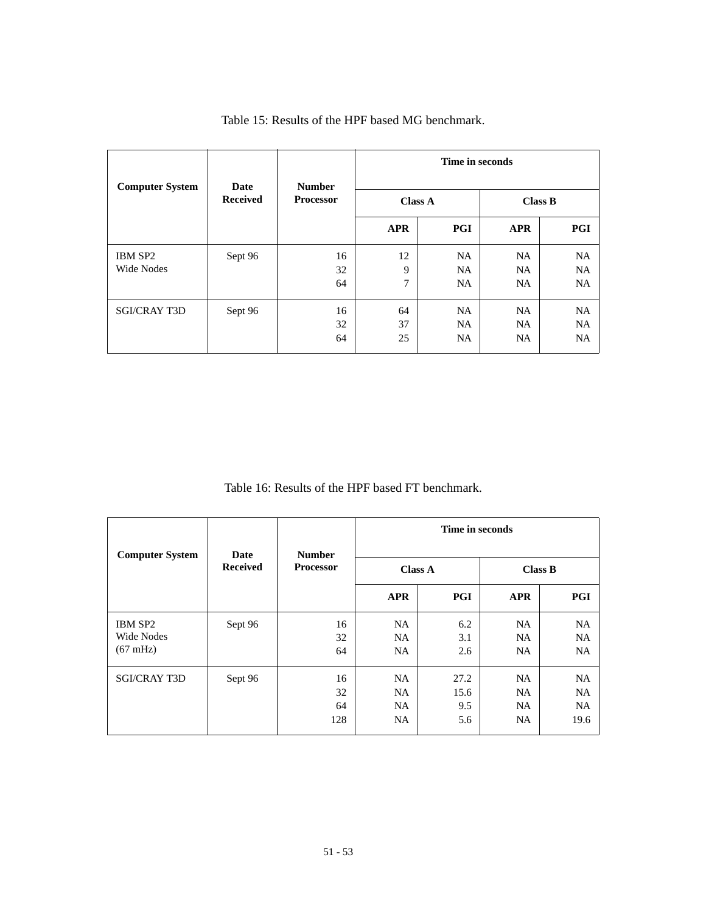Table 15: Results of the HPF based MG benchmark.

| Computer System | Date Received | Number Processor | Time in seconds | | | |
|---|---|---|---|---|---|---|
| | | | Class A | | Class B | |
| | | | APR | PGI | APR | PGI |
| IBM SP2 Wide Nodes | Sept 96 | 16 | 12 | NA | NA | NA |
| | | 32 | 9 | NA | NA | NA |
| | | 64 | 7 | NA | NA | NA |
| SGI/CRAY T3D | Sept 96 | 16 | 64 | NA | NA | NA |
| | | 32 | 37 | NA | NA | NA |
| | | 64 | 25 | NA | NA | NA |

Table 16: Results of the HPF based FT benchmark.

| Computer System | Date Received | Number Processor | Time in seconds | | | |
|---|---|---|---|---|---|---|
| | | | Class A | | Class B | |
| | | | APR | PGI | APR | PGI |
| IBM SP2 Wide Nodes (67 mHz) | Sept 96 | 16 | NA | 6.2 | NA | NA |
| | | 32 | NA | 3.1 | NA | NA |
| | | 64 | NA | 2.6 | NA | NA |
| SGI/CRAY T3D | Sept 96 | 16 | NA | 27.2 | NA | NA |
| | | 32 | NA | 15.6 | NA | NA |
| | | 64 | NA | 9.5 | NA | NA |
| | | 128 | NA | 5.6 | NA | 19.6 |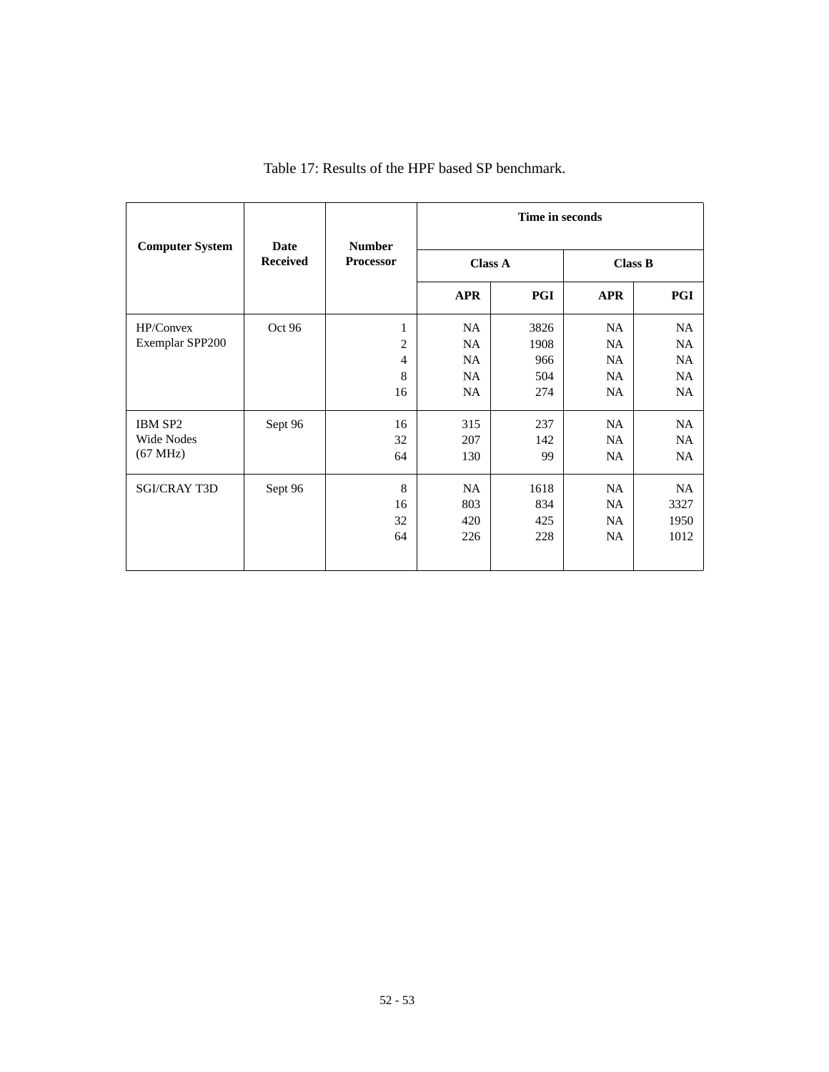Table 17: Results of the HPF based SP benchmark.

| Computer System | Date Received | Number Processor | Time in seconds | | | |
|---|---|---|---|---|---|---|
| | | | Class A | | Class B | |
| | | | APR | PGI | APR | PGI |
| HP/Convex Exemplar SPP200 | Oct 96 | 1 | NA | 3826 | NA | NA |
| | | 2 | NA | 1908 | NA | NA |
| | | 4 | NA | 966 | NA | NA |
| | | 8 | NA | 504 | NA | NA |
| | | 16 | NA | 274 | NA | NA |
| IBM SP2 Wide Nodes (67 MHz) | Sept 96 | 16 | 315 | 237 | NA | NA |
| | | 32 | 207 | 142 | NA | NA |
| | | 64 | 130 | 99 | NA | NA |
| SGI/CRAY T3D | Sept 96 | 8 | NA | 1618 | NA | NA |
| | | 16 | 803 | 834 | NA | 3327 |
| | | 32 | 420 | 425 | NA | 1950 |
| | | 64 | 226 | 228 | NA | 1012 |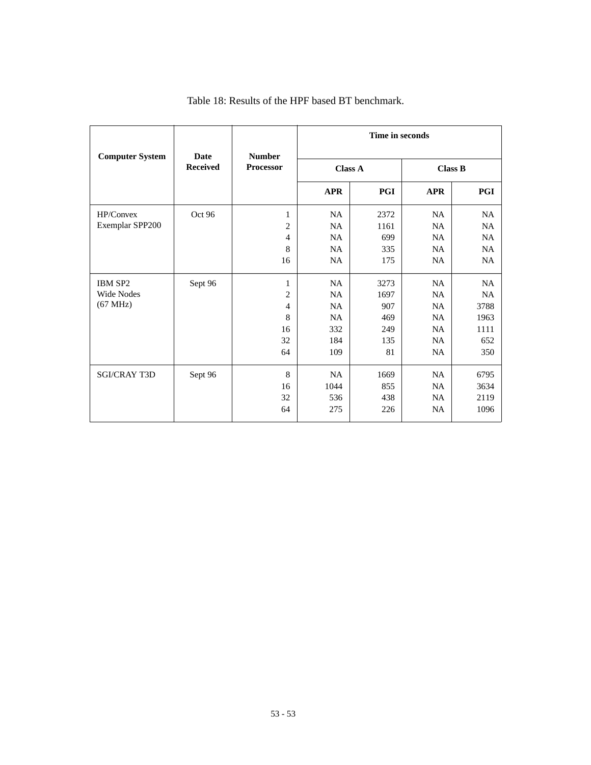Table 18: Results of the HPF based BT benchmark.

| Computer System | Date Received | Number Processor | Time in seconds | | | |
|---|---|---|---|---|---|---|
| | | | Class A | | Class B | |
| | | | APR | PGI | APR | PGI |
| HP/Convex Exemplar SPP200 | Oct 96 | 1 | NA | 2372 | NA | NA |
| | | 2 | NA | 1161 | NA | NA |
| | | 4 | NA | 699 | NA | NA |
| | | 8 | NA | 335 | NA | NA |
| | | 16 | NA | 175 | NA | NA |
| IBM SP2 Wide Nodes (67 MHz) | Sept 96 | 1 | NA | 3273 | NA | NA |
| | | 2 | NA | 1697 | NA | NA |
| | | 4 | NA | 907 | NA | 3788 |
| | | 8 | NA | 469 | NA | 1963 |
| | | 16 | 332 | 249 | NA | 1111 |
| | | 32 | 184 | 135 | NA | 652 |
| | | 64 | 109 | 81 | NA | 350 |
| SGI/CRAY T3D | Sept 96 | 8 | NA | 1669 | NA | 6795 |
| | | 16 | 1044 | 855 | NA | 3634 |
| | | 32 | 536 | 438 | NA | 2119 |
| | | 64 | 275 | 226 | NA | 1096 |